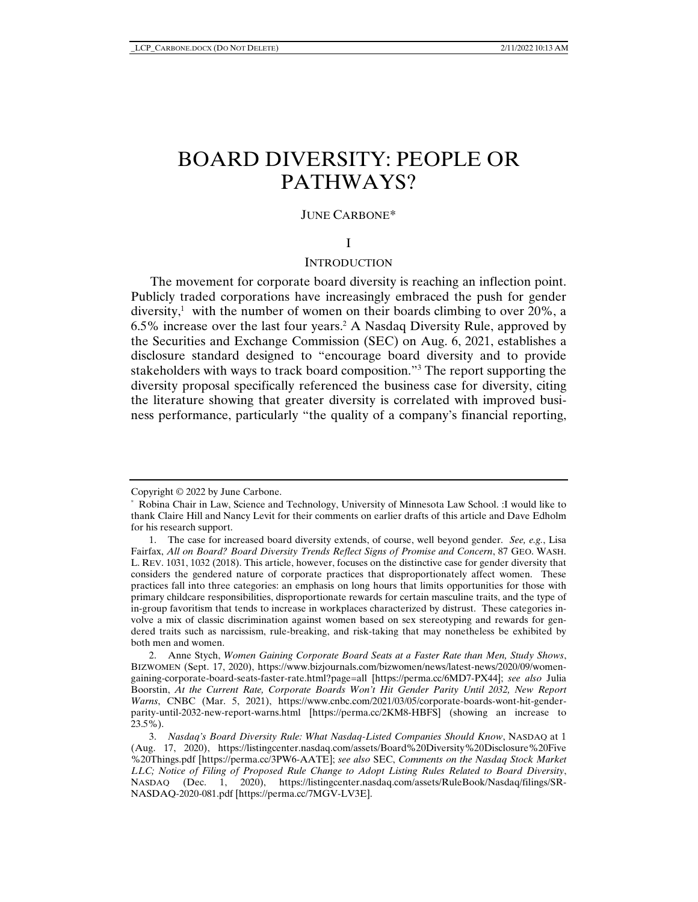# BOARD DIVERSITY: PEOPLE OR PATHWAYS?

JUNE CARBONE*

## I

## INTRODUCTION

The movement for corporate board diversity is reaching an inflection point. Publicly traded corporations have increasingly embraced the push for gender diversity,[1] with the number of women on their boards climbing to over 20%, a 6.5% increase over the last four years.[2] A Nasdaq Diversity Rule, approved by the Securities and Exchange Commission (SEC) on Aug. 6, 2021, establishes a disclosure standard designed to "encourage board diversity and to provide stakeholders with ways to track board composition."[3] The report supporting the diversity proposal specifically referenced the business case for diversity, citing the literature showing that greater diversity is correlated with improved business performance, particularly "the quality of a company's financial reporting,

---

Copyright © 2022 by June Carbone.

\* Robina Chair in Law, Science and Technology, University of Minnesota Law School. :I would like to thank Claire Hill and Nancy Levit for their comments on earlier drafts of this article and Dave Edholm for his research support.

1. The case for increased board diversity extends, of course, well beyond gender. *See, e.g.*, Lisa Fairfax, *All on Board? Board Diversity Trends Reflect Signs of Promise and Concern*, 87 GEO. WASH. L. REV. 1031, 1032 (2018). This article, however, focuses on the distinctive case for gender diversity that considers the gendered nature of corporate practices that disproportionately affect women. These practices fall into three categories: an emphasis on long hours that limits opportunities for those with primary childcare responsibilities, disproportionate rewards for certain masculine traits, and the type of in-group favoritism that tends to increase in workplaces characterized by distrust. These categories involve a mix of classic discrimination against women based on sex stereotyping and rewards for gendered traits such as narcissism, rule-breaking, and risk-taking that may nonetheless be exhibited by both men and women.

2. Anne Stych, *Women Gaining Corporate Board Seats at a Faster Rate than Men, Study Shows*, BIZWOMEN (Sept. 17, 2020), https://www.bizjournals.com/bizwomen/news/latest-news/2020/09/women-gaining-corporate-board-seats-faster-rate.html?page=all [https://perma.cc/6MD7-PX44]; *see also* Julia Boorstin, *At the Current Rate, Corporate Boards Won't Hit Gender Parity Until 2032, New Report Warns*, CNBC (Mar. 5, 2021), https://www.cnbc.com/2021/03/05/corporate-boards-wont-hit-gender-parity-until-2032-new-report-warns.html [https://perma.cc/2KM8-HBFS] (showing an increase to 23.5%).

3. *Nasdaq's Board Diversity Rule: What Nasdaq-Listed Companies Should Know*, NASDAQ at 1 (Aug. 17, 2020), https://listingcenter.nasdaq.com/assets/Board%20Diversity%20Disclosure%20Five%20Things.pdf [https://perma.cc/3PW6-AATE]; *see also* SEC, *Comments on the Nasdaq Stock Market LLC; Notice of Filing of Proposed Rule Change to Adopt Listing Rules Related to Board Diversity*, NASDAQ (Dec. 1, 2020), https://listingcenter.nasdaq.com/assets/RuleBook/Nasdaq/filings/SR-NASDAQ-2020-081.pdf [https://perma.cc/7MGV-LV3E].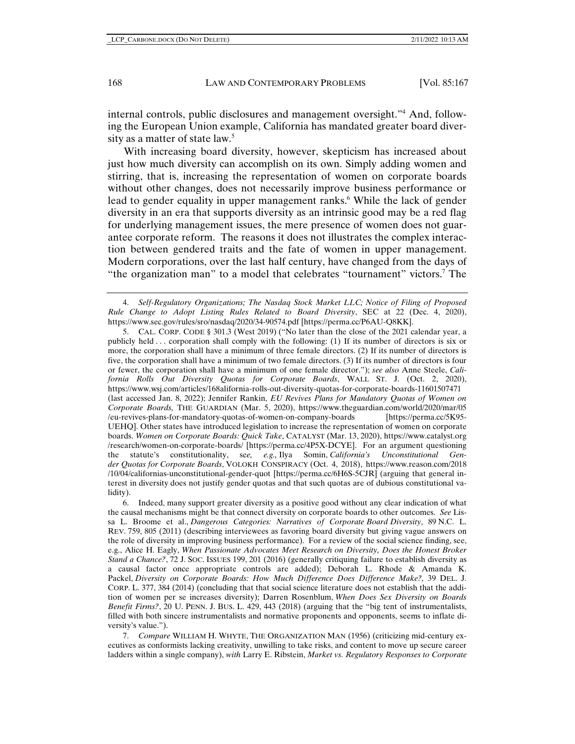internal controls, public disclosures and management oversight."[4] And, following the European Union example, California has mandated greater board diversity as a matter of state law.[5]

With increasing board diversity, however, skepticism has increased about just how much diversity can accomplish on its own. Simply adding women and stirring, that is, increasing the representation of women on corporate boards without other changes, does not necessarily improve business performance or lead to gender equality in upper management ranks.[6] While the lack of gender diversity in an era that supports diversity as an intrinsic good may be a red flag for underlying management issues, the mere presence of women does not guarantee corporate reform. The reasons it does not illustrates the complex interaction between gendered traits and the fate of women in upper management. Modern corporations, over the last half century, have changed from the days of "the organization man" to a model that celebrates "tournament" victors.[7] The

---

4. *Self-Regulatory Organizations; The Nasdaq Stock Market LLC; Notice of Filing of Proposed Rule Change to Adopt Listing Rules Related to Board Diversity*, SEC at 22 (Dec. 4, 2020), https://www.sec.gov/rules/sro/nasdaq/2020/34-90574.pdf [https://perma.cc/P6AU-Q8KK].

5. CAL. CORP. CODE § 301.3 (West 2019) ("No later than the close of the 2021 calendar year, a publicly held . . . corporation shall comply with the following: (1) If its number of directors is six or more, the corporation shall have a minimum of three female directors. (2) If its number of directors is five, the corporation shall have a minimum of two female directors. (3) If its number of directors is four or fewer, the corporation shall have a minimum of one female director."); *see also* Anne Steele, *California Rolls Out Diversity Quotas for Corporate Boards*, WALL ST. J. (Oct. 2, 2020), https://www.wsj.com/articles/168alifornia-rolls-out-diversity-quotas-for-corporate-boards-11601507471 (last accessed Jan. 8, 2022); Jennifer Rankin, *EU Revives Plans for Mandatory Quotas of Women on Corporate Boards,* THE GUARDIAN (Mar. 5, 2020), https://www.theguardian.com/world/2020/mar/05/eu-revives-plans-for-mandatory-quotas-of-women-on-company-boards [https://perma.cc/5K95-UEHQ]. Other states have introduced legislation to increase the representation of women on corporate boards. *Women on Corporate Boards: Quick Take*, CATALYST (Mar. 13, 2020), https://www.catalyst.org/research/women-on-corporate-boards/ [https://perma.cc/4P5X-DCYE]. For an argument questioning the statute's constitutionality, see*, e.g.,* Ilya Somin, *California's Unconstitutional Gender Quotas for Corporate Boards*, VOLOKH CONSPIRACY (Oct. 4, 2018), https://www.reason.com/2018/10/04/californias-unconstitutional-gender-quot [https://perma.cc/6H6S-5CJR] (arguing that general interest in diversity does not justify gender quotas and that such quotas are of dubious constitutional validity).

6. Indeed, many support greater diversity as a positive good without any clear indication of what the causal mechanisms might be that connect diversity on corporate boards to other outcomes. *See* Lissa L. Broome et al., *Dangerous Categories: Narratives of Corporate Board Diversity*, 89 N.C. L. REV. 759, 805 (2011) (describing interviewees as favoring board diversity but giving vague answers on the role of diversity in improving business performance). For a review of the social science finding, see, e.g., Alice H. Eagly, *When Passionate Advocates Meet Research on Diversity, Does the Honest Broker Stand a Chance?*, 72 J. SOC. ISSUES 199, 201 (2016) (generally critiquing failure to establish diversity as a causal factor once appropriate controls are added); Deborah L. Rhode & Amanda K. Packel, *Diversity on Corporate Boards: How Much Difference Does Difference Make?,* 39 DEL. J. CORP. L. 377, 384 (2014) (concluding that that social science literature does not establish that the addition of women per se increases diversity); Darren Rosenblum, *When Does Sex Diversity on Boards Benefit Firms?*, 20 U. PENN. J. BUS. L. 429, 443 (2018) (arguing that the "big tent of instrumentalists, filled with both sincere instrumentalists and normative proponents and opponents, seems to inflate diversity's value.").

7. *Compare* WILLIAM H. WHYTE, THE ORGANIZATION MAN (1956) (criticizing mid-century executives as conformists lacking creativity, unwilling to take risks, and content to move up secure career ladders within a single company), *with* Larry E. Ribstein, *Market vs. Regulatory Responses to Corporate*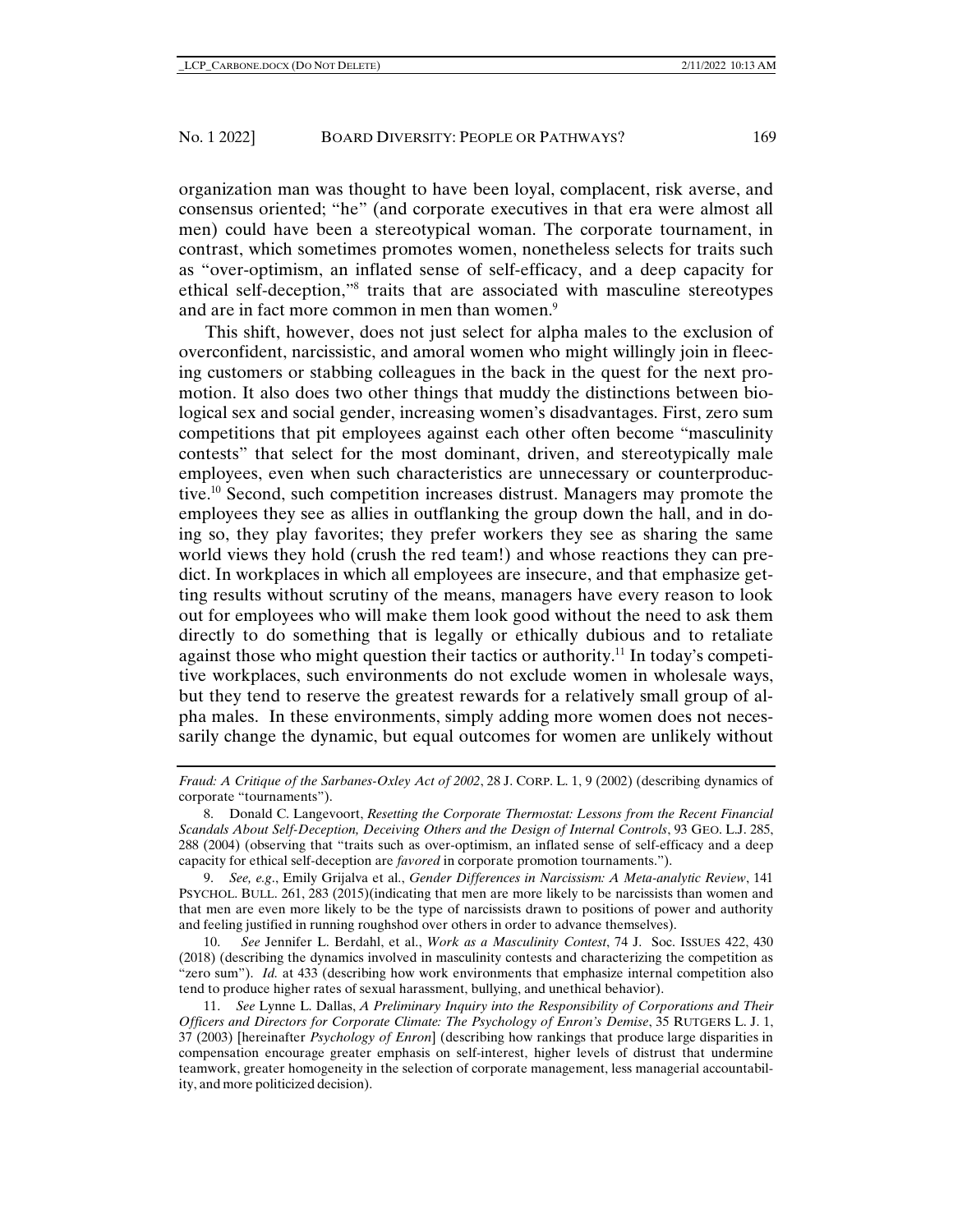organization man was thought to have been loyal, complacent, risk averse, and consensus oriented; "he" (and corporate executives in that era were almost all men) could have been a stereotypical woman. The corporate tournament, in contrast, which sometimes promotes women, nonetheless selects for traits such as "over-optimism, an inflated sense of self-efficacy, and a deep capacity for ethical self-deception,"[8] traits that are associated with masculine stereotypes and are in fact more common in men than women.[9]

This shift, however, does not just select for alpha males to the exclusion of overconfident, narcissistic, and amoral women who might willingly join in fleecing customers or stabbing colleagues in the back in the quest for the next promotion. It also does two other things that muddy the distinctions between biological sex and social gender, increasing women's disadvantages. First, zero sum competitions that pit employees against each other often become "masculinity contests" that select for the most dominant, driven, and stereotypically male employees, even when such characteristics are unnecessary or counterproductive.[10] Second, such competition increases distrust. Managers may promote the employees they see as allies in outflanking the group down the hall, and in doing so, they play favorites; they prefer workers they see as sharing the same world views they hold (crush the red team!) and whose reactions they can predict. In workplaces in which all employees are insecure, and that emphasize getting results without scrutiny of the means, managers have every reason to look out for employees who will make them look good without the need to ask them directly to do something that is legally or ethically dubious and to retaliate against those who might question their tactics or authority.[11] In today's competitive workplaces, such environments do not exclude women in wholesale ways, but they tend to reserve the greatest rewards for a relatively small group of alpha males. In these environments, simply adding more women does not necessarily change the dynamic, but equal outcomes for women are unlikely without

---

*Fraud: A Critique of the Sarbanes-Oxley Act of 2002*, 28 J. CORP. L. 1, 9 (2002) (describing dynamics of corporate "tournaments").

8. Donald C. Langevoort, *Resetting the Corporate Thermostat: Lessons from the Recent Financial Scandals About Self-Deception, Deceiving Others and the Design of Internal Controls*, 93 GEO. L.J. 285, 288 (2004) (observing that "traits such as over-optimism, an inflated sense of self-efficacy and a deep capacity for ethical self-deception are *favored* in corporate promotion tournaments.").

9. *See, e.g.*, Emily Grijalva et al., *Gender Differences in Narcissism: A Meta-analytic Review*, 141 PSYCHOL. BULL. 261, 283 (2015)(indicating that men are more likely to be narcissists than women and that men are even more likely to be the type of narcissists drawn to positions of power and authority and feeling justified in running roughshod over others in order to advance themselves).

10. *See* Jennifer L. Berdahl, et al., *Work as a Masculinity Contest*, 74 J. Soc. ISSUES 422, 430 (2018) (describing the dynamics involved in masculinity contests and characterizing the competition as "zero sum"). *Id.* at 433 (describing how work environments that emphasize internal competition also tend to produce higher rates of sexual harassment, bullying, and unethical behavior).

11. *See* Lynne L. Dallas, *A Preliminary Inquiry into the Responsibility of Corporations and Their Officers and Directors for Corporate Climate: The Psychology of Enron's Demise*, 35 RUTGERS L. J. 1, 37 (2003) [hereinafter *Psychology of Enron*] (describing how rankings that produce large disparities in compensation encourage greater emphasis on self-interest, higher levels of distrust that undermine teamwork, greater homogeneity in the selection of corporate management, less managerial accountability, and more politicized decision).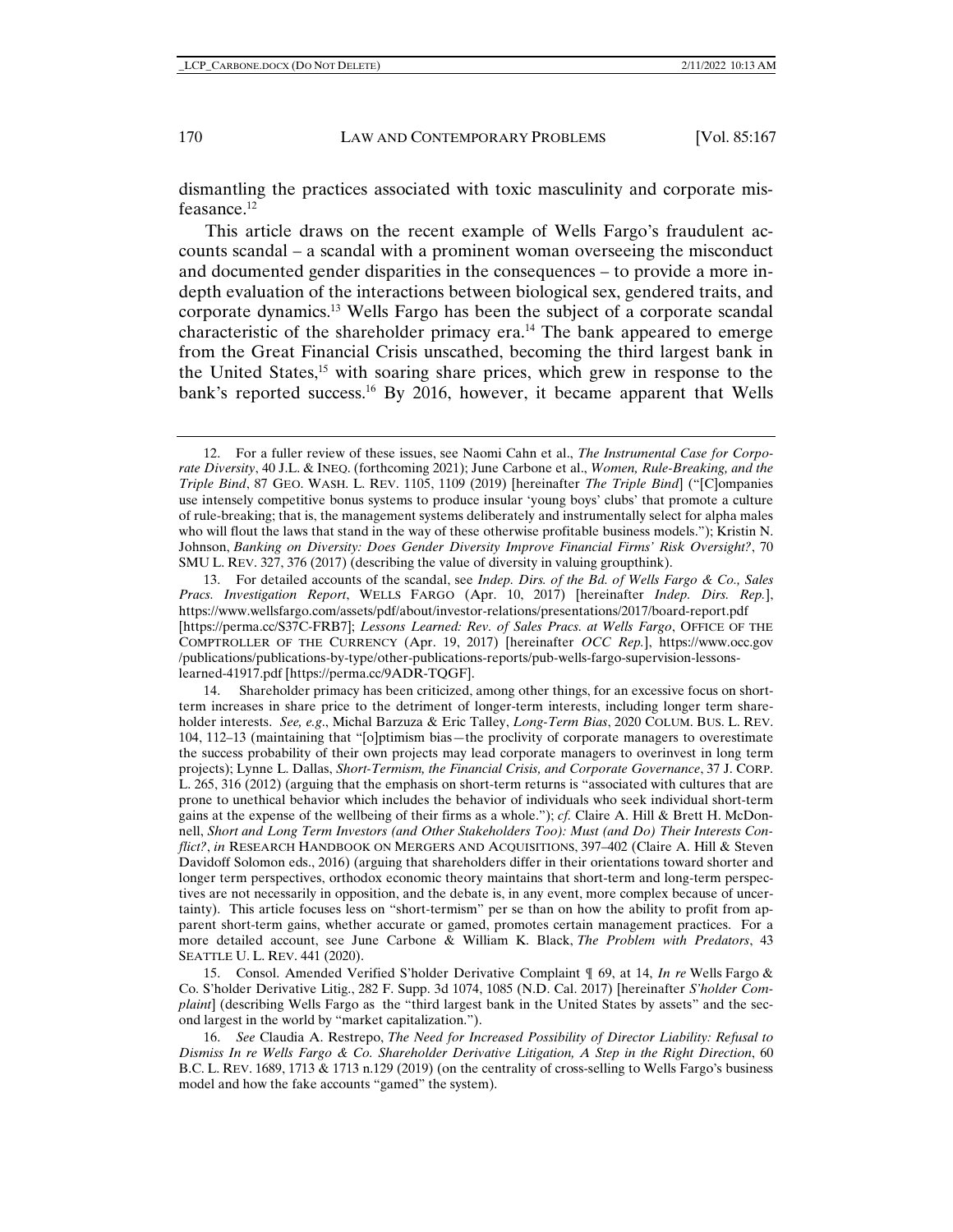dismantling the practices associated with toxic masculinity and corporate misfeasance.[12]

This article draws on the recent example of Wells Fargo's fraudulent accounts scandal – a scandal with a prominent woman overseeing the misconduct and documented gender disparities in the consequences – to provide a more in-depth evaluation of the interactions between biological sex, gendered traits, and corporate dynamics.[13] Wells Fargo has been the subject of a corporate scandal characteristic of the shareholder primacy era.[14] The bank appeared to emerge from the Great Financial Crisis unscathed, becoming the third largest bank in the United States,[15] with soaring share prices, which grew in response to the bank's reported success.[16] By 2016, however, it became apparent that Wells

---

12. For a fuller review of these issues, see Naomi Cahn et al., *The Instrumental Case for Corporate Diversity*, 40 J.L. & INEQ. (forthcoming 2021); June Carbone et al., *Women, Rule-Breaking, and the Triple Bind*, 87 GEO. WASH. L. REV. 1105, 1109 (2019) [hereinafter *The Triple Bind*] ("[C]ompanies use intensely competitive bonus systems to produce insular 'young boys' clubs' that promote a culture of rule-breaking; that is, the management systems deliberately and instrumentally select for alpha males who will flout the laws that stand in the way of these otherwise profitable business models."); Kristin N. Johnson, *Banking on Diversity: Does Gender Diversity Improve Financial Firms' Risk Oversight?*, 70 SMU L. REV. 327, 376 (2017) (describing the value of diversity in valuing groupthink).

13. For detailed accounts of the scandal, see *Indep. Dirs. of the Bd. of Wells Fargo & Co., Sales Pracs. Investigation Report*, WELLS FARGO (Apr. 10, 2017) [hereinafter *Indep. Dirs. Rep.*], https://www.wellsfargo.com/assets/pdf/about/investor-relations/presentations/2017/board-report.pdf [https://perma.cc/S37C-FRB7]; *Lessons Learned: Rev. of Sales Pracs. at Wells Fargo*, OFFICE OF THE COMPTROLLER OF THE CURRENCY (Apr. 19, 2017) [hereinafter *OCC Rep.*], https://www.occ.gov/publications/publications-by-type/other-publications-reports/pub-wells-fargo-supervision-lessons-learned-41917.pdf [https://perma.cc/9ADR-TQGF].

14. Shareholder primacy has been criticized, among other things, for an excessive focus on short-term increases in share price to the detriment of longer-term interests, including longer term shareholder interests. *See, e.g.*, Michal Barzuza & Eric Talley, *Long-Term Bias*, 2020 COLUM. BUS. L. REV. 104, 112–13 (maintaining that "[o]ptimism bias—the proclivity of corporate managers to overestimate the success probability of their own projects may lead corporate managers to overinvest in long term projects); Lynne L. Dallas, *Short-Termism, the Financial Crisis, and Corporate Governance*, 37 J. CORP. L. 265, 316 (2012) (arguing that the emphasis on short-term returns is "associated with cultures that are prone to unethical behavior which includes the behavior of individuals who seek individual short-term gains at the expense of the wellbeing of their firms as a whole."); *cf.* Claire A. Hill & Brett H. McDonnell, *Short and Long Term Investors (and Other Stakeholders Too): Must (and Do) Their Interests Conflict?*, *in* RESEARCH HANDBOOK ON MERGERS AND ACQUISITIONS, 397–402 (Claire A. Hill & Steven Davidoff Solomon eds., 2016) (arguing that shareholders differ in their orientations toward shorter and longer term perspectives, orthodox economic theory maintains that short-term and long-term perspectives are not necessarily in opposition, and the debate is, in any event, more complex because of uncertainty). This article focuses less on "short-termism" per se than on how the ability to profit from apparent short-term gains, whether accurate or gamed, promotes certain management practices. For a more detailed account, see June Carbone & William K. Black, *The Problem with Predators*, 43 SEATTLE U. L. REV. 441 (2020).

15. Consol. Amended Verified S'holder Derivative Complaint ¶ 69, at 14, *In re* Wells Fargo & Co. S'holder Derivative Litig., 282 F. Supp. 3d 1074, 1085 (N.D. Cal. 2017) [hereinafter *S'holder Complaint*] (describing Wells Fargo as the "third largest bank in the United States by assets" and the second largest in the world by "market capitalization.").

16. *See* Claudia A. Restrepo, *The Need for Increased Possibility of Director Liability: Refusal to Dismiss In re Wells Fargo & Co. Shareholder Derivative Litigation, A Step in the Right Direction*, 60 B.C. L. REV. 1689, 1713 & 1713 n.129 (2019) (on the centrality of cross-selling to Wells Fargo's business model and how the fake accounts "gamed" the system).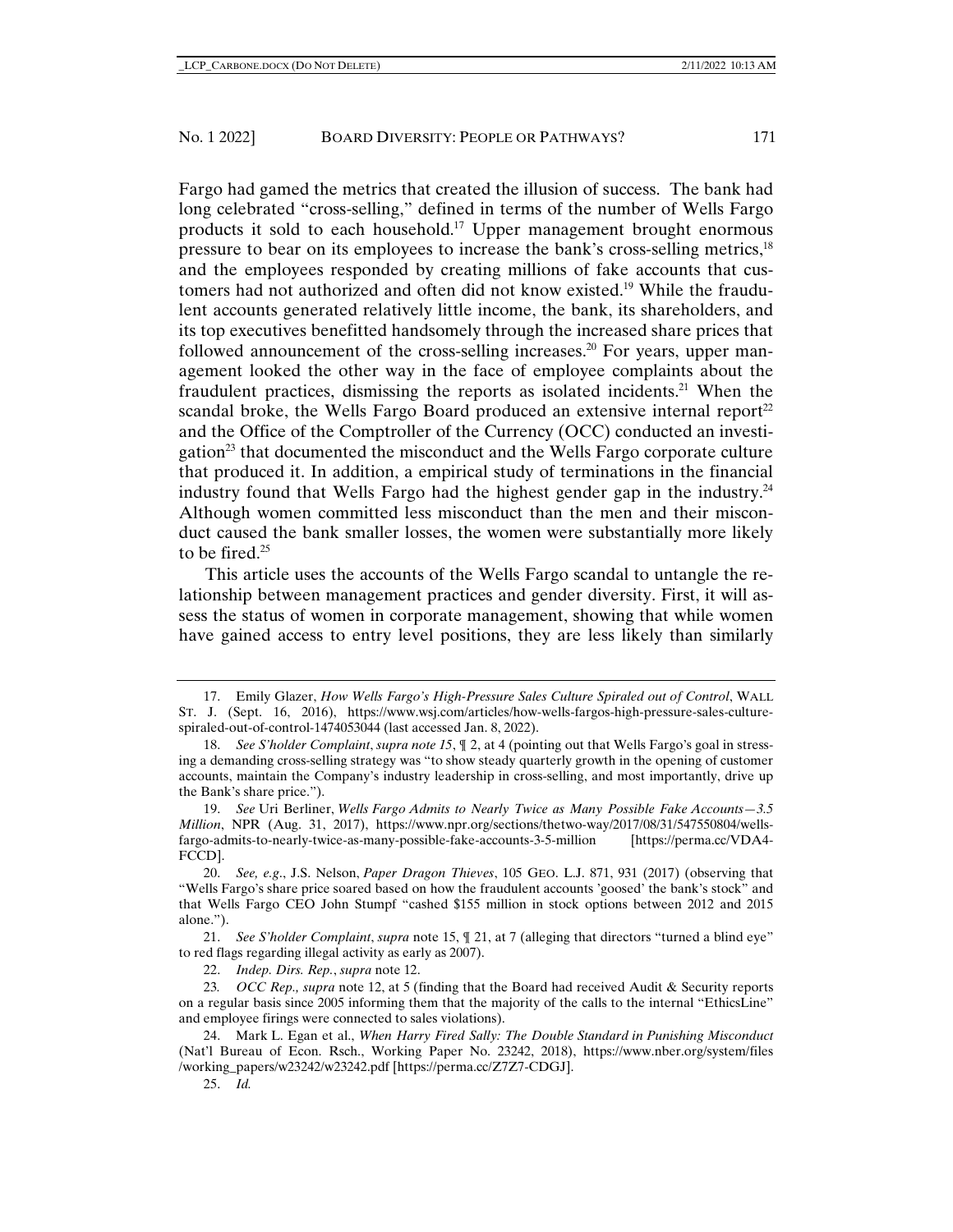Fargo had gamed the metrics that created the illusion of success. The bank had long celebrated "cross-selling," defined in terms of the number of Wells Fargo products it sold to each household.[17] Upper management brought enormous pressure to bear on its employees to increase the bank's cross-selling metrics,[18] and the employees responded by creating millions of fake accounts that customers had not authorized and often did not know existed.[19] While the fraudulent accounts generated relatively little income, the bank, its shareholders, and its top executives benefitted handsomely through the increased share prices that followed announcement of the cross-selling increases.[20] For years, upper management looked the other way in the face of employee complaints about the fraudulent practices, dismissing the reports as isolated incidents.[21] When the scandal broke, the Wells Fargo Board produced an extensive internal report[22] and the Office of the Comptroller of the Currency (OCC) conducted an investigation[23] that documented the misconduct and the Wells Fargo corporate culture that produced it. In addition, a empirical study of terminations in the financial industry found that Wells Fargo had the highest gender gap in the industry.[24] Although women committed less misconduct than the men and their misconduct caused the bank smaller losses, the women were substantially more likely to be fired.[25]

This article uses the accounts of the Wells Fargo scandal to untangle the relationship between management practices and gender diversity. First, it will assess the status of women in corporate management, showing that while women have gained access to entry level positions, they are less likely than similarly

---

17. Emily Glazer, *How Wells Fargo's High-Pressure Sales Culture Spiraled out of Control*, WALL ST. J. (Sept. 16, 2016), https://www.wsj.com/articles/how-wells-fargos-high-pressure-sales-culture-spiraled-out-of-control-1474053044 (last accessed Jan. 8, 2022).

18. *See S'holder Complaint*, *supra note 15*, ¶ 2, at 4 (pointing out that Wells Fargo's goal in stressing a demanding cross-selling strategy was "to show steady quarterly growth in the opening of customer accounts, maintain the Company's industry leadership in cross-selling, and most importantly, drive up the Bank's share price.").

19. *See* Uri Berliner, *Wells Fargo Admits to Nearly Twice as Many Possible Fake Accounts—3.5 Million*, NPR (Aug. 31, 2017), https://www.npr.org/sections/thetwo-way/2017/08/31/547550804/wells-fargo-admits-to-nearly-twice-as-many-possible-fake-accounts-3-5-million [https://perma.cc/VDA4-FCCD].

20. *See, e.g.*, J.S. Nelson, *Paper Dragon Thieves*, 105 GEO. L.J. 871, 931 (2017) (observing that "Wells Fargo's share price soared based on how the fraudulent accounts 'goosed' the bank's stock" and that Wells Fargo CEO John Stumpf "cashed $155 million in stock options between 2012 and 2015 alone.").

21. *See S'holder Complaint*, *supra* note 15, ¶ 21, at 7 (alleging that directors "turned a blind eye" to red flags regarding illegal activity as early as 2007).

22. *Indep. Dirs. Rep.*, *supra* note 12.

23. *OCC Rep., supra* note 12, at 5 (finding that the Board had received Audit & Security reports on a regular basis since 2005 informing them that the majority of the calls to the internal "EthicsLine" and employee firings were connected to sales violations).

24. Mark L. Egan et al., *When Harry Fired Sally: The Double Standard in Punishing Misconduct* (Nat'l Bureau of Econ. Rsch., Working Paper No. 23242, 2018), https://www.nber.org/system/files/working_papers/w23242/w23242.pdf [https://perma.cc/Z7Z7-CDGJ].

25. *Id.*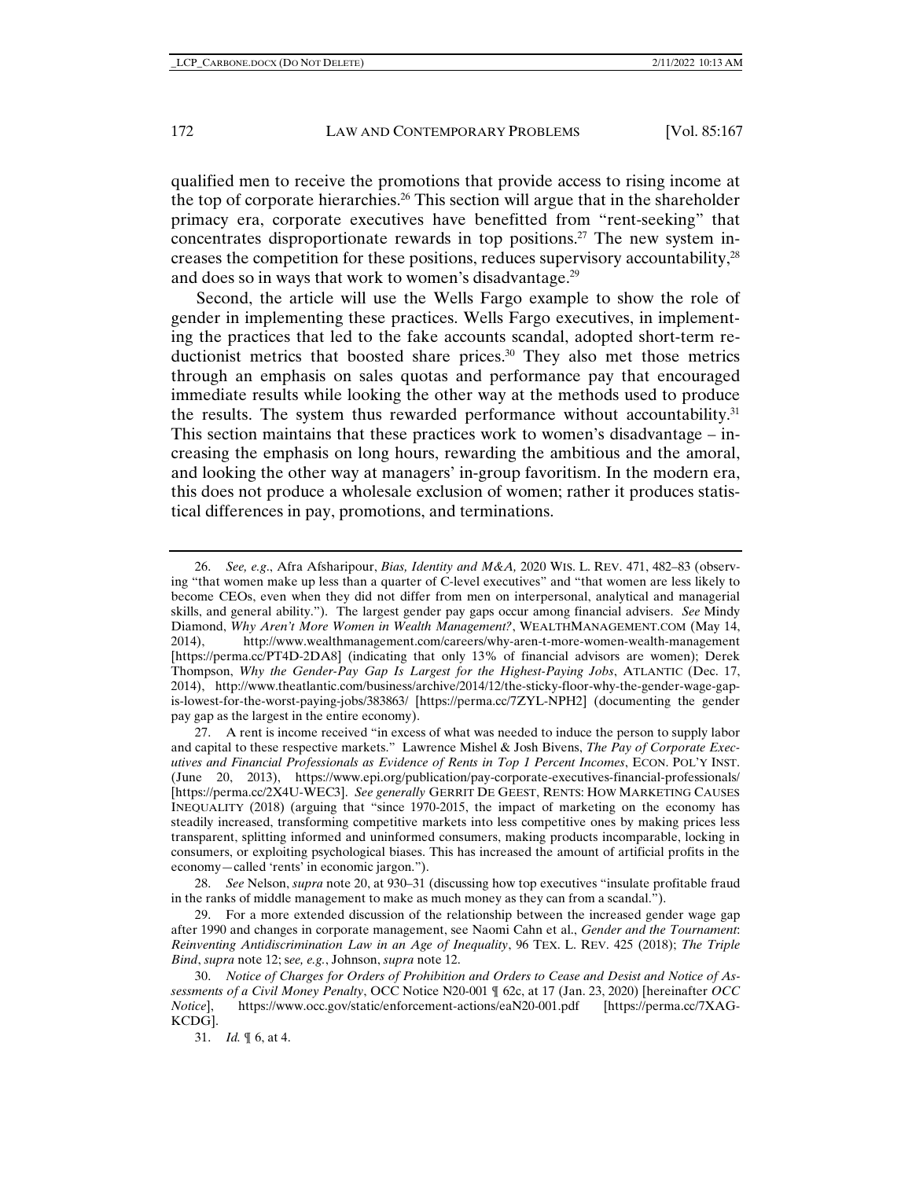qualified men to receive the promotions that provide access to rising income at the top of corporate hierarchies.[26] This section will argue that in the shareholder primacy era, corporate executives have benefitted from "rent-seeking" that concentrates disproportionate rewards in top positions.[27] The new system increases the competition for these positions, reduces supervisory accountability,[28] and does so in ways that work to women's disadvantage.[29]

Second, the article will use the Wells Fargo example to show the role of gender in implementing these practices. Wells Fargo executives, in implementing the practices that led to the fake accounts scandal, adopted short-term reductionist metrics that boosted share prices.[30] They also met those metrics through an emphasis on sales quotas and performance pay that encouraged immediate results while looking the other way at the methods used to produce the results. The system thus rewarded performance without accountability.[31] This section maintains that these practices work to women's disadvantage – increasing the emphasis on long hours, rewarding the ambitious and the amoral, and looking the other way at managers' in-group favoritism. In the modern era, this does not produce a wholesale exclusion of women; rather it produces statistical differences in pay, promotions, and terminations.

---

26. *See, e.g.*, Afra Afsharipour, *Bias, Identity and M&A,* 2020 WIS. L. REV. 471, 482–83 (observing "that women make up less than a quarter of C-level executives" and "that women are less likely to become CEOs, even when they did not differ from men on interpersonal, analytical and managerial skills, and general ability."). The largest gender pay gaps occur among financial advisers. *See* Mindy Diamond, *Why Aren't More Women in Wealth Management?*, WEALTHMANAGEMENT.COM (May 14, 2014), http://www.wealthmanagement.com/careers/why-aren-t-more-women-wealth-management [https://perma.cc/PT4D-2DA8] (indicating that only 13% of financial advisors are women); Derek Thompson, *Why the Gender-Pay Gap Is Largest for the Highest-Paying Jobs*, ATLANTIC (Dec. 17, 2014), http://www.theatlantic.com/business/archive/2014/12/the-sticky-floor-why-the-gender-wage-gap-is-lowest-for-the-worst-paying-jobs/383863/ [https://perma.cc/7ZYL-NPH2] (documenting the gender pay gap as the largest in the entire economy).

27. A rent is income received "in excess of what was needed to induce the person to supply labor and capital to these respective markets." Lawrence Mishel & Josh Bivens, *The Pay of Corporate Executives and Financial Professionals as Evidence of Rents in Top 1 Percent Incomes*, ECON. POL'Y INST. (June 20, 2013), https://www.epi.org/publication/pay-corporate-executives-financial-professionals/ [https://perma.cc/2X4U-WEC3]. *See generally* GERRIT DE GEEST, RENTS: HOW MARKETING CAUSES INEQUALITY (2018) (arguing that "since 1970-2015, the impact of marketing on the economy has steadily increased, transforming competitive markets into less competitive ones by making prices less transparent, splitting informed and uninformed consumers, making products incomparable, locking in consumers, or exploiting psychological biases. This has increased the amount of artificial profits in the economy—called 'rents' in economic jargon.").

28. *See* Nelson, *supra* note 20, at 930–31 (discussing how top executives "insulate profitable fraud in the ranks of middle management to make as much money as they can from a scandal.").

29. For a more extended discussion of the relationship between the increased gender wage gap after 1990 and changes in corporate management, see Naomi Cahn et al., *Gender and the Tournament*: *Reinventing Antidiscrimination Law in an Age of Inequality*, 96 TEX. L. REV. 425 (2018); *The Triple Bind*, *supra* note 12; s*ee, e.g.*, Johnson, *supra* note 12.

30. *Notice of Charges for Orders of Prohibition and Orders to Cease and Desist and Notice of Assessments of a Civil Money Penalty*, OCC Notice N20-001 ¶ 62c, at 17 (Jan. 23, 2020) [hereinafter *OCC Notice*], https://www.occ.gov/static/enforcement-actions/eaN20-001.pdf [https://perma.cc/7XAG-KCDG].

31. *Id.* ¶ 6, at 4.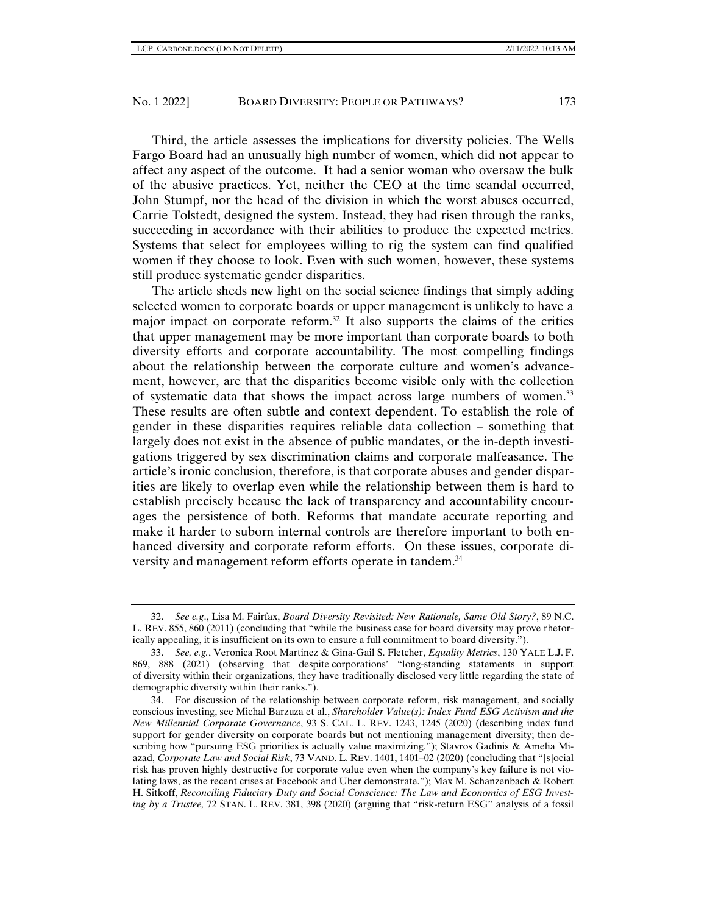Third, the article assesses the implications for diversity policies. The Wells Fargo Board had an unusually high number of women, which did not appear to affect any aspect of the outcome. It had a senior woman who oversaw the bulk of the abusive practices. Yet, neither the CEO at the time scandal occurred, John Stumpf, nor the head of the division in which the worst abuses occurred, Carrie Tolstedt, designed the system. Instead, they had risen through the ranks, succeeding in accordance with their abilities to produce the expected metrics. Systems that select for employees willing to rig the system can find qualified women if they choose to look. Even with such women, however, these systems still produce systematic gender disparities.

The article sheds new light on the social science findings that simply adding selected women to corporate boards or upper management is unlikely to have a major impact on corporate reform.[32] It also supports the claims of the critics that upper management may be more important than corporate boards to both diversity efforts and corporate accountability. The most compelling findings about the relationship between the corporate culture and women's advancement, however, are that the disparities become visible only with the collection of systematic data that shows the impact across large numbers of women.[33] These results are often subtle and context dependent. To establish the role of gender in these disparities requires reliable data collection – something that largely does not exist in the absence of public mandates, or the in-depth investigations triggered by sex discrimination claims and corporate malfeasance. The article's ironic conclusion, therefore, is that corporate abuses and gender disparities are likely to overlap even while the relationship between them is hard to establish precisely because the lack of transparency and accountability encourages the persistence of both. Reforms that mandate accurate reporting and make it harder to suborn internal controls are therefore important to both enhanced diversity and corporate reform efforts. On these issues, corporate diversity and management reform efforts operate in tandem.[34]

---

32. *See e.g*., Lisa M. Fairfax, *Board Diversity Revisited: New Rationale, Same Old Story?*, 89 N.C. L. REV. 855, 860 (2011) (concluding that "while the business case for board diversity may prove rhetorically appealing, it is insufficient on its own to ensure a full commitment to board diversity.").

33. *See, e.g.*, Veronica Root Martinez & Gina-Gail S. Fletcher, *Equality Metrics*, 130 YALE L.J. F. 869, 888 (2021) (observing that despite corporations' "long-standing statements in support of diversity within their organizations, they have traditionally disclosed very little regarding the state of demographic diversity within their ranks.").

34. For discussion of the relationship between corporate reform, risk management, and socially conscious investing, see Michal Barzuza et al., *Shareholder Value(s): Index Fund ESG Activism and the New Millennial Corporate Governance*, 93 S. CAL. L. REV. 1243, 1245 (2020) (describing index fund support for gender diversity on corporate boards but not mentioning management diversity; then describing how "pursuing ESG priorities is actually value maximizing."); Stavros Gadinis & Amelia Miazad, *Corporate Law and Social Risk*, 73 VAND. L. REV. 1401, 1401–02 (2020) (concluding that "[s]ocial risk has proven highly destructive for corporate value even when the company's key failure is not violating laws, as the recent crises at Facebook and Uber demonstrate."); Max M. Schanzenbach & Robert H. Sitkoff, *Reconciling Fiduciary Duty and Social Conscience: The Law and Economics of ESG Investing by a Trustee,* 72 STAN. L. REV. 381, 398 (2020) (arguing that "risk-return ESG" analysis of a fossil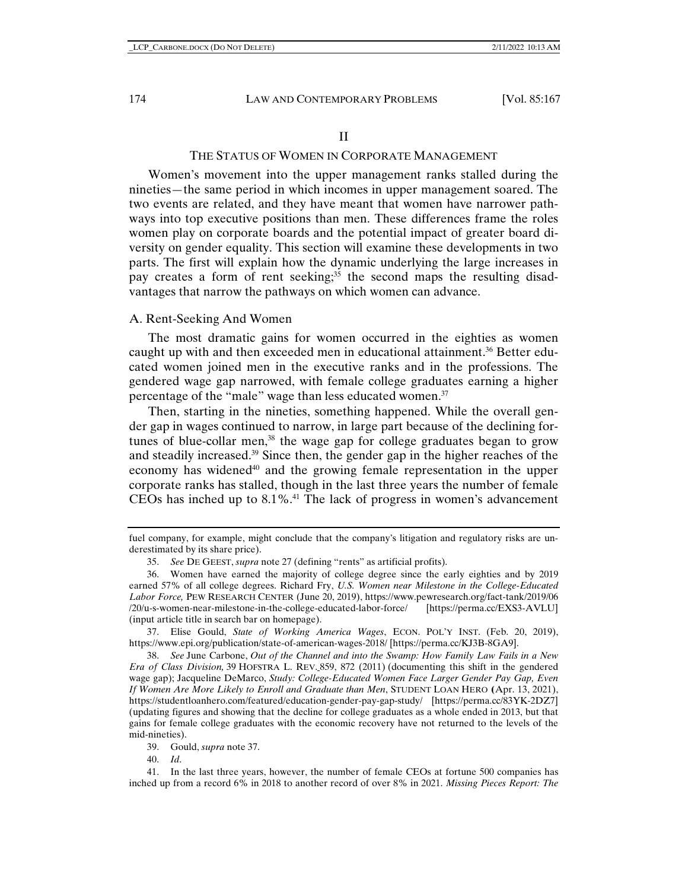## II

## THE STATUS OF WOMEN IN CORPORATE MANAGEMENT

Women's movement into the upper management ranks stalled during the nineties—the same period in which incomes in upper management soared. The two events are related, and they have meant that women have narrower pathways into top executive positions than men. These differences frame the roles women play on corporate boards and the potential impact of greater board diversity on gender equality. This section will examine these developments in two parts. The first will explain how the dynamic underlying the large increases in pay creates a form of rent seeking;[35] the second maps the resulting disadvantages that narrow the pathways on which women can advance.

### A. Rent-Seeking And Women

The most dramatic gains for women occurred in the eighties as women caught up with and then exceeded men in educational attainment.[36] Better educated women joined men in the executive ranks and in the professions. The gendered wage gap narrowed, with female college graduates earning a higher percentage of the "male" wage than less educated women.[37]

Then, starting in the nineties, something happened. While the overall gender gap in wages continued to narrow, in large part because of the declining fortunes of blue-collar men,[38] the wage gap for college graduates began to grow and steadily increased.[39] Since then, the gender gap in the higher reaches of the economy has widened[40] and the growing female representation in the upper corporate ranks has stalled, though in the last three years the number of female CEOs has inched up to 8.1%.[41] The lack of progress in women's advancement

---

fuel company, for example, might conclude that the company's litigation and regulatory risks are underestimated by its share price).

35. *See* DE GEEST, *supra* note 27 (defining "rents" as artificial profits).

36. Women have earned the majority of college degree since the early eighties and by 2019 earned 57% of all college degrees. Richard Fry, *U.S. Women near Milestone in the College-Educated Labor Force,* PEW RESEARCH CENTER (June 20, 2019), https://www.pewresearch.org/fact-tank/2019/06/20/u-s-women-near-milestone-in-the-college-educated-labor-force/ [https://perma.cc/EXS3-AVLU] (input article title in search bar on homepage).

37. Elise Gould, *State of Working America Wages*, ECON. POL'Y INST. (Feb. 20, 2019), https://www.epi.org/publication/state-of-american-wages-2018/ [https://perma.cc/KJ3B-8GA9].

38. *See* June Carbone, *Out of the Channel and into the Swamp: How Family Law Fails in a New Era of Class Division,* 39 HOFSTRA L. REV. 859, 872 (2011) (documenting this shift in the gendered wage gap); Jacqueline DeMarco, *Study: College-Educated Women Face Larger Gender Pay Gap, Even If Women Are More Likely to Enroll and Graduate than Men*, STUDENT LOAN HERO (Apr. 13, 2021), https://studentloanhero.com/featured/education-gender-pay-gap-study/ [https://perma.cc/83YK-2DZ7] (updating figures and showing that the decline for college graduates as a whole ended in 2013, but that gains for female college graduates with the economic recovery have not returned to the levels of the mid-nineties).

39. Gould, *supra* note 37.

40. *Id*.

41. In the last three years, however, the number of female CEOs at fortune 500 companies has inched up from a record 6% in 2018 to another record of over 8% in 2021. *Missing Pieces Report: The*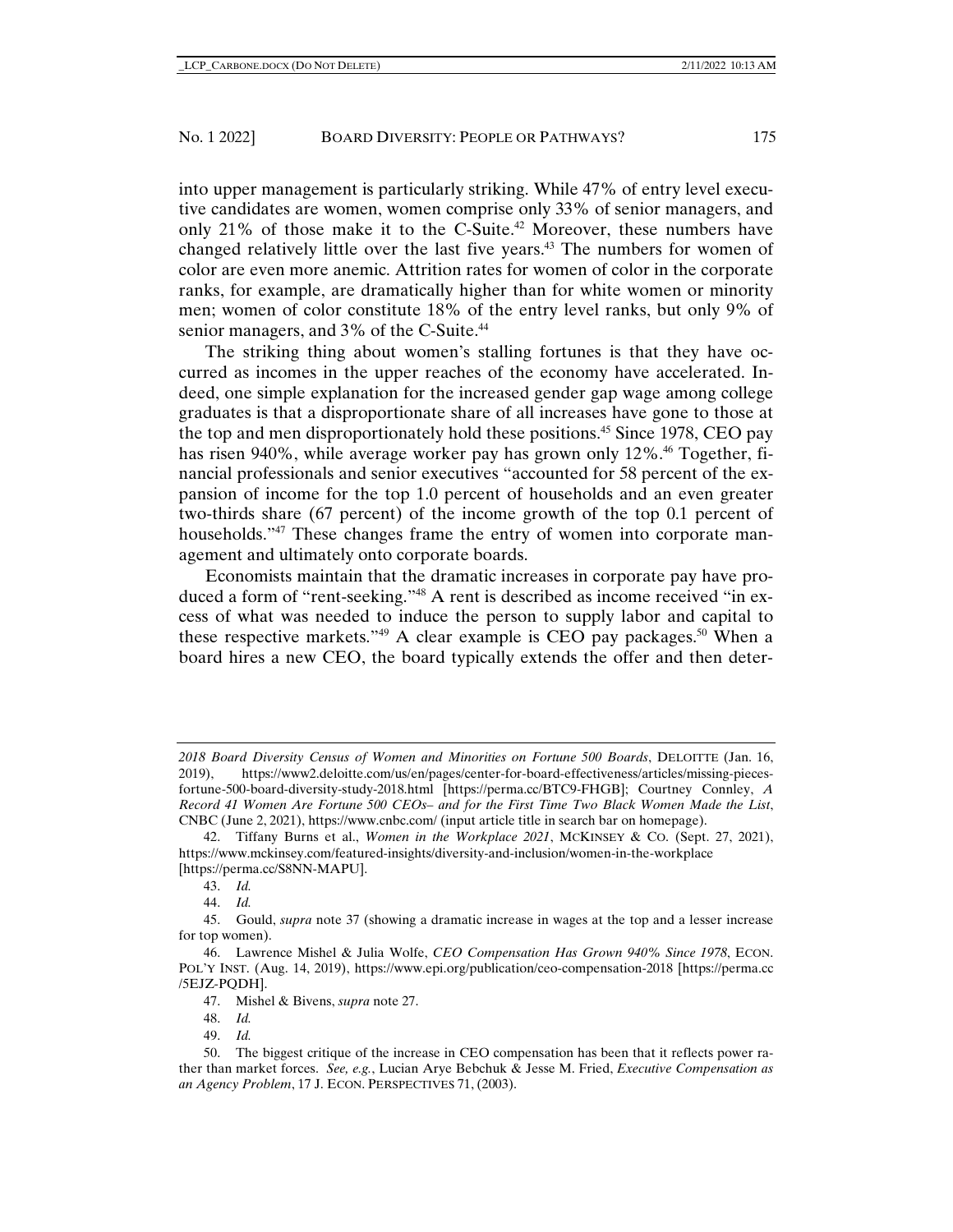into upper management is particularly striking. While 47% of entry level executive candidates are women, women comprise only 33% of senior managers, and only 21% of those make it to the C-Suite.[42] Moreover, these numbers have changed relatively little over the last five years.[43] The numbers for women of color are even more anemic. Attrition rates for women of color in the corporate ranks, for example, are dramatically higher than for white women or minority men; women of color constitute 18% of the entry level ranks, but only 9% of senior managers, and 3% of the C-Suite.[44]

The striking thing about women's stalling fortunes is that they have occurred as incomes in the upper reaches of the economy have accelerated. Indeed, one simple explanation for the increased gender gap wage among college graduates is that a disproportionate share of all increases have gone to those at the top and men disproportionately hold these positions.[45] Since 1978, CEO pay has risen 940%, while average worker pay has grown only 12%.[46] Together, financial professionals and senior executives "accounted for 58 percent of the expansion of income for the top 1.0 percent of households and an even greater two-thirds share (67 percent) of the income growth of the top 0.1 percent of households."[47] These changes frame the entry of women into corporate management and ultimately onto corporate boards.

Economists maintain that the dramatic increases in corporate pay have produced a form of "rent-seeking."[48] A rent is described as income received "in excess of what was needed to induce the person to supply labor and capital to these respective markets."[49] A clear example is CEO pay packages.[50] When a board hires a new CEO, the board typically extends the offer and then deter-

---

*2018 Board Diversity Census of Women and Minorities on Fortune 500 Boards*, DELOITTE (Jan. 16, 2019), https://www2.deloitte.com/us/en/pages/center-for-board-effectiveness/articles/missing-pieces-fortune-500-board-diversity-study-2018.html [https://perma.cc/BTC9-FHGB]; Courtney Connley, *A Record 41 Women Are Fortune 500 CEOs– and for the First Time Two Black Women Made the List*, CNBC (June 2, 2021), https://www.cnbc.com/ (input article title in search bar on homepage).

42. Tiffany Burns et al., *Women in the Workplace 2021*, MCKINSEY & CO. (Sept. 27, 2021), https://www.mckinsey.com/featured-insights/diversity-and-inclusion/women-in-the-workplace [https://perma.cc/S8NN-MAPU].

43. *Id.*

44. *Id.*

45. Gould, *supra* note 37 (showing a dramatic increase in wages at the top and a lesser increase for top women).

46. Lawrence Mishel & Julia Wolfe, *CEO Compensation Has Grown 940% Since 1978*, ECON. POL'Y INST. (Aug. 14, 2019), https://www.epi.org/publication/ceo-compensation-2018 [https://perma.cc/5EJZ-PQDH].

47. Mishel & Bivens, *supra* note 27.

48. *Id.*

49. *Id.*

50. The biggest critique of the increase in CEO compensation has been that it reflects power rather than market forces. *See, e.g.*, Lucian Arye Bebchuk & Jesse M. Fried, *Executive Compensation as an Agency Problem*, 17 J. ECON. PERSPECTIVES 71, (2003).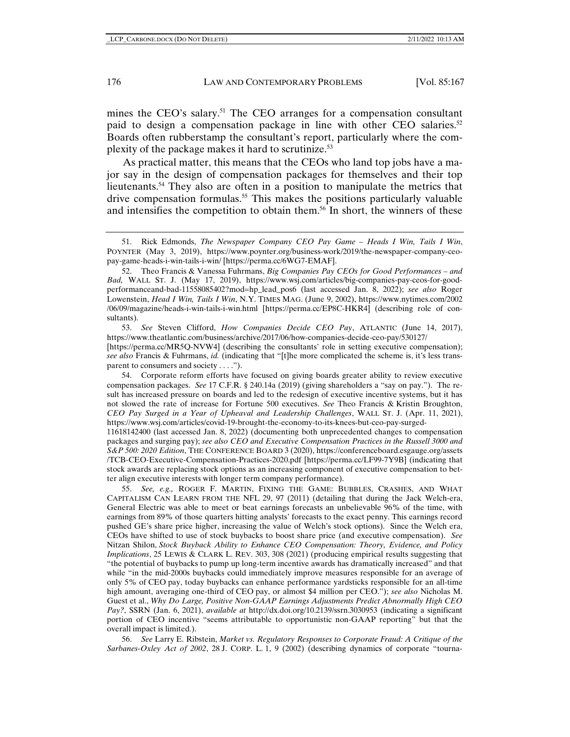mines the CEO's salary.[51] The CEO arranges for a compensation consultant paid to design a compensation package in line with other CEO salaries.[52] Boards often rubberstamp the consultant's report, particularly where the complexity of the package makes it hard to scrutinize.[53]

As practical matter, this means that the CEOs who land top jobs have a major say in the design of compensation packages for themselves and their top lieutenants.[54] They also are often in a position to manipulate the metrics that drive compensation formulas.[55] This makes the positions particularly valuable and intensifies the competition to obtain them.[56] In short, the winners of these

---

51. Rick Edmonds, *The Newspaper Company CEO Pay Game – Heads I Win, Tails I Win*, POYNTER (May 3, 2019), https://www.poynter.org/business-work/2019/the-newspaper-company-ceo-pay-game-heads-i-win-tails-i-win/ [https://perma.cc/6WG7-EMAF].

52. Theo Francis & Vanessa Fuhrmans, *Big Companies Pay CEOs for Good Performances – and Bad,* WALL ST. J. (May 17, 2019), https://www.wsj.com/articles/big-companies-pay-ceos-for-good-performanceand-bad-11558085402?mod=hp_lead_pos6 (last accessed Jan. 8, 2022); *see also* Roger Lowenstein, *Head I Win, Tails I Win*, N.Y. TIMES MAG. (June 9, 2002), https://www.nytimes.com/2002/06/09/magazine/heads-i-win-tails-i-win.html [https://perma.cc/EP8C-HKR4] (describing role of consultants).

53. *See* Steven Clifford, *How Companies Decide CEO Pay*, ATLANTIC (June 14, 2017), https://www.theatlantic.com/business/archive/2017/06/how-companies-decide-ceo-pay/530127/ [https://perma.cc/MR5Q-NVW4] (describing the consultants' role in setting executive compensation); *see also* Francis & Fuhrmans, *id.* (indicating that "[t]he more complicated the scheme is, it's less transparent to consumers and society . . . .").

54. Corporate reform efforts have focused on giving boards greater ability to review executive compensation packages. *See* 17 C.F.R. § 240.14a (2019) (giving shareholders a "say on pay."). The result has increased pressure on boards and led to the redesign of executive incentive systems, but it has not slowed the rate of increase for Fortune 500 executives. *See* Theo Francis & Kristin Broughton, *CEO Pay Surged in a Year of Upheaval and Leadership Challenges*, WALL ST. J. (Apr. 11, 2021), https://www.wsj.com/articles/covid-19-brought-the-economy-to-its-knees-but-ceo-pay-surged-11618142400 (last accessed Jan. 8, 2022) (documenting both unprecedented changes to compensation packages and surging pay); *see also CEO and Executive Compensation Practices in the Russell 3000 and S&P 500: 2020 Edition*, THE CONFERENCE BOARD 3 (2020), https://conferenceboard.esgauge.org/assets/TCB-CEO-Executive-Compensation-Practices-2020.pdf [https://perma.cc/LF99-7Y9B] (indicating that stock awards are replacing stock options as an increasing component of executive compensation to better align executive interests with longer term company performance).

55. *See, e.g.,* ROGER F. MARTIN, FIXING THE GAME: BUBBLES, CRASHES, AND WHAT CAPITALISM CAN LEARN FROM THE NFL 29, 97 (2011) (detailing that during the Jack Welch-era, General Electric was able to meet or beat earnings forecasts an unbelievable 96% of the time, with earnings from 89% of those quarters hitting analysts' forecasts to the exact penny. This earnings record pushed GE's share price higher, increasing the value of Welch's stock options). Since the Welch era, CEOs have shifted to use of stock buybacks to boost share price (and executive compensation). *See* Nitzan Shilon, *Stock Buyback Ability to Enhance CEO Compensation: Theory, Evidence, and Policy Implications*, 25 LEWIS & CLARK L. REV. 303, 308 (2021) (producing empirical results suggesting that "the potential of buybacks to pump up long-term incentive awards has dramatically increased" and that while "in the mid-2000s buybacks could immediately improve measures responsible for an average of only 5% of CEO pay, today buybacks can enhance performance yardsticks responsible for an all-time high amount, averaging one-third of CEO pay, or almost $4 million per CEO."); *see also* Nicholas M. Guest et al., *Why Do Large, Positive Non-GAAP Earnings Adjustments Predict Abnormally High CEO Pay?*, SSRN (Jan. 6, 2021), *available at* http://dx.doi.org/10.2139/ssrn.3030953 (indicating a significant portion of CEO incentive "seems attributable to opportunistic non-GAAP reporting" but that the overall impact is limited.).

56. *See* Larry E. Ribstein, *Market vs. Regulatory Responses to Corporate Fraud: A Critique of the Sarbanes-Oxley Act of 2002*, 28 J. CORP. L. 1, 9 (2002) (describing dynamics of corporate "tourna-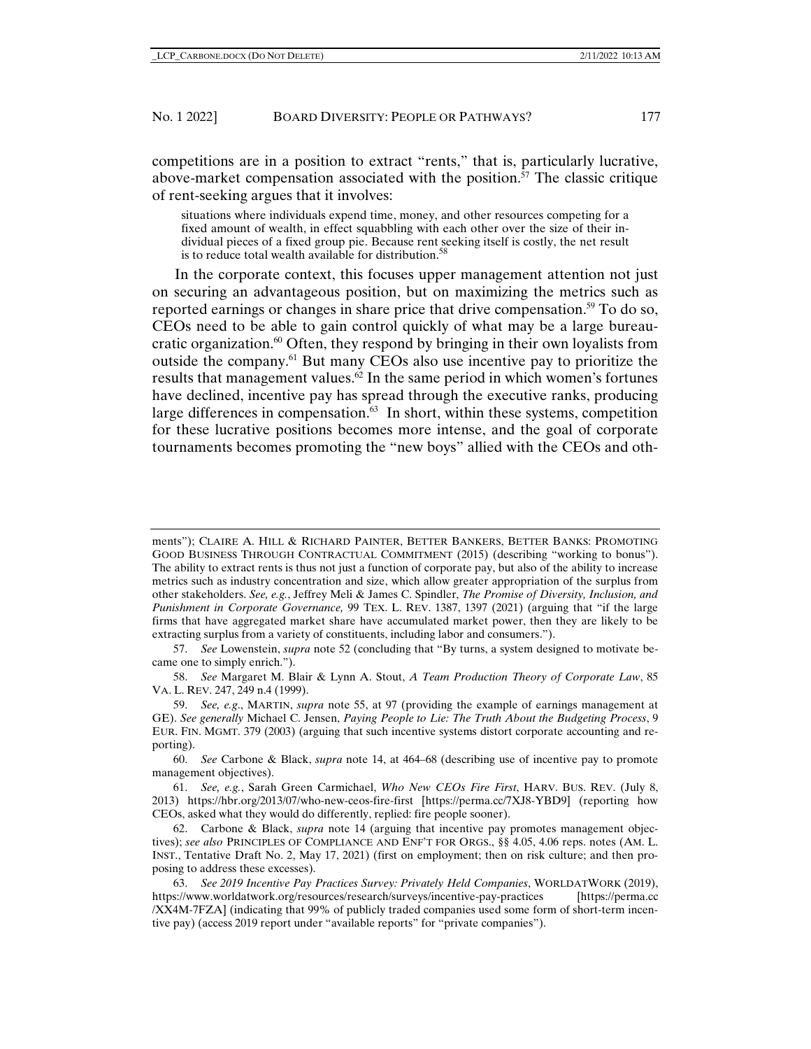competitions are in a position to extract "rents," that is, particularly lucrative, above-market compensation associated with the position.[57] The classic critique of rent-seeking argues that it involves:

> situations where individuals expend time, money, and other resources competing for a fixed amount of wealth, in effect squabbling with each other over the size of their individual pieces of a fixed group pie. Because rent seeking itself is costly, the net result is to reduce total wealth available for distribution.[58]

In the corporate context, this focuses upper management attention not just on securing an advantageous position, but on maximizing the metrics such as reported earnings or changes in share price that drive compensation.[59] To do so, CEOs need to be able to gain control quickly of what may be a large bureaucratic organization.[60] Often, they respond by bringing in their own loyalists from outside the company.[61] But many CEOs also use incentive pay to prioritize the results that management values.[62] In the same period in which women's fortunes have declined, incentive pay has spread through the executive ranks, producing large differences in compensation.[63] In short, within these systems, competition for these lucrative positions becomes more intense, and the goal of corporate tournaments becomes promoting the "new boys" allied with the CEOs and oth-

---

ments"); CLAIRE A. HILL & RICHARD PAINTER, BETTER BANKERS, BETTER BANKS: PROMOTING GOOD BUSINESS THROUGH CONTRACTUAL COMMITMENT (2015) (describing "working to bonus"). The ability to extract rents is thus not just a function of corporate pay, but also of the ability to increase metrics such as industry concentration and size, which allow greater appropriation of the surplus from other stakeholders. *See, e.g.*, Jeffrey Meli & James C. Spindler, *The Promise of Diversity, Inclusion, and Punishment in Corporate Governance,* 99 TEX. L. REV. 1387, 1397 (2021) (arguing that "if the large firms that have aggregated market share have accumulated market power, then they are likely to be extracting surplus from a variety of constituents, including labor and consumers.").

57. *See* Lowenstein, *supra* note 52 (concluding that "By turns, a system designed to motivate became one to simply enrich.").

58. *See* Margaret M. Blair & Lynn A. Stout, *A Team Production Theory of Corporate Law*, 85 VA. L. REV. 247, 249 n.4 (1999).

59. *See, e.g.*, MARTIN, *supra* note 55, at 97 (providing the example of earnings management at GE). *See generally* Michael C. Jensen, *Paying People to Lie: The Truth About the Budgeting Process*, 9 EUR. FIN. MGMT. 379 (2003) (arguing that such incentive systems distort corporate accounting and reporting).

60. *See* Carbone & Black, *supra* note 14, at 464–68 (describing use of incentive pay to promote management objectives).

61. *See, e.g.*, Sarah Green Carmichael, *Who New CEOs Fire First*, HARV. BUS. REV. (July 8, 2013) https://hbr.org/2013/07/who-new-ceos-fire-first [https://perma.cc/7XJ8-YBD9] (reporting how CEOs, asked what they would do differently, replied: fire people sooner).

62. Carbone & Black, *supra* note 14 (arguing that incentive pay promotes management objectives); *see also* PRINCIPLES OF COMPLIANCE AND ENF'T FOR ORGS., §§ 4.05, 4.06 reps. notes (AM. L. INST., Tentative Draft No. 2, May 17, 2021) (first on employment; then on risk culture; and then proposing to address these excesses).

63. *See 2019 Incentive Pay Practices Survey: Privately Held Companies*, WORLDATWORK (2019), https://www.worldatwork.org/resources/research/surveys/incentive-pay-practices [https://perma.cc/XX4M-7FZA] (indicating that 99% of publicly traded companies used some form of short-term incentive pay) (access 2019 report under "available reports" for "private companies").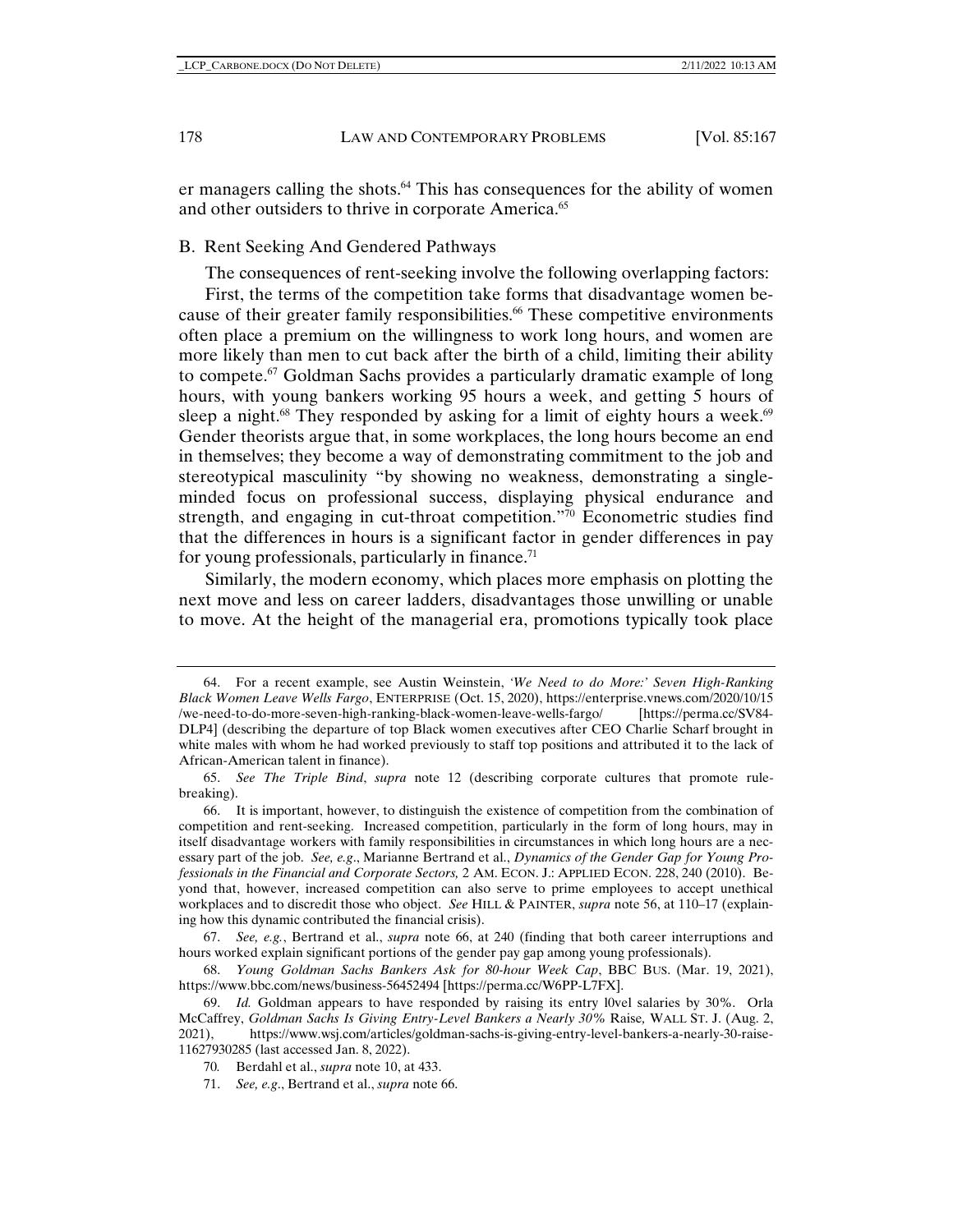er managers calling the shots.[64] This has consequences for the ability of women and other outsiders to thrive in corporate America.[65]

## B. Rent Seeking And Gendered Pathways

The consequences of rent-seeking involve the following overlapping factors:

First, the terms of the competition take forms that disadvantage women because of their greater family responsibilities.[66] These competitive environments often place a premium on the willingness to work long hours, and women are more likely than men to cut back after the birth of a child, limiting their ability to compete.[67] Goldman Sachs provides a particularly dramatic example of long hours, with young bankers working 95 hours a week, and getting 5 hours of sleep a night.[68] They responded by asking for a limit of eighty hours a week.[69] Gender theorists argue that, in some workplaces, the long hours become an end in themselves; they become a way of demonstrating commitment to the job and stereotypical masculinity "by showing no weakness, demonstrating a single-minded focus on professional success, displaying physical endurance and strength, and engaging in cut-throat competition."[70] Econometric studies find that the differences in hours is a significant factor in gender differences in pay for young professionals, particularly in finance.[71]

Similarly, the modern economy, which places more emphasis on plotting the next move and less on career ladders, disadvantages those unwilling or unable to move. At the height of the managerial era, promotions typically took place

---

64. For a recent example, see Austin Weinstein, *'We Need to do More:' Seven High-Ranking Black Women Leave Wells Fargo*, ENTERPRISE (Oct. 15, 2020), https://enterprise.vnews.com/2020/10/15/we-need-to-do-more-seven-high-ranking-black-women-leave-wells-fargo/ [https://perma.cc/SV84-DLP4] (describing the departure of top Black women executives after CEO Charlie Scharf brought in white males with whom he had worked previously to staff top positions and attributed it to the lack of African-American talent in finance).

65. *See The Triple Bind*, *supra* note 12 (describing corporate cultures that promote rule-breaking).

66. It is important, however, to distinguish the existence of competition from the combination of competition and rent-seeking. Increased competition, particularly in the form of long hours, may in itself disadvantage workers with family responsibilities in circumstances in which long hours are a necessary part of the job. *See, e.g.*, Marianne Bertrand et al., *Dynamics of the Gender Gap for Young Professionals in the Financial and Corporate Sectors,* 2 AM. ECON. J.: APPLIED ECON. 228, 240 (2010). Beyond that, however, increased competition can also serve to prime employees to accept unethical workplaces and to discredit those who object. *See* HILL & PAINTER, *supra* note 56, at 110–17 (explaining how this dynamic contributed the financial crisis).

67. *See, e.g.*, Bertrand et al., *supra* note 66, at 240 (finding that both career interruptions and hours worked explain significant portions of the gender pay gap among young professionals).

68. *Young Goldman Sachs Bankers Ask for 80-hour Week Cap*, BBC BUS. (Mar. 19, 2021), https://www.bbc.com/news/business-56452494 [https://perma.cc/W6PP-L7FX].

69. *Id.* Goldman appears to have responded by raising its entry l0vel salaries by 30%. Orla McCaffrey, *Goldman Sachs Is Giving Entry-Level Bankers a Nearly 30% Raise,* WALL ST. J. (Aug. 2, 2021), https://www.wsj.com/articles/goldman-sachs-is-giving-entry-level-bankers-a-nearly-30-raise-11627930285 (last accessed Jan. 8, 2022).

70. Berdahl et al., *supra* note 10, at 433.

71. *See, e.g.*, Bertrand et al., *supra* note 66.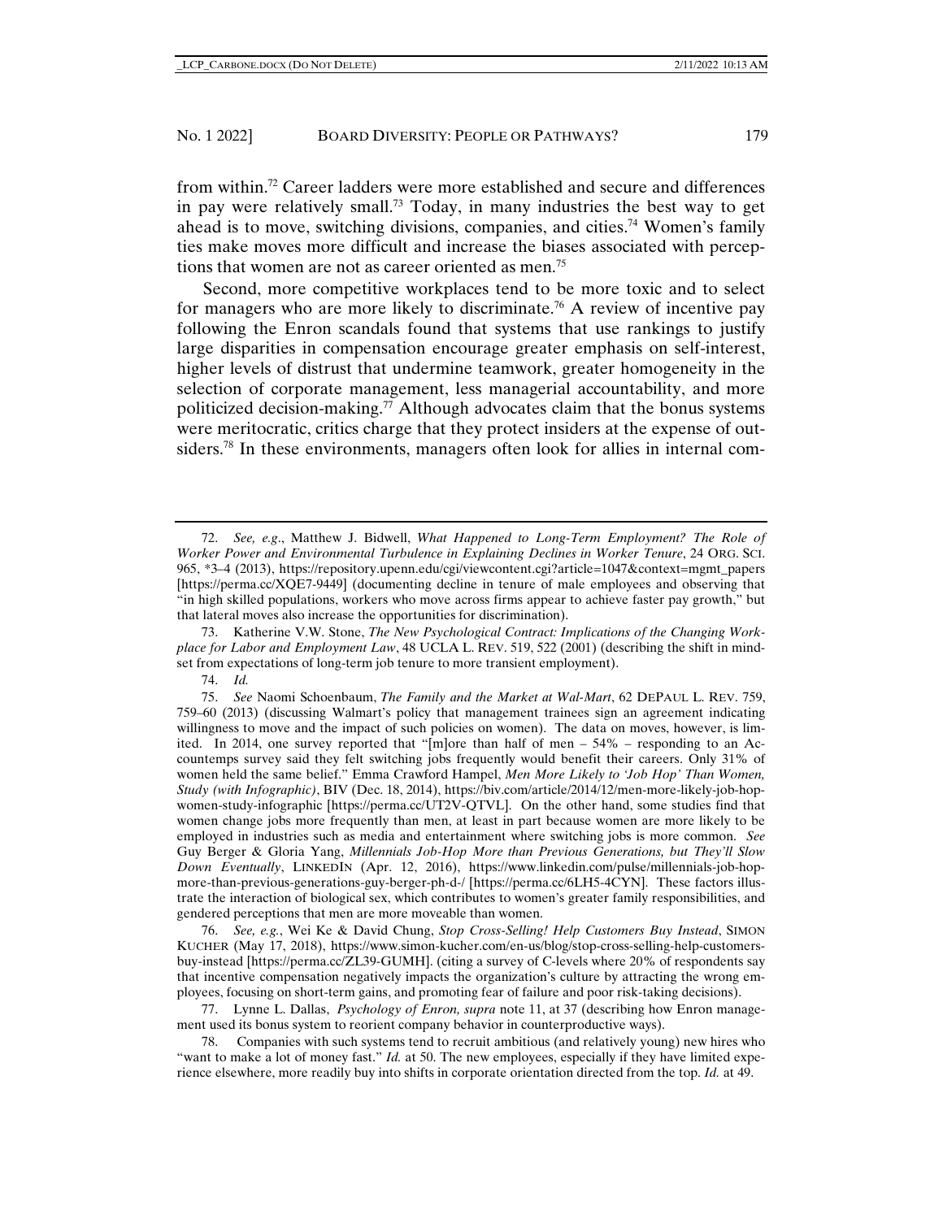from within.[72] Career ladders were more established and secure and differences in pay were relatively small.[73] Today, in many industries the best way to get ahead is to move, switching divisions, companies, and cities.[74] Women's family ties make moves more difficult and increase the biases associated with perceptions that women are not as career oriented as men.[75]

Second, more competitive workplaces tend to be more toxic and to select for managers who are more likely to discriminate.[76] A review of incentive pay following the Enron scandals found that systems that use rankings to justify large disparities in compensation encourage greater emphasis on self-interest, higher levels of distrust that undermine teamwork, greater homogeneity in the selection of corporate management, less managerial accountability, and more politicized decision-making.[77] Although advocates claim that the bonus systems were meritocratic, critics charge that they protect insiders at the expense of outsiders.[78] In these environments, managers often look for allies in internal com-

---

72. *See, e.g*., Matthew J. Bidwell, *What Happened to Long-Term Employment? The Role of Worker Power and Environmental Turbulence in Explaining Declines in Worker Tenure*, 24 ORG. SCI. 965, *3–4 (2013), https://repository.upenn.edu/cgi/viewcontent.cgi?article=1047&context=mgmt_papers [https://perma.cc/XQE7-9449] (documenting decline in tenure of male employees and observing that "in high skilled populations, workers who move across firms appear to achieve faster pay growth," but that lateral moves also increase the opportunities for discrimination).

73. Katherine V.W. Stone, *The New Psychological Contract: Implications of the Changing Workplace for Labor and Employment Law*, 48 UCLA L. REV. 519, 522 (2001) (describing the shift in mindset from expectations of long-term job tenure to more transient employment).

74. *Id.*

75. *See* Naomi Schoenbaum, *The Family and the Market at Wal-Mart*, 62 DEPAUL L. REV. 759, 759–60 (2013) (discussing Walmart's policy that management trainees sign an agreement indicating willingness to move and the impact of such policies on women). The data on moves, however, is limited. In 2014, one survey reported that "[m]ore than half of men – 54% – responding to an Accountemps survey said they felt switching jobs frequently would benefit their careers. Only 31% of women held the same belief." Emma Crawford Hampel, *Men More Likely to 'Job Hop' Than Women, Study (with Infographic)*, BIV (Dec. 18, 2014), https://biv.com/article/2014/12/men-more-likely-job-hop-women-study-infographic [https://perma.cc/UT2V-QTVL]. On the other hand, some studies find that women change jobs more frequently than men, at least in part because women are more likely to be employed in industries such as media and entertainment where switching jobs is more common. *See* Guy Berger & Gloria Yang, *Millennials Job-Hop More than Previous Generations, but They'll Slow Down Eventually*, LINKEDIN (Apr. 12, 2016), https://www.linkedin.com/pulse/millennials-job-hop-more-than-previous-generations-guy-berger-ph-d-/ [https://perma.cc/6LH5-4CYN]. These factors illustrate the interaction of biological sex, which contributes to women's greater family responsibilities, and gendered perceptions that men are more moveable than women.

76. *See, e.g.*, Wei Ke & David Chung, *Stop Cross-Selling! Help Customers Buy Instead*, SIMON KUCHER (May 17, 2018), https://www.simon-kucher.com/en-us/blog/stop-cross-selling-help-customers-buy-instead [https://perma.cc/ZL39-GUMH]. (citing a survey of C-levels where 20% of respondents say that incentive compensation negatively impacts the organization's culture by attracting the wrong employees, focusing on short-term gains, and promoting fear of failure and poor risk-taking decisions).

77. Lynne L. Dallas, *Psychology of Enron, supra* note 11, at 37 (describing how Enron management used its bonus system to reorient company behavior in counterproductive ways).

78. Companies with such systems tend to recruit ambitious (and relatively young) new hires who "want to make a lot of money fast." *Id.* at 50. The new employees, especially if they have limited experience elsewhere, more readily buy into shifts in corporate orientation directed from the top. *Id.* at 49.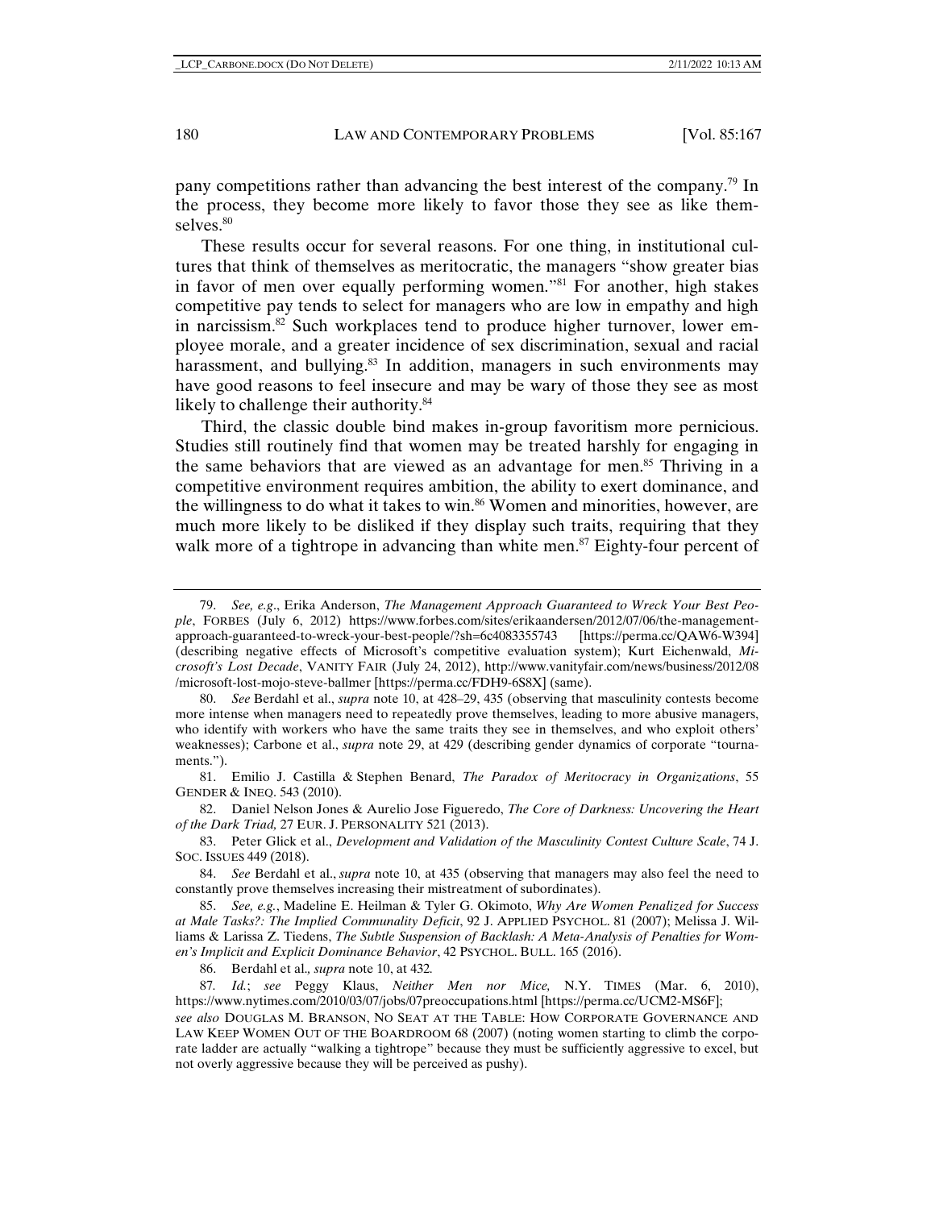pany competitions rather than advancing the best interest of the company.[79] In the process, they become more likely to favor those they see as like themselves.[80]

These results occur for several reasons. For one thing, in institutional cultures that think of themselves as meritocratic, the managers "show greater bias in favor of men over equally performing women."[81] For another, high stakes competitive pay tends to select for managers who are low in empathy and high in narcissism.[82] Such workplaces tend to produce higher turnover, lower employee morale, and a greater incidence of sex discrimination, sexual and racial harassment, and bullying.[83] In addition, managers in such environments may have good reasons to feel insecure and may be wary of those they see as most likely to challenge their authority.[84]

Third, the classic double bind makes in-group favoritism more pernicious. Studies still routinely find that women may be treated harshly for engaging in the same behaviors that are viewed as an advantage for men.[85] Thriving in a competitive environment requires ambition, the ability to exert dominance, and the willingness to do what it takes to win.[86] Women and minorities, however, are much more likely to be disliked if they display such traits, requiring that they walk more of a tightrope in advancing than white men.[87] Eighty-four percent of

---

79. *See, e.g.*, Erika Anderson, *The Management Approach Guaranteed to Wreck Your Best People*, FORBES (July 6, 2012) https://www.forbes.com/sites/erikaandersen/2012/07/06/the-management-approach-guaranteed-to-wreck-your-best-people/?sh=6c4083355743 [https://perma.cc/QAW6-W394] (describing negative effects of Microsoft's competitive evaluation system); Kurt Eichenwald, *Microsoft's Lost Decade*, VANITY FAIR (July 24, 2012), http://www.vanityfair.com/news/business/2012/08/microsoft-lost-mojo-steve-ballmer [https://perma.cc/FDH9-6S8X] (same).

80. *See* Berdahl et al., *supra* note 10, at 428–29, 435 (observing that masculinity contests become more intense when managers need to repeatedly prove themselves, leading to more abusive managers, who identify with workers who have the same traits they see in themselves, and who exploit others' weaknesses); Carbone et al., *supra* note 29, at 429 (describing gender dynamics of corporate "tournaments.").

81. Emilio J. Castilla & Stephen Benard, *The Paradox of Meritocracy in Organizations*, 55 GENDER & INEQ. 543 (2010).

82. Daniel Nelson Jones & Aurelio Jose Figueredo, *The Core of Darkness: Uncovering the Heart of the Dark Triad,* 27 EUR. J. PERSONALITY 521 (2013).

83. Peter Glick et al., *Development and Validation of the Masculinity Contest Culture Scale*, 74 J. SOC. ISSUES 449 (2018).

84. *See* Berdahl et al., *supra* note 10, at 435 (observing that managers may also feel the need to constantly prove themselves increasing their mistreatment of subordinates).

85. *See, e.g.*, Madeline E. Heilman & Tyler G. Okimoto, *Why Are Women Penalized for Success at Male Tasks?: The Implied Communality Deficit*, 92 J. APPLIED PSYCHOL. 81 (2007); Melissa J. Williams & Larissa Z. Tiedens, *The Subtle Suspension of Backlash: A Meta-Analysis of Penalties for Women's Implicit and Explicit Dominance Behavior*, 42 PSYCHOL. BULL. 165 (2016).

86. Berdahl et al.*, supra* note 10, at 432.

87. *Id.*; *see* Peggy Klaus, *Neither Men nor Mice,* N.Y. TIMES (Mar. 6, 2010), https://www.nytimes.com/2010/03/07/jobs/07preoccupations.html [https://perma.cc/UCM2-MS6F]; *see also* DOUGLAS M. BRANSON, NO SEAT AT THE TABLE: HOW CORPORATE GOVERNANCE AND LAW KEEP WOMEN OUT OF THE BOARDROOM 68 (2007) (noting women starting to climb the corporate ladder are actually "walking a tightrope" because they must be sufficiently aggressive to excel, but not overly aggressive because they will be perceived as pushy).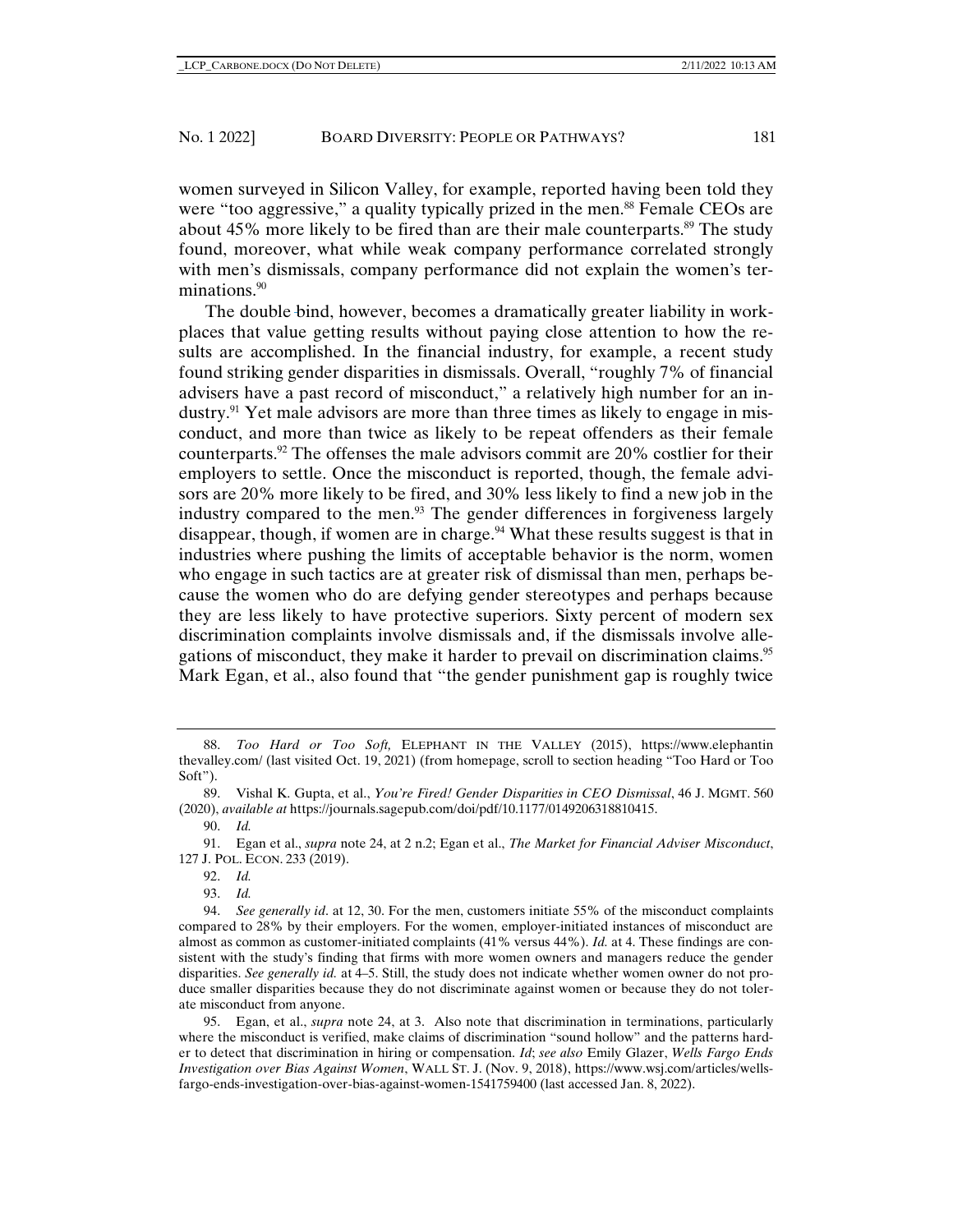women surveyed in Silicon Valley, for example, reported having been told they were "too aggressive," a quality typically prized in the men.[88] Female CEOs are about 45% more likely to be fired than are their male counterparts.[89] The study found, moreover, what while weak company performance correlated strongly with men's dismissals, company performance did not explain the women's terminations.[90]

The double bind, however, becomes a dramatically greater liability in workplaces that value getting results without paying close attention to how the results are accomplished. In the financial industry, for example, a recent study found striking gender disparities in dismissals. Overall, "roughly 7% of financial advisers have a past record of misconduct," a relatively high number for an industry.[91] Yet male advisors are more than three times as likely to engage in misconduct, and more than twice as likely to be repeat offenders as their female counterparts.[92] The offenses the male advisors commit are 20% costlier for their employers to settle. Once the misconduct is reported, though, the female advisors are 20% more likely to be fired, and 30% less likely to find a new job in the industry compared to the men.[93] The gender differences in forgiveness largely disappear, though, if women are in charge.[94] What these results suggest is that in industries where pushing the limits of acceptable behavior is the norm, women who engage in such tactics are at greater risk of dismissal than men, perhaps because the women who do are defying gender stereotypes and perhaps because they are less likely to have protective superiors. Sixty percent of modern sex discrimination complaints involve dismissals and, if the dismissals involve allegations of misconduct, they make it harder to prevail on discrimination claims.[95] Mark Egan, et al., also found that "the gender punishment gap is roughly twice

---

88. *Too Hard or Too Soft,* ELEPHANT IN THE VALLEY (2015), https://www.elephantinthevalley.com/ (last visited Oct. 19, 2021) (from homepage, scroll to section heading "Too Hard or Too Soft").

89. Vishal K. Gupta, et al., *You're Fired! Gender Disparities in CEO Dismissal*, 46 J. MGMT. 560 (2020), *available at* https://journals.sagepub.com/doi/pdf/10.1177/0149206318810415.

90. *Id.*

91. Egan et al., *supra* note 24, at 2 n.2; Egan et al., *The Market for Financial Adviser Misconduct*, 127 J. POL. ECON. 233 (2019).

92. *Id.*

93. *Id.*

94. *See generally id*. at 12, 30. For the men, customers initiate 55% of the misconduct complaints compared to 28% by their employers. For the women, employer-initiated instances of misconduct are almost as common as customer-initiated complaints (41% versus 44%). *Id.* at 4. These findings are consistent with the study's finding that firms with more women owners and managers reduce the gender disparities. *See generally id.* at 4–5. Still, the study does not indicate whether women owner do not produce smaller disparities because they do not discriminate against women or because they do not tolerate misconduct from anyone.

95. Egan, et al., *supra* note 24, at 3. Also note that discrimination in terminations, particularly where the misconduct is verified, make claims of discrimination "sound hollow" and the patterns harder to detect that discrimination in hiring or compensation. *Id*; *see also* Emily Glazer, *Wells Fargo Ends Investigation over Bias Against Women*, WALL ST. J. (Nov. 9, 2018), https://www.wsj.com/articles/wells-fargo-ends-investigation-over-bias-against-women-1541759400 (last accessed Jan. 8, 2022).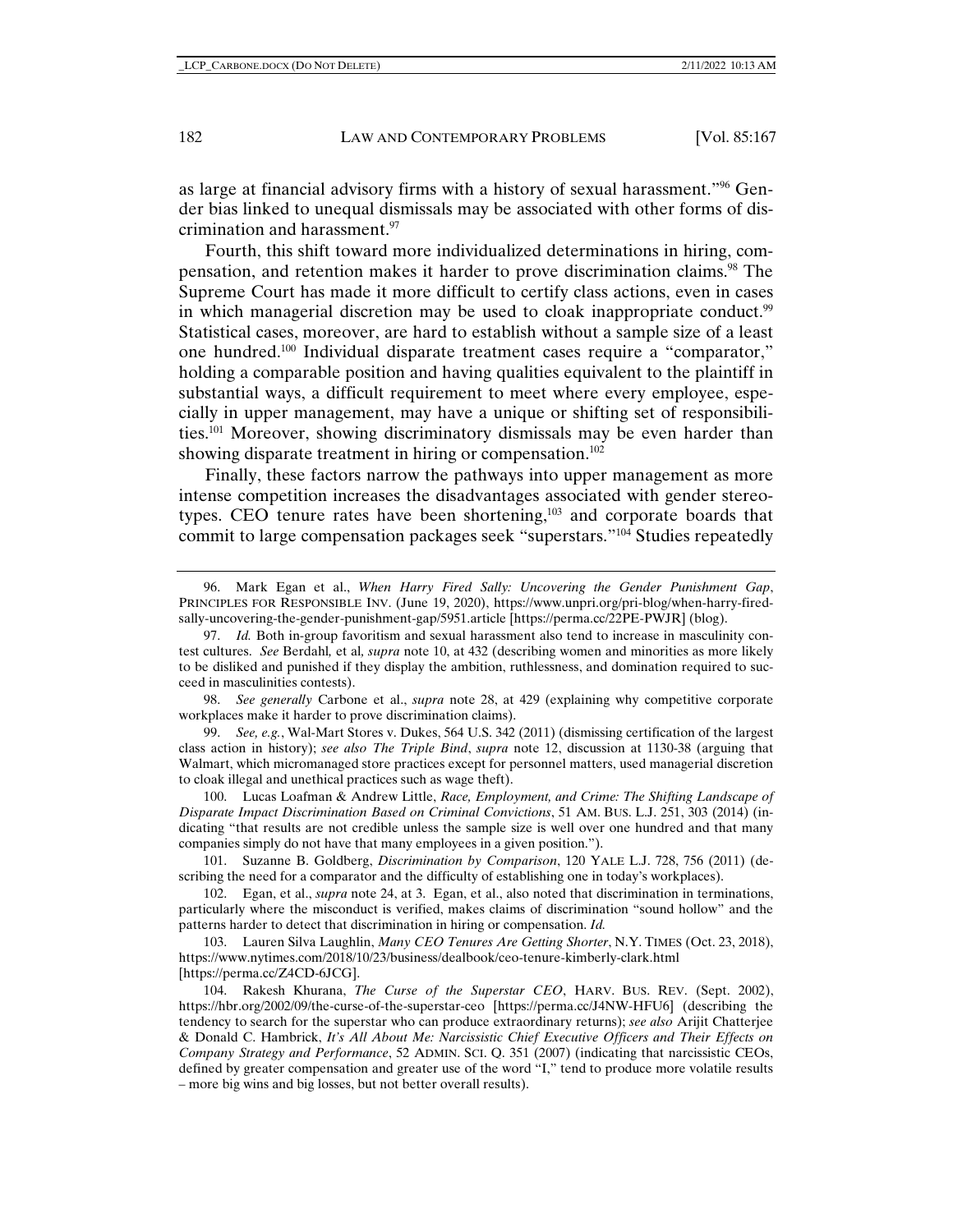as large at financial advisory firms with a history of sexual harassment."[96] Gender bias linked to unequal dismissals may be associated with other forms of discrimination and harassment.[97]

Fourth, this shift toward more individualized determinations in hiring, compensation, and retention makes it harder to prove discrimination claims.[98] The Supreme Court has made it more difficult to certify class actions, even in cases in which managerial discretion may be used to cloak inappropriate conduct.[99] Statistical cases, moreover, are hard to establish without a sample size of a least one hundred.[100] Individual disparate treatment cases require a "comparator," holding a comparable position and having qualities equivalent to the plaintiff in substantial ways, a difficult requirement to meet where every employee, especially in upper management, may have a unique or shifting set of responsibilities.[101] Moreover, showing discriminatory dismissals may be even harder than showing disparate treatment in hiring or compensation.[102]

Finally, these factors narrow the pathways into upper management as more intense competition increases the disadvantages associated with gender stereotypes. CEO tenure rates have been shortening,[103] and corporate boards that commit to large compensation packages seek "superstars."[104] Studies repeatedly

---

96. Mark Egan et al., *When Harry Fired Sally: Uncovering the Gender Punishment Gap*, PRINCIPLES FOR RESPONSIBLE INV. (June 19, 2020), https://www.unpri.org/pri-blog/when-harry-fired-sally-uncovering-the-gender-punishment-gap/5951.article [https://perma.cc/22PE-PWJR] (blog).

97. *Id.* Both in-group favoritism and sexual harassment also tend to increase in masculinity contest cultures. *See* Berdahl, et al, *supra* note 10, at 432 (describing women and minorities as more likely to be disliked and punished if they display the ambition, ruthlessness, and domination required to succeed in masculinities contests).

98. *See generally* Carbone et al., *supra* note 28, at 429 (explaining why competitive corporate workplaces make it harder to prove discrimination claims).

99. *See, e.g.*, Wal-Mart Stores v. Dukes, 564 U.S. 342 (2011) (dismissing certification of the largest class action in history); *see also The Triple Bind*, *supra* note 12, discussion at 1130-38 (arguing that Walmart, which micromanaged store practices except for personnel matters, used managerial discretion to cloak illegal and unethical practices such as wage theft).

100. Lucas Loafman & Andrew Little, *Race, Employment, and Crime: The Shifting Landscape of Disparate Impact Discrimination Based on Criminal Convictions*, 51 AM. BUS. L.J. 251, 303 (2014) (indicating "that results are not credible unless the sample size is well over one hundred and that many companies simply do not have that many employees in a given position.").

101. Suzanne B. Goldberg, *Discrimination by Comparison*, 120 YALE L.J. 728, 756 (2011) (describing the need for a comparator and the difficulty of establishing one in today's workplaces).

102. Egan, et al., *supra* note 24, at 3. Egan, et al., also noted that discrimination in terminations, particularly where the misconduct is verified, makes claims of discrimination "sound hollow" and the patterns harder to detect that discrimination in hiring or compensation. *Id.*

103. Lauren Silva Laughlin, *Many CEO Tenures Are Getting Shorter*, N.Y. TIMES (Oct. 23, 2018), https://www.nytimes.com/2018/10/23/business/dealbook/ceo-tenure-kimberly-clark.html [https://perma.cc/Z4CD-6JCG].

104. Rakesh Khurana, *The Curse of the Superstar CEO*, HARV. BUS. REV. (Sept. 2002), https://hbr.org/2002/09/the-curse-of-the-superstar-ceo [https://perma.cc/J4NW-HFU6] (describing the tendency to search for the superstar who can produce extraordinary returns); *see also* Arijit Chatterjee & Donald C. Hambrick, *It's All About Me: Narcissistic Chief Executive Officers and Their Effects on Company Strategy and Performance*, 52 ADMIN. SCI. Q. 351 (2007) (indicating that narcissistic CEOs, defined by greater compensation and greater use of the word "I," tend to produce more volatile results – more big wins and big losses, but not better overall results).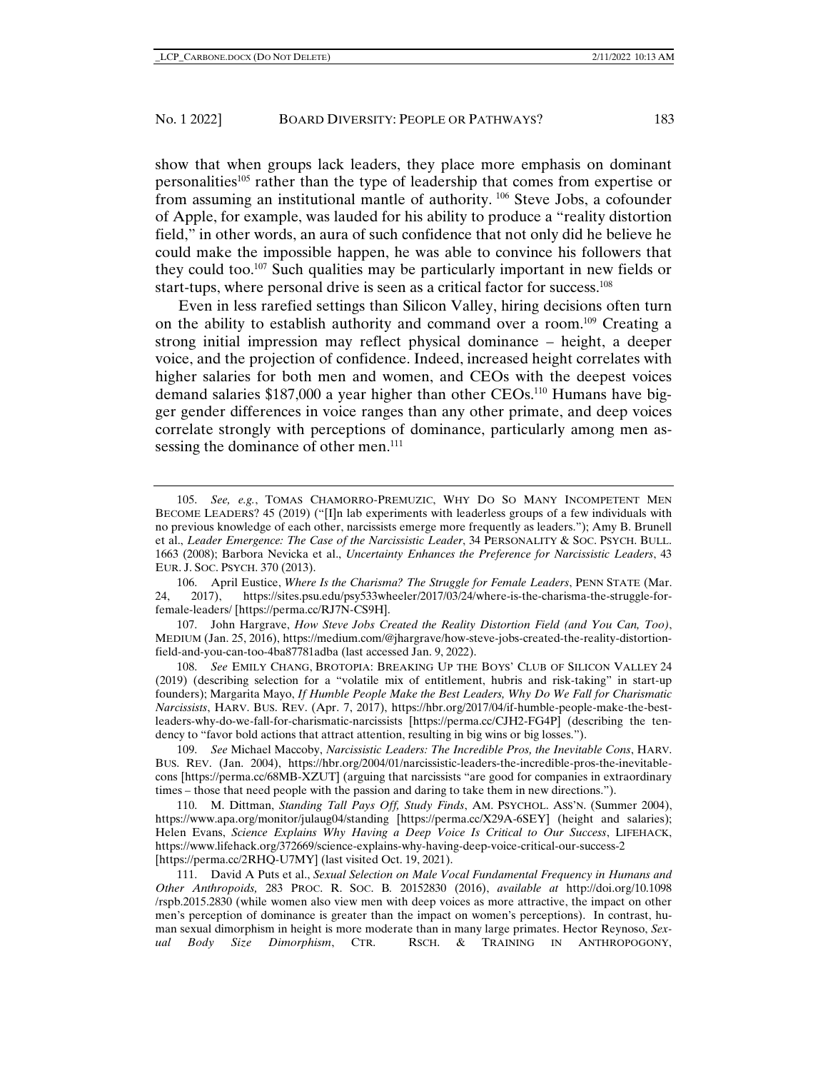show that when groups lack leaders, they place more emphasis on dominant personalities[105] rather than the type of leadership that comes from expertise or from assuming an institutional mantle of authority. [106] Steve Jobs, a cofounder of Apple, for example, was lauded for his ability to produce a "reality distortion field," in other words, an aura of such confidence that not only did he believe he could make the impossible happen, he was able to convince his followers that they could too.[107] Such qualities may be particularly important in new fields or start-tups, where personal drive is seen as a critical factor for success.[108]

Even in less rarefied settings than Silicon Valley, hiring decisions often turn on the ability to establish authority and command over a room.[109] Creating a strong initial impression may reflect physical dominance – height, a deeper voice, and the projection of confidence. Indeed, increased height correlates with higher salaries for both men and women, and CEOs with the deepest voices demand salaries $187,000 a year higher than other CEOs.[110] Humans have bigger gender differences in voice ranges than any other primate, and deep voices correlate strongly with perceptions of dominance, particularly among men assessing the dominance of other men.[111]

---

105. *See, e.g.*, TOMAS CHAMORRO-PREMUZIC, WHY DO SO MANY INCOMPETENT MEN BECOME LEADERS? 45 (2019) ("[I]n lab experiments with leaderless groups of a few individuals with no previous knowledge of each other, narcissists emerge more frequently as leaders."); Amy B. Brunell et al., *Leader Emergence: The Case of the Narcissistic Leader*, 34 PERSONALITY & SOC. PSYCH. BULL. 1663 (2008); Barbora Nevicka et al., *Uncertainty Enhances the Preference for Narcissistic Leaders*, 43 EUR. J. SOC. PSYCH. 370 (2013).

106. April Eustice, *Where Is the Charisma? The Struggle for Female Leaders*, PENN STATE (Mar. 24, 2017), https://sites.psu.edu/psy533wheeler/2017/03/24/where-is-the-charisma-the-struggle-for-female-leaders/ [https://perma.cc/RJ7N-CS9H].

107. John Hargrave, *How Steve Jobs Created the Reality Distortion Field (and You Can, Too)*, MEDIUM (Jan. 25, 2016), https://medium.com/@jhargrave/how-steve-jobs-created-the-reality-distortion-field-and-you-can-too-4ba87781adba (last accessed Jan. 9, 2022).

108. *See* EMILY CHANG, BROTOPIA: BREAKING UP THE BOYS' CLUB OF SILICON VALLEY 24 (2019) (describing selection for a "volatile mix of entitlement, hubris and risk-taking" in start-up founders); Margarita Mayo, *If Humble People Make the Best Leaders, Why Do We Fall for Charismatic Narcissists*, HARV. BUS. REV. (Apr. 7, 2017), https://hbr.org/2017/04/if-humble-people-make-the-best-leaders-why-do-we-fall-for-charismatic-narcissists [https://perma.cc/CJH2-FG4P] (describing the tendency to "favor bold actions that attract attention, resulting in big wins or big losses.").

109. *See* Michael Maccoby, *Narcissistic Leaders: The Incredible Pros, the Inevitable Cons*, HARV. BUS. REV. (Jan. 2004), https://hbr.org/2004/01/narcissistic-leaders-the-incredible-pros-the-inevitable-cons [https://perma.cc/68MB-XZUT] (arguing that narcissists "are good for companies in extraordinary times – those that need people with the passion and daring to take them in new directions.").

110. M. Dittman, *Standing Tall Pays Off, Study Finds*, AM. PSYCHOL. ASS'N. (Summer 2004), https://www.apa.org/monitor/julaug04/standing [https://perma.cc/X29A-6SEY] (height and salaries); Helen Evans, *Science Explains Why Having a Deep Voice Is Critical to Our Success*, LIFEHACK, https://www.lifehack.org/372669/science-explains-why-having-deep-voice-critical-our-success-2 [https://perma.cc/2RHQ-U7MY] (last visited Oct. 19, 2021).

111. David A Puts et al., *Sexual Selection on Male Vocal Fundamental Frequency in Humans and Other Anthropoids,* 283 PROC. R. SOC. B. 20152830 (2016), *available at* http://doi.org/10.1098/rspb.2015.2830 (while women also view men with deep voices as more attractive, the impact on other men's perception of dominance is greater than the impact on women's perceptions). In contrast, human sexual dimorphism in height is more moderate than in many large primates. Hector Reynoso, *Sexual Body Size Dimorphism*, CTR. RSCH. & TRAINING IN ANTHROPOGONY,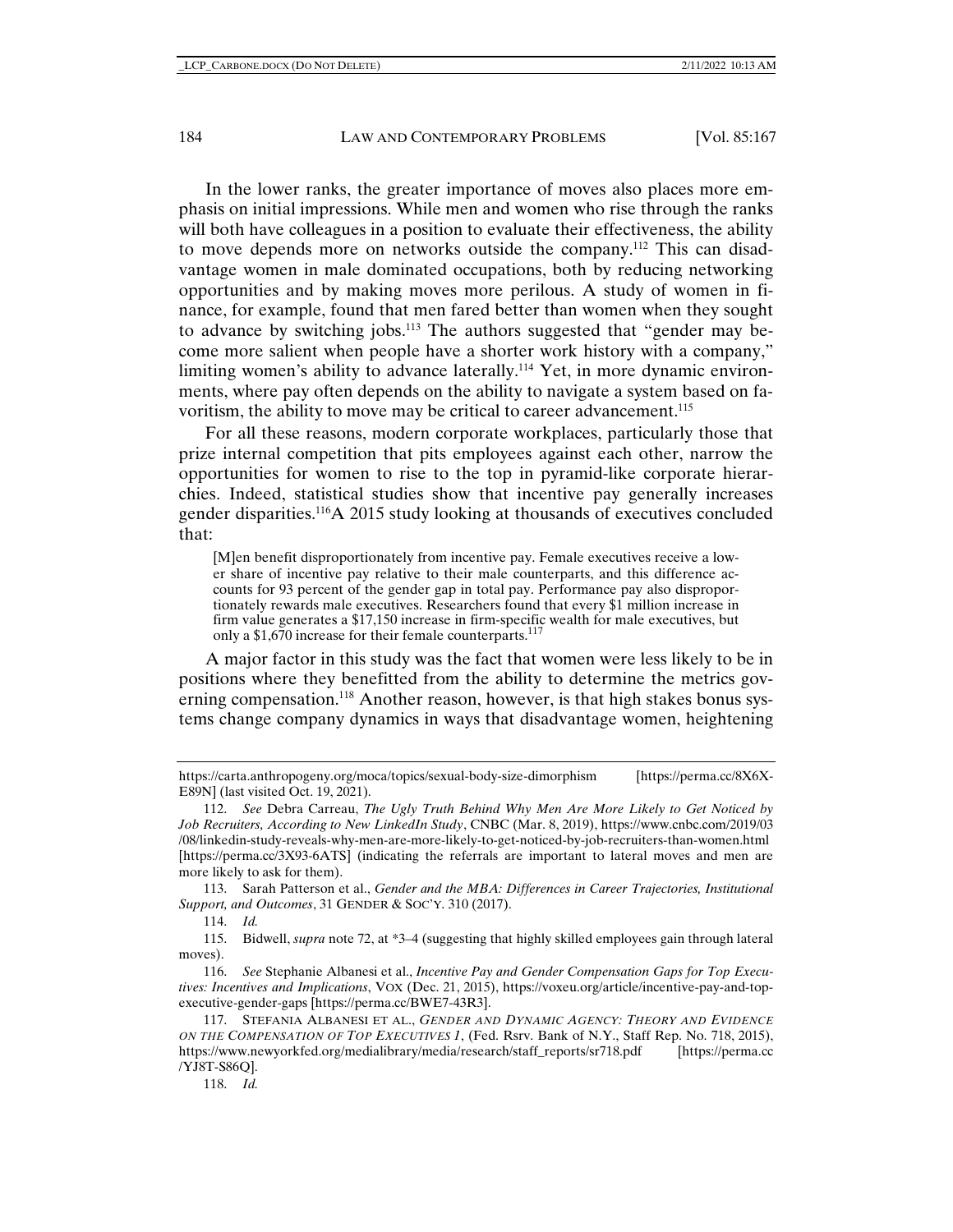In the lower ranks, the greater importance of moves also places more emphasis on initial impressions. While men and women who rise through the ranks will both have colleagues in a position to evaluate their effectiveness, the ability to move depends more on networks outside the company.[112] This can disadvantage women in male dominated occupations, both by reducing networking opportunities and by making moves more perilous. A study of women in finance, for example, found that men fared better than women when they sought to advance by switching jobs.[113] The authors suggested that "gender may become more salient when people have a shorter work history with a company," limiting women's ability to advance laterally.[114] Yet, in more dynamic environments, where pay often depends on the ability to navigate a system based on favoritism, the ability to move may be critical to career advancement.[115]

For all these reasons, modern corporate workplaces, particularly those that prize internal competition that pits employees against each other, narrow the opportunities for women to rise to the top in pyramid-like corporate hierarchies. Indeed, statistical studies show that incentive pay generally increases gender disparities.[116] A 2015 study looking at thousands of executives concluded that:

> [M]en benefit disproportionately from incentive pay. Female executives receive a lower share of incentive pay relative to their male counterparts, and this difference accounts for 93 percent of the gender gap in total pay. Performance pay also disproportionately rewards male executives. Researchers found that every $1 million increase in firm value generates a $17,150 increase in firm-specific wealth for male executives, but only a $1,670 increase for their female counterparts.[117]

A major factor in this study was the fact that women were less likely to be in positions where they benefitted from the ability to determine the metrics governing compensation.[118] Another reason, however, is that high stakes bonus systems change company dynamics in ways that disadvantage women, heightening

---

https://carta.anthropogeny.org/moca/topics/sexual-body-size-dimorphism [https://perma.cc/8X6X-E89N] (last visited Oct. 19, 2021).

112. *See* Debra Carreau, *The Ugly Truth Behind Why Men Are More Likely to Get Noticed by Job Recruiters, According to New LinkedIn Study*, CNBC (Mar. 8, 2019), https://www.cnbc.com/2019/03/08/linkedin-study-reveals-why-men-are-more-likely-to-get-noticed-by-job-recruiters-than-women.html [https://perma.cc/3X93-6ATS] (indicating the referrals are important to lateral moves and men are more likely to ask for them).

113. Sarah Patterson et al., *Gender and the MBA: Differences in Career Trajectories, Institutional Support, and Outcomes*, 31 GENDER & SOC'Y. 310 (2017).

114. *Id.*

115. Bidwell, *supra* note 72, at *3–4 (suggesting that highly skilled employees gain through lateral moves).

116. *See* Stephanie Albanesi et al., *Incentive Pay and Gender Compensation Gaps for Top Executives: Incentives and Implications*, VOX (Dec. 21, 2015), https://voxeu.org/article/incentive-pay-and-top-executive-gender-gaps [https://perma.cc/BWE7-43R3].

117. STEFANIA ALBANESI ET AL., *GENDER AND DYNAMIC AGENCY: THEORY AND EVIDENCE ON THE COMPENSATION OF TOP EXECUTIVES 1*, (Fed. Rsrv. Bank of N.Y., Staff Rep. No. 718, 2015), https://www.newyorkfed.org/medialibrary/media/research/staff_reports/sr718.pdf [https://perma.cc/YJ8T-S86Q].

118. *Id.*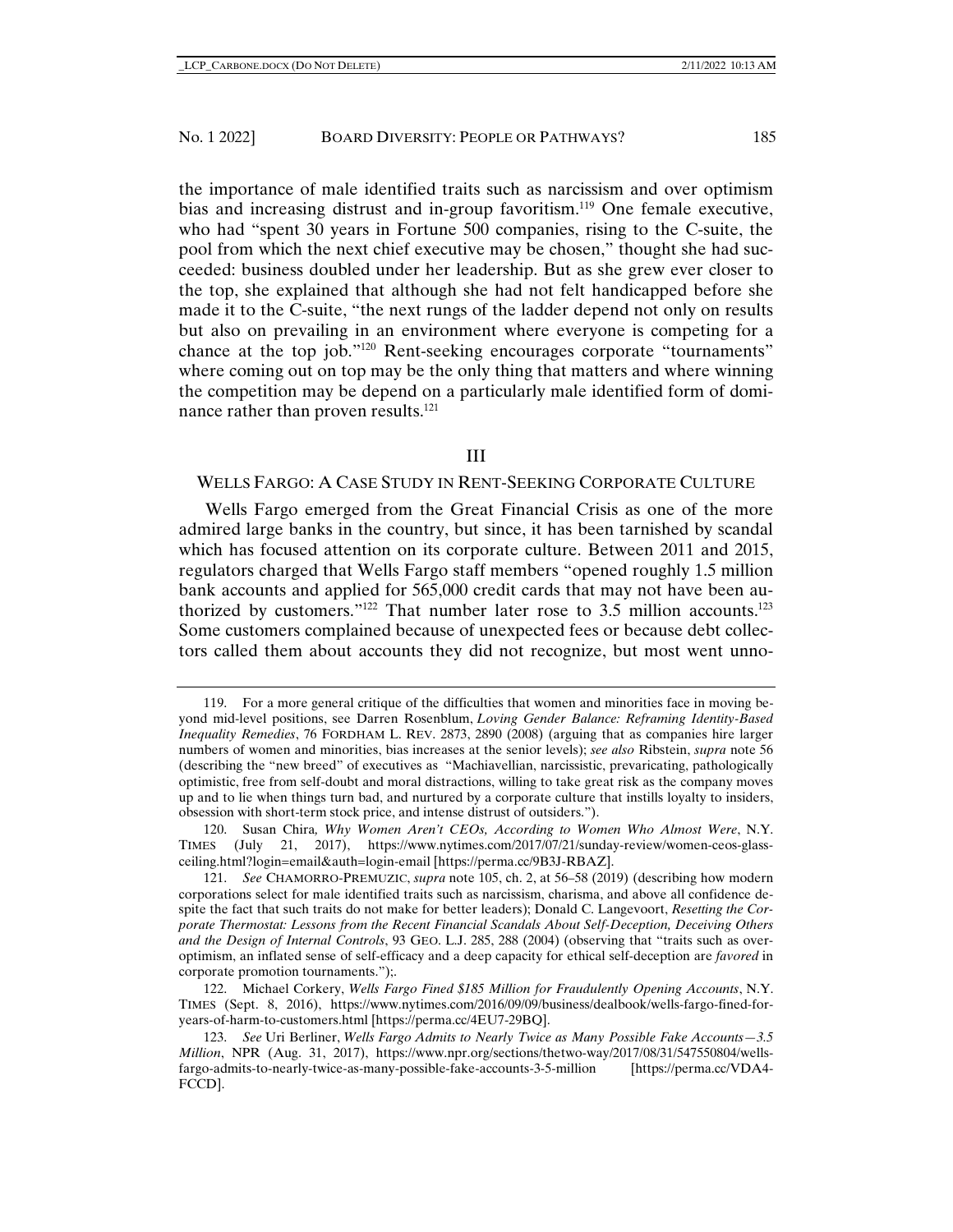the importance of male identified traits such as narcissism and over optimism bias and increasing distrust and in-group favoritism.[119] One female executive, who had "spent 30 years in Fortune 500 companies, rising to the C-suite, the pool from which the next chief executive may be chosen," thought she had succeeded: business doubled under her leadership. But as she grew ever closer to the top, she explained that although she had not felt handicapped before she made it to the C-suite, "the next rungs of the ladder depend not only on results but also on prevailing in an environment where everyone is competing for a chance at the top job."[120] Rent-seeking encourages corporate "tournaments" where coming out on top may be the only thing that matters and where winning the competition may be depend on a particularly male identified form of dominance rather than proven results.[121]

## III

## WELLS FARGO: A CASE STUDY IN RENT-SEEKING CORPORATE CULTURE

Wells Fargo emerged from the Great Financial Crisis as one of the more admired large banks in the country, but since, it has been tarnished by scandal which has focused attention on its corporate culture. Between 2011 and 2015, regulators charged that Wells Fargo staff members "opened roughly 1.5 million bank accounts and applied for 565,000 credit cards that may not have been authorized by customers."[122] That number later rose to 3.5 million accounts.[123] Some customers complained because of unexpected fees or because debt collectors called them about accounts they did not recognize, but most went unno-

---

119. For a more general critique of the difficulties that women and minorities face in moving beyond mid-level positions, see Darren Rosenblum, *Loving Gender Balance: Reframing Identity-Based Inequality Remedies*, 76 FORDHAM L. REV. 2873, 2890 (2008) (arguing that as companies hire larger numbers of women and minorities, bias increases at the senior levels); *see also* Ribstein, *supra* note 56 (describing the "new breed" of executives as "Machiavellian, narcissistic, prevaricating, pathologically optimistic, free from self-doubt and moral distractions, willing to take great risk as the company moves up and to lie when things turn bad, and nurtured by a corporate culture that instills loyalty to insiders, obsession with short-term stock price, and intense distrust of outsiders.").

120. Susan Chira*, Why Women Aren't CEOs, According to Women Who Almost Were*, N.Y. TIMES (July 21, 2017), https://www.nytimes.com/2017/07/21/sunday-review/women-ceos-glass-ceiling.html?login=email&auth=login-email [https://perma.cc/9B3J-RBAZ].

121. *See* CHAMORRO-PREMUZIC, *supra* note 105, ch. 2, at 56–58 (2019) (describing how modern corporations select for male identified traits such as narcissism, charisma, and above all confidence despite the fact that such traits do not make for better leaders); Donald C. Langevoort, *Resetting the Corporate Thermostat: Lessons from the Recent Financial Scandals About Self-Deception, Deceiving Others and the Design of Internal Controls*, 93 GEO. L.J. 285, 288 (2004) (observing that "traits such as over-optimism, an inflated sense of self-efficacy and a deep capacity for ethical self-deception are *favored* in corporate promotion tournaments.");.

122. Michael Corkery, *Wells Fargo Fined $185 Million for Fraudulently Opening Accounts*, N.Y. TIMES (Sept. 8, 2016), https://www.nytimes.com/2016/09/09/business/dealbook/wells-fargo-fined-for-years-of-harm-to-customers.html [https://perma.cc/4EU7-29BQ].

123. *See* Uri Berliner, *Wells Fargo Admits to Nearly Twice as Many Possible Fake Accounts—3.5 Million*, NPR (Aug. 31, 2017), https://www.npr.org/sections/thetwo-way/2017/08/31/547550804/wells-fargo-admits-to-nearly-twice-as-many-possible-fake-accounts-3-5-million [https://perma.cc/VDA4-FCCD].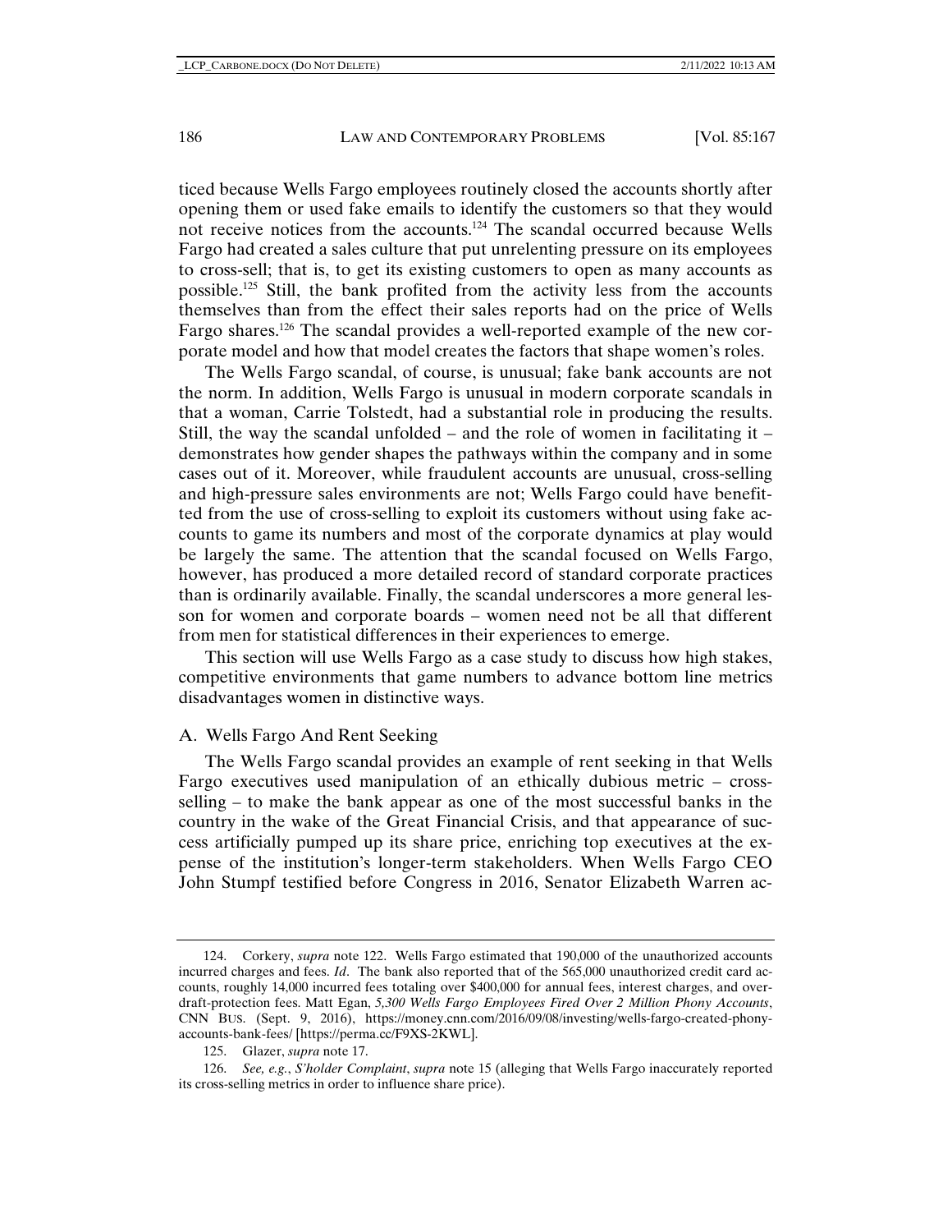ticed because Wells Fargo employees routinely closed the accounts shortly after opening them or used fake emails to identify the customers so that they would not receive notices from the accounts.[124] The scandal occurred because Wells Fargo had created a sales culture that put unrelenting pressure on its employees to cross-sell; that is, to get its existing customers to open as many accounts as possible.[125] Still, the bank profited from the activity less from the accounts themselves than from the effect their sales reports had on the price of Wells Fargo shares.[126] The scandal provides a well-reported example of the new corporate model and how that model creates the factors that shape women's roles.

The Wells Fargo scandal, of course, is unusual; fake bank accounts are not the norm. In addition, Wells Fargo is unusual in modern corporate scandals in that a woman, Carrie Tolstedt, had a substantial role in producing the results. Still, the way the scandal unfolded – and the role of women in facilitating it – demonstrates how gender shapes the pathways within the company and in some cases out of it. Moreover, while fraudulent accounts are unusual, cross-selling and high-pressure sales environments are not; Wells Fargo could have benefitted from the use of cross-selling to exploit its customers without using fake accounts to game its numbers and most of the corporate dynamics at play would be largely the same. The attention that the scandal focused on Wells Fargo, however, has produced a more detailed record of standard corporate practices than is ordinarily available. Finally, the scandal underscores a more general lesson for women and corporate boards – women need not be all that different from men for statistical differences in their experiences to emerge.

This section will use Wells Fargo as a case study to discuss how high stakes, competitive environments that game numbers to advance bottom line metrics disadvantages women in distinctive ways.

### A. Wells Fargo And Rent Seeking

The Wells Fargo scandal provides an example of rent seeking in that Wells Fargo executives used manipulation of an ethically dubious metric – cross-selling – to make the bank appear as one of the most successful banks in the country in the wake of the Great Financial Crisis, and that appearance of success artificially pumped up its share price, enriching top executives at the expense of the institution's longer-term stakeholders. When Wells Fargo CEO John Stumpf testified before Congress in 2016, Senator Elizabeth Warren ac-

---

124. Corkery, *supra* note 122. Wells Fargo estimated that 190,000 of the unauthorized accounts incurred charges and fees. *Id*. The bank also reported that of the 565,000 unauthorized credit card accounts, roughly 14,000 incurred fees totaling over $400,000 for annual fees, interest charges, and overdraft-protection fees. Matt Egan, *5,300 Wells Fargo Employees Fired Over 2 Million Phony Accounts*, CNN BUS. (Sept. 9, 2016), https://money.cnn.com/2016/09/08/investing/wells-fargo-created-phony-accounts-bank-fees/ [https://perma.cc/F9XS-2KWL].

125. Glazer, *supra* note 17.

126. *See, e.g.*, *S'holder Complaint*, *supra* note 15 (alleging that Wells Fargo inaccurately reported its cross-selling metrics in order to influence share price).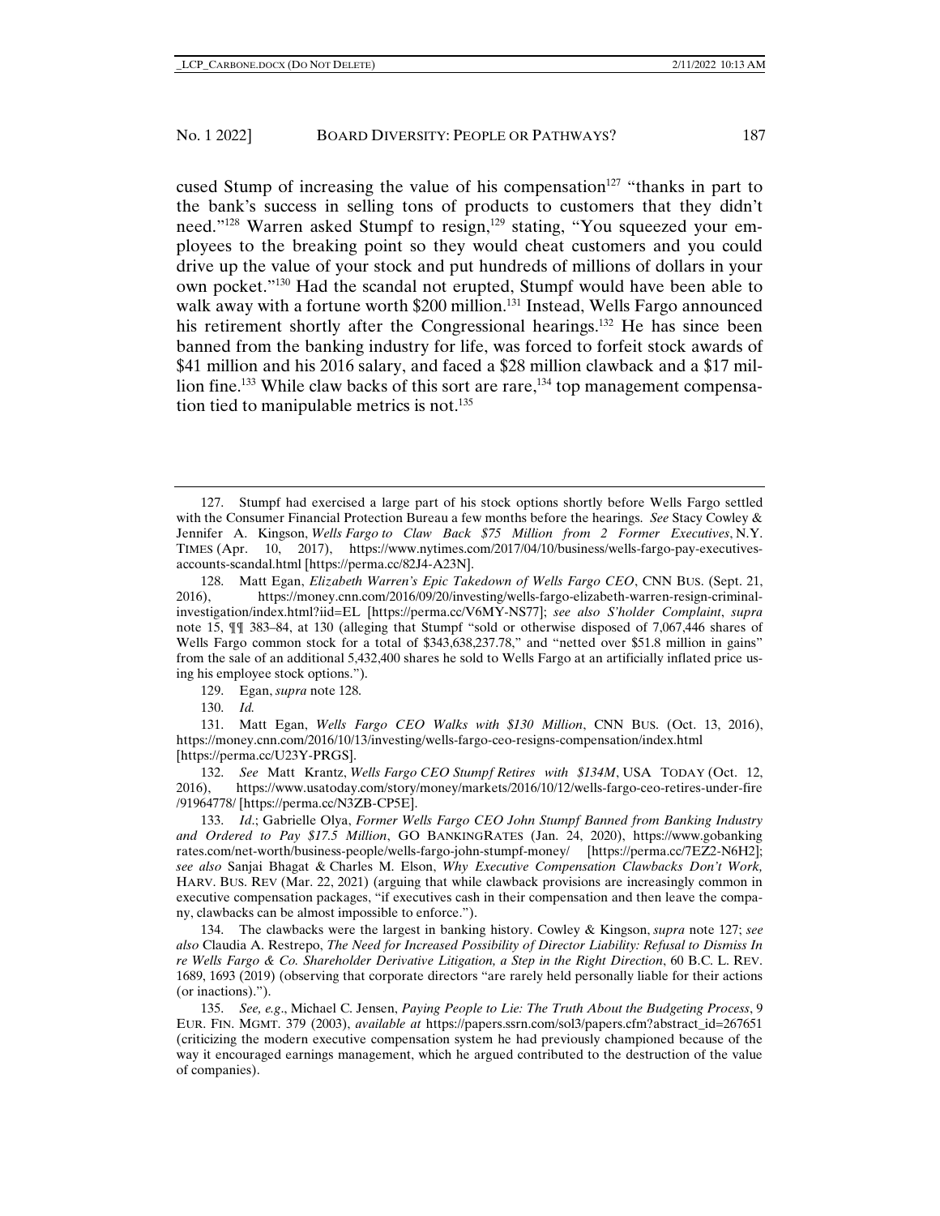cused Stump of increasing the value of his compensation[127] "thanks in part to the bank's success in selling tons of products to customers that they didn't need."[128] Warren asked Stumpf to resign,[129] stating, "You squeezed your employees to the breaking point so they would cheat customers and you could drive up the value of your stock and put hundreds of millions of dollars in your own pocket."[130] Had the scandal not erupted, Stumpf would have been able to walk away with a fortune worth $200 million.[131] Instead, Wells Fargo announced his retirement shortly after the Congressional hearings.[132] He has since been banned from the banking industry for life, was forced to forfeit stock awards of $41 million and his 2016 salary, and faced a $28 million clawback and a $17 million fine.[133] While claw backs of this sort are rare,[134] top management compensation tied to manipulable metrics is not.[135]

---

127. Stumpf had exercised a large part of his stock options shortly before Wells Fargo settled with the Consumer Financial Protection Bureau a few months before the hearings. *See* Stacy Cowley & Jennifer A. Kingson, *Wells Fargo to Claw Back $75 Million from 2 Former Executives*, N.Y. TIMES (Apr. 10, 2017), https://www.nytimes.com/2017/04/10/business/wells-fargo-pay-executives-accounts-scandal.html [https://perma.cc/82J4-A23N].

128. Matt Egan, *Elizabeth Warren's Epic Takedown of Wells Fargo CEO*, CNN BUS. (Sept. 21, 2016), https://money.cnn.com/2016/09/20/investing/wells-fargo-elizabeth-warren-resign-criminal-investigation/index.html?iid=EL [https://perma.cc/V6MY-NS77]; *see also S'holder Complaint*, *supra* note 15, ¶¶ 383–84, at 130 (alleging that Stumpf "sold or otherwise disposed of 7,067,446 shares of Wells Fargo common stock for a total of $343,638,237.78," and "netted over $51.8 million in gains" from the sale of an additional 5,432,400 shares he sold to Wells Fargo at an artificially inflated price using his employee stock options.").

129. Egan, *supra* note 128.

130. *Id.*

131. Matt Egan, *Wells Fargo CEO Walks with $130 Million*, CNN BUS. (Oct. 13, 2016), https://money.cnn.com/2016/10/13/investing/wells-fargo-ceo-resigns-compensation/index.html [https://perma.cc/U23Y-PRGS].

132. *See* Matt Krantz, *Wells Fargo CEO Stumpf Retires with $134M*, USA TODAY (Oct. 12, 2016), https://www.usatoday.com/story/money/markets/2016/10/12/wells-fargo-ceo-retires-under-fire/91964778/ [https://perma.cc/N3ZB-CP5E].

133. *Id.*; Gabrielle Olya, *Former Wells Fargo CEO John Stumpf Banned from Banking Industry and Ordered to Pay $17.5 Million*, GO BANKINGRATES (Jan. 24, 2020), https://www.gobankingrates.com/net-worth/business-people/wells-fargo-john-stumpf-money/ [https://perma.cc/7EZ2-N6H2]; *see also* Sanjai Bhagat & Charles M. Elson, *Why Executive Compensation Clawbacks Don't Work,* HARV. BUS. REV (Mar. 22, 2021) (arguing that while clawback provisions are increasingly common in executive compensation packages, "if executives cash in their compensation and then leave the company, clawbacks can be almost impossible to enforce.").

134. The clawbacks were the largest in banking history. Cowley & Kingson, *supra* note 127; *see also* Claudia A. Restrepo, *The Need for Increased Possibility of Director Liability: Refusal to Dismiss In re Wells Fargo & Co. Shareholder Derivative Litigation, a Step in the Right Direction*, 60 B.C. L. REV. 1689, 1693 (2019) (observing that corporate directors "are rarely held personally liable for their actions (or inactions).").

135. *See, e.g*., Michael C. Jensen, *Paying People to Lie: The Truth About the Budgeting Process*, 9 EUR. FIN. MGMT. 379 (2003), *available at* https://papers.ssrn.com/sol3/papers.cfm?abstract_id=267651 (criticizing the modern executive compensation system he had previously championed because of the way it encouraged earnings management, which he argued contributed to the destruction of the value of companies).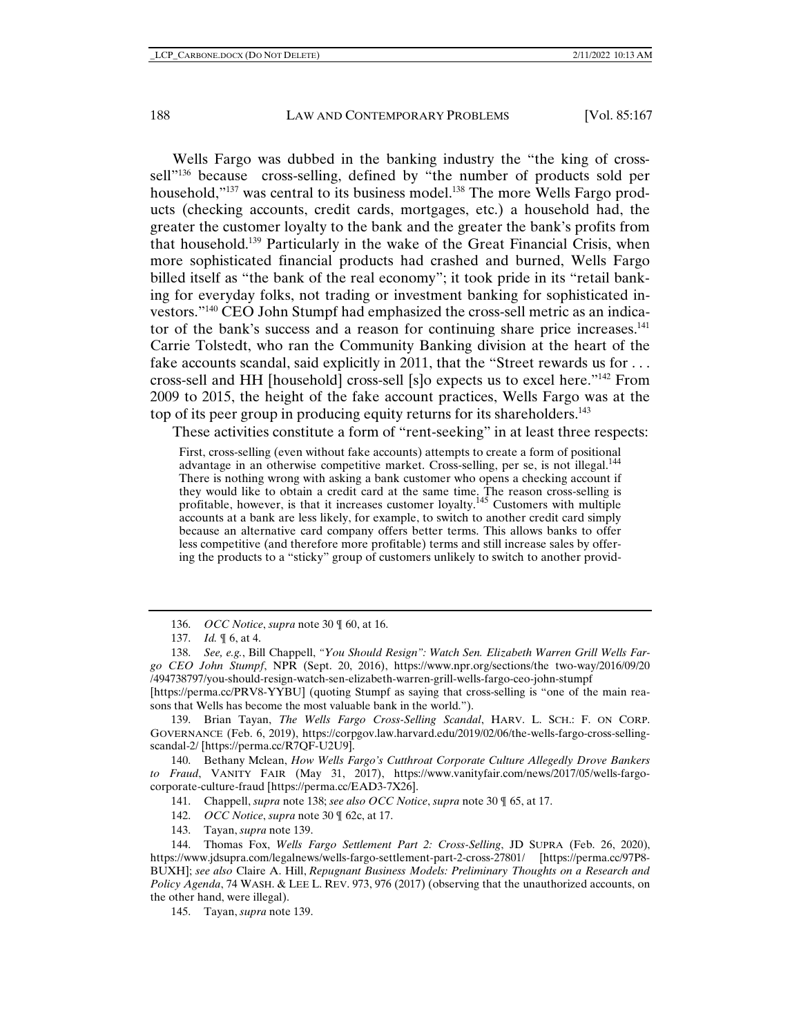Wells Fargo was dubbed in the banking industry the "the king of cross-sell"[136] because cross-selling, defined by "the number of products sold per household,"[137] was central to its business model.[138] The more Wells Fargo products (checking accounts, credit cards, mortgages, etc.) a household had, the greater the customer loyalty to the bank and the greater the bank's profits from that household.[139] Particularly in the wake of the Great Financial Crisis, when more sophisticated financial products had crashed and burned, Wells Fargo billed itself as "the bank of the real economy"; it took pride in its "retail banking for everyday folks, not trading or investment banking for sophisticated investors."[140] CEO John Stumpf had emphasized the cross-sell metric as an indicator of the bank's success and a reason for continuing share price increases.[141] Carrie Tolstedt, who ran the Community Banking division at the heart of the fake accounts scandal, said explicitly in 2011, that the "Street rewards us for . . . cross-sell and HH [household] cross-sell [s]o expects us to excel here."[142] From 2009 to 2015, the height of the fake account practices, Wells Fargo was at the top of its peer group in producing equity returns for its shareholders.[143]

These activities constitute a form of "rent-seeking" in at least three respects:

> First, cross-selling (even without fake accounts) attempts to create a form of positional advantage in an otherwise competitive market. Cross-selling, per se, is not illegal.[144] There is nothing wrong with asking a bank customer who opens a checking account if they would like to obtain a credit card at the same time. The reason cross-selling is profitable, however, is that it increases customer loyalty.[145] Customers with multiple accounts at a bank are less likely, for example, to switch to another credit card simply because an alternative card company offers better terms. This allows banks to offer less competitive (and therefore more profitable) terms and still increase sales by offering the products to a "sticky" group of customers unlikely to switch to another provid-

---

136. *OCC Notice*, *supra* note 30 ¶ 60, at 16.

137. *Id.* ¶ 6, at 4.

138. *See, e.g.*, Bill Chappell, *"You Should Resign": Watch Sen. Elizabeth Warren Grill Wells Fargo CEO John Stumpf*, NPR (Sept. 20, 2016), https://www.npr.org/sections/the two-way/2016/09/20/494738797/you-should-resign-watch-sen-elizabeth-warren-grill-wells-fargo-ceo-john-stumpf [https://perma.cc/PRV8-YYBU] (quoting Stumpf as saying that cross-selling is "one of the main reasons that Wells has become the most valuable bank in the world.").

139. Brian Tayan, *The Wells Fargo Cross-Selling Scandal*, HARV. L. SCH.: F. ON CORP. GOVERNANCE (Feb. 6, 2019), https://corpgov.law.harvard.edu/2019/02/06/the-wells-fargo-cross-selling-scandal-2/ [https://perma.cc/R7QF-U2U9].

140. Bethany Mclean, *How Wells Fargo's Cutthroat Corporate Culture Allegedly Drove Bankers to Fraud*, VANITY FAIR (May 31, 2017), https://www.vanityfair.com/news/2017/05/wells-fargo-corporate-culture-fraud [https://perma.cc/EAD3-7X26].

141. Chappell, *supra* note 138; *see also OCC Notice*, *supra* note 30 ¶ 65, at 17.

142. *OCC Notice*, *supra* note 30 ¶ 62c, at 17.

143. Tayan, *supra* note 139.

144. Thomas Fox, *Wells Fargo Settlement Part 2: Cross-Selling*, JD SUPRA (Feb. 26, 2020), https://www.jdsupra.com/legalnews/wells-fargo-settlement-part-2-cross-27801/ [https://perma.cc/97P8-BUXH]; *see also* Claire A. Hill, *Repugnant Business Models: Preliminary Thoughts on a Research and Policy Agenda*, 74 WASH. & LEE L. REV. 973, 976 (2017) (observing that the unauthorized accounts, on the other hand, were illegal).

145. Tayan, *supra* note 139.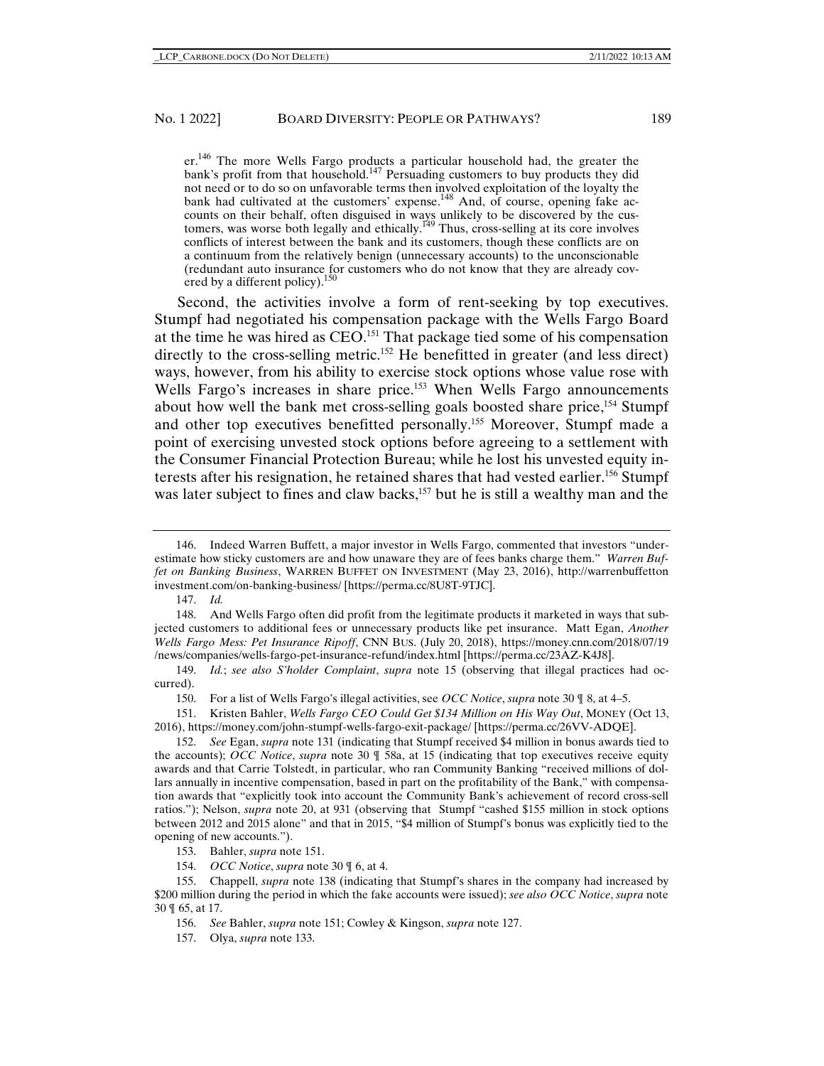er.[146] The more Wells Fargo products a particular household had, the greater the bank's profit from that household.[147] Persuading customers to buy products they did not need or to do so on unfavorable terms then involved exploitation of the loyalty the bank had cultivated at the customers' expense.[148] And, of course, opening fake accounts on their behalf, often disguised in ways unlikely to be discovered by the customers, was worse both legally and ethically.[149] Thus, cross-selling at its core involves conflicts of interest between the bank and its customers, though these conflicts are on a continuum from the relatively benign (unnecessary accounts) to the unconscionable (redundant auto insurance for customers who do not know that they are already covered by a different policy).[150]

Second, the activities involve a form of rent-seeking by top executives. Stumpf had negotiated his compensation package with the Wells Fargo Board at the time he was hired as CEO.[151] That package tied some of his compensation directly to the cross-selling metric.[152] He benefitted in greater (and less direct) ways, however, from his ability to exercise stock options whose value rose with Wells Fargo's increases in share price.[153] When Wells Fargo announcements about how well the bank met cross-selling goals boosted share price,[154] Stumpf and other top executives benefitted personally.[155] Moreover, Stumpf made a point of exercising unvested stock options before agreeing to a settlement with the Consumer Financial Protection Bureau; while he lost his unvested equity interests after his resignation, he retained shares that had vested earlier.[156] Stumpf was later subject to fines and claw backs,[157] but he is still a wealthy man and the

---

146. Indeed Warren Buffett, a major investor in Wells Fargo, commented that investors "underestimate how sticky customers are and how unaware they are of fees banks charge them." *Warren Buffet on Banking Business*, WARREN BUFFET ON INVESTMENT (May 23, 2016), http://warrenbuffettoninvestment.com/on-banking-business/ [https://perma.cc/8U8T-9TJC].

147. *Id.*

148. And Wells Fargo often did profit from the legitimate products it marketed in ways that subjected customers to additional fees or unnecessary products like pet insurance. Matt Egan, *Another Wells Fargo Mess: Pet Insurance Ripoff*, CNN BUS. (July 20, 2018), https://money.cnn.com/2018/07/19/news/companies/wells-fargo-pet-insurance-refund/index.html [https://perma.cc/23AZ-K4J8].

149. *Id.*; *see also S'holder Complaint*, *supra* note 15 (observing that illegal practices had occurred).

150. For a list of Wells Fargo's illegal activities, see *OCC Notice*, *supra* note 30 ¶ 8, at 4–5.

151. Kristen Bahler, *Wells Fargo CEO Could Get $134 Million on His Way Out*, MONEY (Oct 13, 2016), https://money.com/john-stumpf-wells-fargo-exit-package/ [https://perma.cc/26VV-ADQE].

152. *See* Egan, *supra* note 131 (indicating that Stumpf received $4 million in bonus awards tied to the accounts); *OCC Notice*, *supra* note 30 ¶ 58a, at 15 (indicating that top executives receive equity awards and that Carrie Tolstedt, in particular, who ran Community Banking "received millions of dollars annually in incentive compensation, based in part on the profitability of the Bank," with compensation awards that "explicitly took into account the Community Bank's achievement of record cross-sell ratios."); Nelson, *supra* note 20, at 931 (observing that Stumpf "cashed $155 million in stock options between 2012 and 2015 alone" and that in 2015, "$4 million of Stumpf's bonus was explicitly tied to the opening of new accounts.").

153. Bahler, *supra* note 151.

154. *OCC Notice*, *supra* note 30 ¶ 6, at 4.

155. Chappell, *supra* note 138 (indicating that Stumpf's shares in the company had increased by $200 million during the period in which the fake accounts were issued); *see also OCC Notice*, *supra* note 30 ¶ 65, at 17.

156. *See* Bahler, *supra* note 151; Cowley & Kingson, *supra* note 127.

157. Olya, *supra* note 133.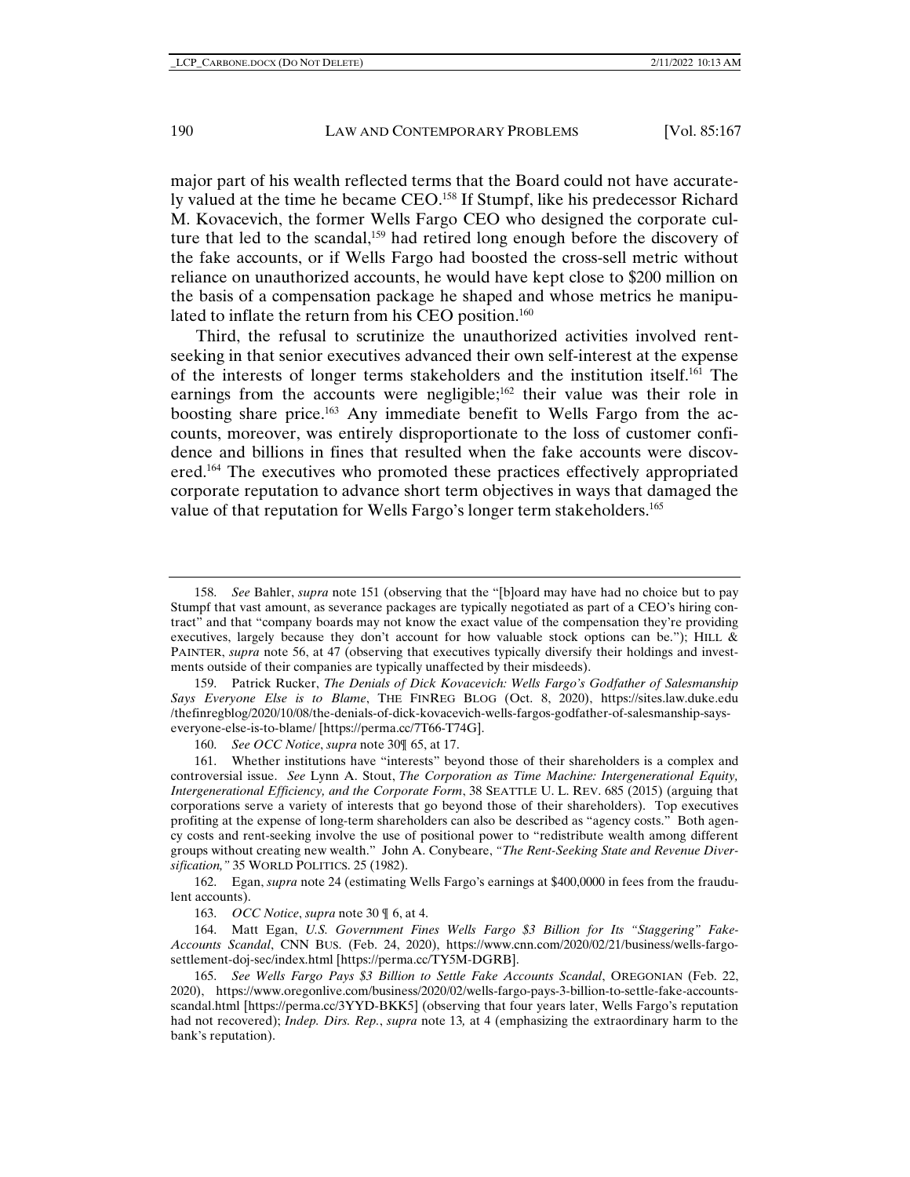major part of his wealth reflected terms that the Board could not have accurately valued at the time he became CEO.[158] If Stumpf, like his predecessor Richard M. Kovacevich, the former Wells Fargo CEO who designed the corporate culture that led to the scandal,[159] had retired long enough before the discovery of the fake accounts, or if Wells Fargo had boosted the cross-sell metric without reliance on unauthorized accounts, he would have kept close to $200 million on the basis of a compensation package he shaped and whose metrics he manipulated to inflate the return from his CEO position.[160]

Third, the refusal to scrutinize the unauthorized activities involved rent-seeking in that senior executives advanced their own self-interest at the expense of the interests of longer terms stakeholders and the institution itself.[161] The earnings from the accounts were negligible;[162] their value was their role in boosting share price.[163] Any immediate benefit to Wells Fargo from the accounts, moreover, was entirely disproportionate to the loss of customer confidence and billions in fines that resulted when the fake accounts were discovered.[164] The executives who promoted these practices effectively appropriated corporate reputation to advance short term objectives in ways that damaged the value of that reputation for Wells Fargo's longer term stakeholders.[165]

---

158. *See* Bahler, *supra* note 151 (observing that the "[b]oard may have had no choice but to pay Stumpf that vast amount, as severance packages are typically negotiated as part of a CEO's hiring contract" and that "company boards may not know the exact value of the compensation they're providing executives, largely because they don't account for how valuable stock options can be."); HILL & PAINTER, *supra* note 56, at 47 (observing that executives typically diversify their holdings and investments outside of their companies are typically unaffected by their misdeeds).

159. Patrick Rucker, *The Denials of Dick Kovacevich: Wells Fargo's Godfather of Salesmanship Says Everyone Else is to Blame*, THE FINREG BLOG (Oct. 8, 2020), https://sites.law.duke.edu/thefinregblog/2020/10/08/the-denials-of-dick-kovacevich-wells-fargos-godfather-of-salesmanship-says-everyone-else-is-to-blame/ [https://perma.cc/7T66-T74G].

160. *See OCC Notice*, *supra* note 30¶ 65, at 17.

161. Whether institutions have "interests" beyond those of their shareholders is a complex and controversial issue. *See* Lynn A. Stout, *The Corporation as Time Machine: Intergenerational Equity, Intergenerational Efficiency, and the Corporate Form*, 38 SEATTLE U. L. REV. 685 (2015) (arguing that corporations serve a variety of interests that go beyond those of their shareholders). Top executives profiting at the expense of long-term shareholders can also be described as "agency costs." Both agency costs and rent-seeking involve the use of positional power to "redistribute wealth among different groups without creating new wealth." John A. Conybeare, *"The Rent-Seeking State and Revenue Diversification,"* 35 WORLD POLITICS. 25 (1982).

162. Egan, *supra* note 24 (estimating Wells Fargo's earnings at $400,0000 in fees from the fraudulent accounts).

163. *OCC Notice*, *supra* note 30 ¶ 6, at 4.

164. Matt Egan, *U.S. Government Fines Wells Fargo $3 Billion for Its "Staggering" Fake-Accounts Scandal*, CNN BUS. (Feb. 24, 2020), https://www.cnn.com/2020/02/21/business/wells-fargo-settlement-doj-sec/index.html [https://perma.cc/TY5M-DGRB].

165. *See Wells Fargo Pays $3 Billion to Settle Fake Accounts Scandal*, OREGONIAN (Feb. 22, 2020), https://www.oregonlive.com/business/2020/02/wells-fargo-pays-3-billion-to-settle-fake-accounts-scandal.html [https://perma.cc/3YYD-BKK5] (observing that four years later, Wells Fargo's reputation had not recovered); *Indep. Dirs. Rep.*, *supra* note 13*,* at 4 (emphasizing the extraordinary harm to the bank's reputation).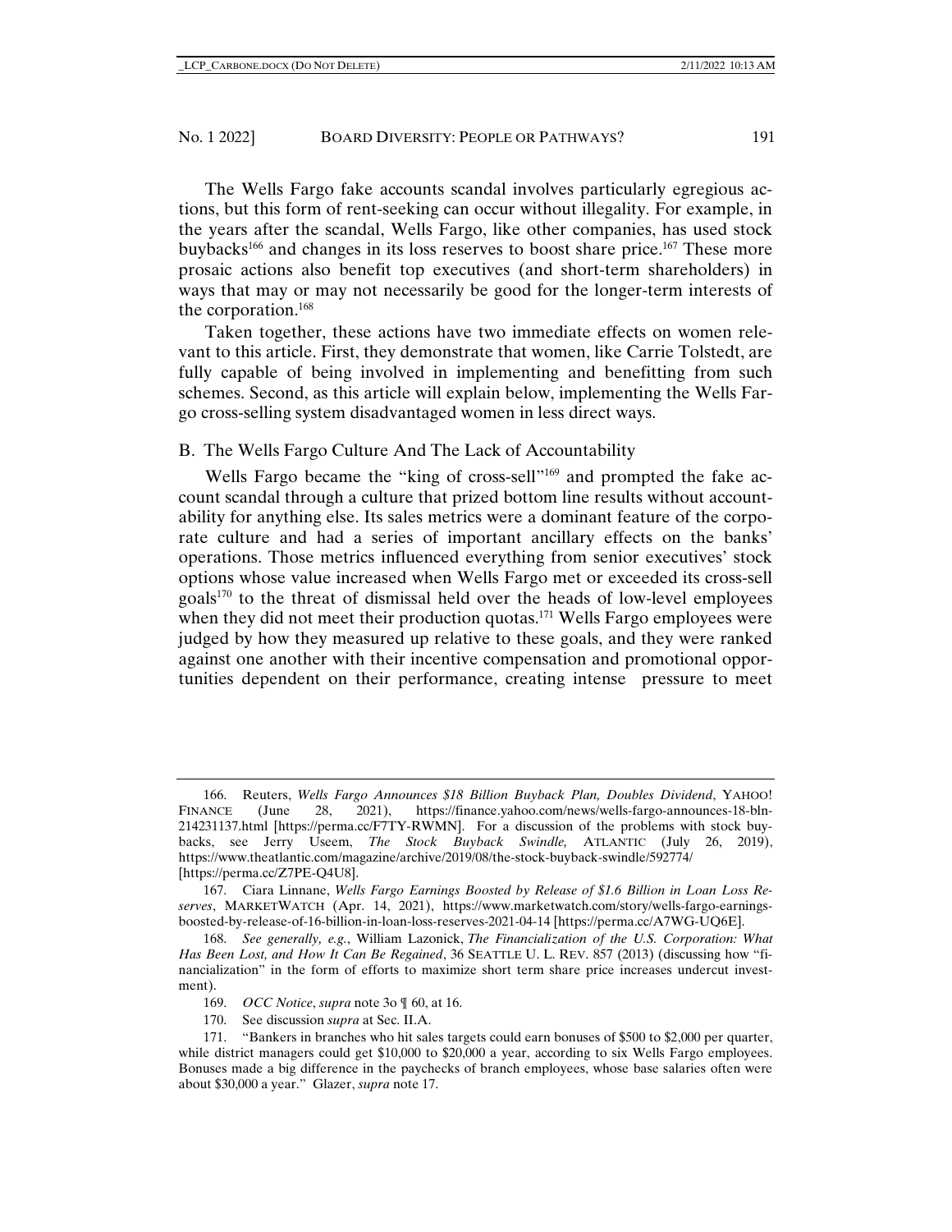The Wells Fargo fake accounts scandal involves particularly egregious actions, but this form of rent-seeking can occur without illegality. For example, in the years after the scandal, Wells Fargo, like other companies, has used stock buybacks[166] and changes in its loss reserves to boost share price.[167] These more prosaic actions also benefit top executives (and short-term shareholders) in ways that may or may not necessarily be good for the longer-term interests of the corporation.[168]

Taken together, these actions have two immediate effects on women relevant to this article. First, they demonstrate that women, like Carrie Tolstedt, are fully capable of being involved in implementing and benefitting from such schemes. Second, as this article will explain below, implementing the Wells Fargo cross-selling system disadvantaged women in less direct ways.

## B. The Wells Fargo Culture And The Lack of Accountability

Wells Fargo became the "king of cross-sell"[169] and prompted the fake account scandal through a culture that prized bottom line results without accountability for anything else. Its sales metrics were a dominant feature of the corporate culture and had a series of important ancillary effects on the banks' operations. Those metrics influenced everything from senior executives' stock options whose value increased when Wells Fargo met or exceeded its cross-sell goals[170] to the threat of dismissal held over the heads of low-level employees when they did not meet their production quotas.[171] Wells Fargo employees were judged by how they measured up relative to these goals, and they were ranked against one another with their incentive compensation and promotional opportunities dependent on their performance, creating intense pressure to meet

---

166. Reuters, *Wells Fargo Announces $18 Billion Buyback Plan, Doubles Dividend*, YAHOO! FINANCE (June 28, 2021), https://finance.yahoo.com/news/wells-fargo-announces-18-bln-214231137.html [https://perma.cc/F7TY-RWMN]. For a discussion of the problems with stock buybacks, see Jerry Useem, *The Stock Buyback Swindle,* ATLANTIC (July 26, 2019), https://www.theatlantic.com/magazine/archive/2019/08/the-stock-buyback-swindle/592774/ [https://perma.cc/Z7PE-Q4U8].

167. Ciara Linnane, *Wells Fargo Earnings Boosted by Release of $1.6 Billion in Loan Loss Reserves*, MARKETWATCH (Apr. 14, 2021), https://www.marketwatch.com/story/wells-fargo-earnings-boosted-by-release-of-16-billion-in-loan-loss-reserves-2021-04-14 [https://perma.cc/A7WG-UQ6E].

168. *See generally, e.g.*, William Lazonick, *The Financialization of the U.S. Corporation: What Has Been Lost, and How It Can Be Regained*, 36 SEATTLE U. L. REV. 857 (2013) (discussing how "financialization" in the form of efforts to maximize short term share price increases undercut investment).

169. *OCC Notice*, *supra* note 3o ¶ 60, at 16.

170. See discussion *supra* at Sec. II.A.

171. "Bankers in branches who hit sales targets could earn bonuses of $500 to $2,000 per quarter, while district managers could get $10,000 to $20,000 a year, according to six Wells Fargo employees. Bonuses made a big difference in the paychecks of branch employees, whose base salaries often were about $30,000 a year." Glazer, *supra* note 17.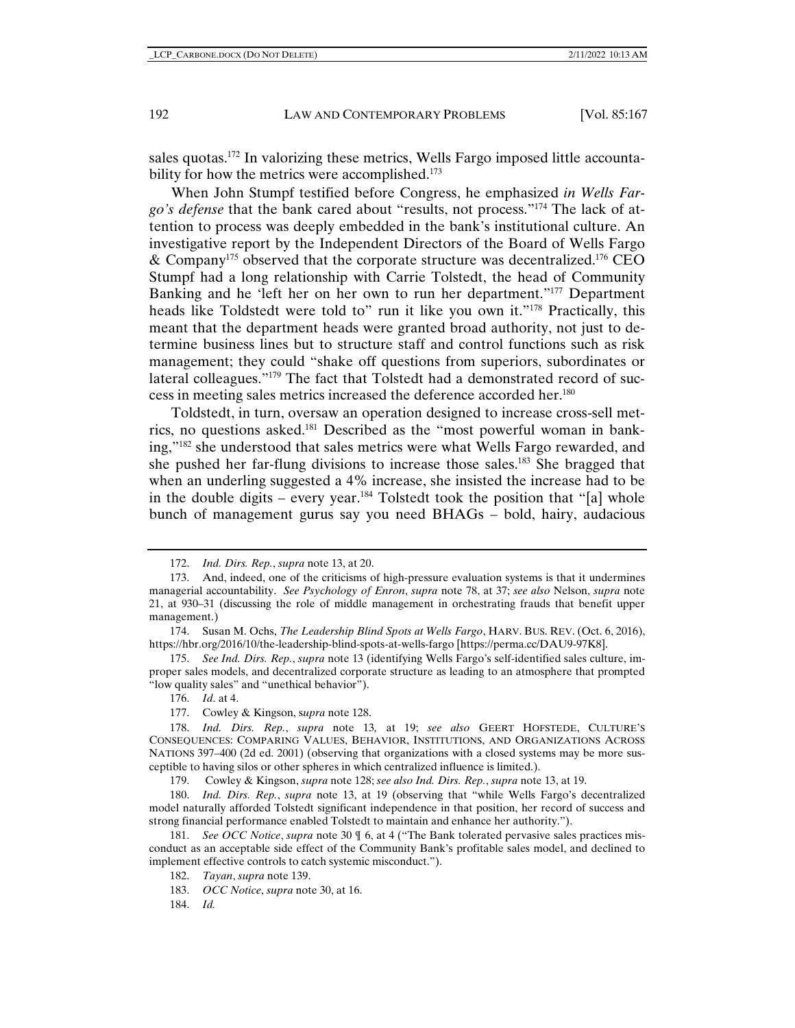sales quotas.[172] In valorizing these metrics, Wells Fargo imposed little accountability for how the metrics were accomplished.[173]

When John Stumpf testified before Congress, he emphasized *in Wells Fargo's defense* that the bank cared about "results, not process."[174] The lack of attention to process was deeply embedded in the bank's institutional culture. An investigative report by the Independent Directors of the Board of Wells Fargo & Company[175] observed that the corporate structure was decentralized.[176] CEO Stumpf had a long relationship with Carrie Tolstedt, the head of Community Banking and he 'left her on her own to run her department."[177] Department heads like Toldstedt were told to" run it like you own it."[178] Practically, this meant that the department heads were granted broad authority, not just to determine business lines but to structure staff and control functions such as risk management; they could "shake off questions from superiors, subordinates or lateral colleagues."[179] The fact that Tolstedt had a demonstrated record of success in meeting sales metrics increased the deference accorded her.[180]

Toldstedt, in turn, oversaw an operation designed to increase cross-sell metrics, no questions asked.[181] Described as the "most powerful woman in banking,"[182] she understood that sales metrics were what Wells Fargo rewarded, and she pushed her far-flung divisions to increase those sales.[183] She bragged that when an underling suggested a 4% increase, she insisted the increase had to be in the double digits – every year.[184] Tolstedt took the position that "[a] whole bunch of management gurus say you need BHAGs – bold, hairy, audacious

---

172. *Ind. Dirs. Rep.*, *supra* note 13, at 20.

173. And, indeed, one of the criticisms of high-pressure evaluation systems is that it undermines managerial accountability. *See Psychology of Enron*, *supra* note 78, at 37; *see also* Nelson, *supra* note 21, at 930–31 (discussing the role of middle management in orchestrating frauds that benefit upper management.)

174. Susan M. Ochs, *The Leadership Blind Spots at Wells Fargo*, HARV. BUS. REV. (Oct. 6, 2016), https://hbr.org/2016/10/the-leadership-blind-spots-at-wells-fargo [https://perma.cc/DAU9-97K8].

175. *See Ind. Dirs. Rep.*, *supra* note 13 (identifying Wells Fargo's self-identified sales culture, improper sales models, and decentralized corporate structure as leading to an atmosphere that prompted "low quality sales" and "unethical behavior").

176. *Id*. at 4.

177. Cowley & Kingson, s*upra* note 128.

178. *Ind. Dirs. Rep.*, *supra* note 13*,* at 19; *see also* GEERT HOFSTEDE, CULTURE'S CONSEQUENCES: COMPARING VALUES, BEHAVIOR, INSTITUTIONS, AND ORGANIZATIONS ACROSS NATIONS 397–400 (2d ed. 2001) (observing that organizations with a closed systems may be more susceptible to having silos or other spheres in which centralized influence is limited.).

179. Cowley & Kingson, *supra* note 128; *see also Ind. Dirs. Rep.*, *supra* note 13, at 19.

180. *Ind. Dirs. Rep.*, *supra* note 13, at 19 (observing that "while Wells Fargo's decentralized model naturally afforded Tolstedt significant independence in that position, her record of success and strong financial performance enabled Tolstedt to maintain and enhance her authority.").

181. *See OCC Notice*, *supra* note 30 ¶ 6, at 4 ("The Bank tolerated pervasive sales practices misconduct as an acceptable side effect of the Community Bank's profitable sales model, and declined to implement effective controls to catch systemic misconduct.").

182. *Tayan*, *supra* note 139.

183. *OCC Notice*, *supra* note 30, at 16.

184. *Id.*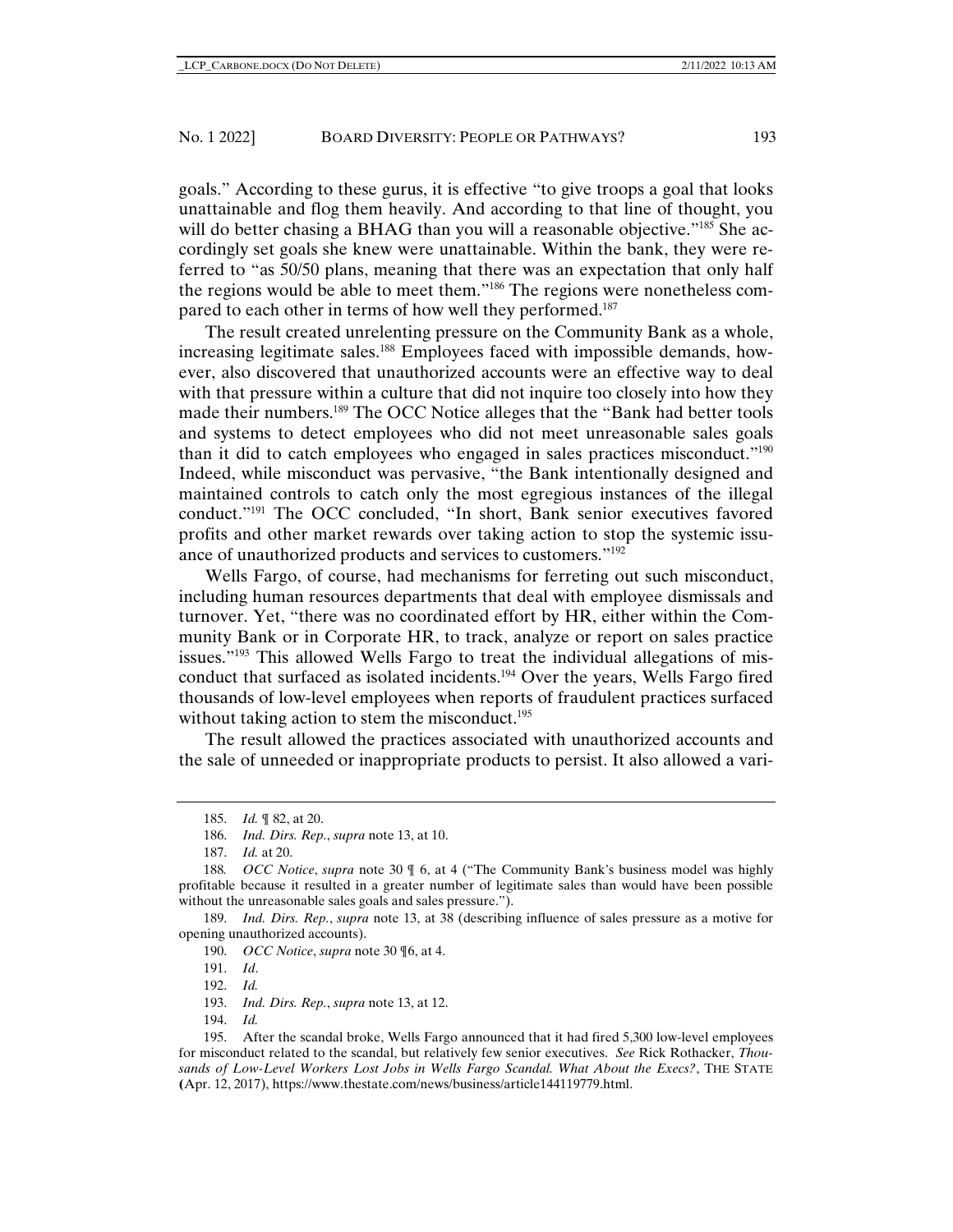goals." According to these gurus, it is effective "to give troops a goal that looks unattainable and flog them heavily. And according to that line of thought, you will do better chasing a BHAG than you will a reasonable objective."[185] She accordingly set goals she knew were unattainable. Within the bank, they were referred to "as 50/50 plans, meaning that there was an expectation that only half the regions would be able to meet them."[186] The regions were nonetheless compared to each other in terms of how well they performed.[187]

The result created unrelenting pressure on the Community Bank as a whole, increasing legitimate sales.[188] Employees faced with impossible demands, however, also discovered that unauthorized accounts were an effective way to deal with that pressure within a culture that did not inquire too closely into how they made their numbers.[189] The OCC Notice alleges that the "Bank had better tools and systems to detect employees who did not meet unreasonable sales goals than it did to catch employees who engaged in sales practices misconduct."[190] Indeed, while misconduct was pervasive, "the Bank intentionally designed and maintained controls to catch only the most egregious instances of the illegal conduct."[191] The OCC concluded, "In short, Bank senior executives favored profits and other market rewards over taking action to stop the systemic issuance of unauthorized products and services to customers."[192]

Wells Fargo, of course, had mechanisms for ferreting out such misconduct, including human resources departments that deal with employee dismissals and turnover. Yet, "there was no coordinated effort by HR, either within the Community Bank or in Corporate HR, to track, analyze or report on sales practice issues."[193] This allowed Wells Fargo to treat the individual allegations of misconduct that surfaced as isolated incidents.[194] Over the years, Wells Fargo fired thousands of low-level employees when reports of fraudulent practices surfaced without taking action to stem the misconduct.[195]

The result allowed the practices associated with unauthorized accounts and the sale of unneeded or inappropriate products to persist. It also allowed a vari-

---

185. *Id.* ¶ 82, at 20.

186. *Ind. Dirs. Rep.*, *supra* note 13, at 10.

187. *Id.* at 20.

188. *OCC Notice*, *supra* note 30 ¶ 6, at 4 ("The Community Bank's business model was highly profitable because it resulted in a greater number of legitimate sales than would have been possible without the unreasonable sales goals and sales pressure.").

189. *Ind. Dirs. Rep.*, *supra* note 13, at 38 (describing influence of sales pressure as a motive for opening unauthorized accounts).

190. *OCC Notice*, *supra* note 30 ¶6, at 4.

191. *Id*.

192. *Id.*

193. *Ind. Dirs. Rep.*, *supra* note 13, at 12.

194. *Id.*

195. After the scandal broke, Wells Fargo announced that it had fired 5,300 low-level employees for misconduct related to the scandal, but relatively few senior executives. *See* Rick Rothacker, *Thousands of Low-Level Workers Lost Jobs in Wells Fargo Scandal. What About the Execs?*, THE STATE (Apr. 12, 2017), https://www.thestate.com/news/business/article144119779.html.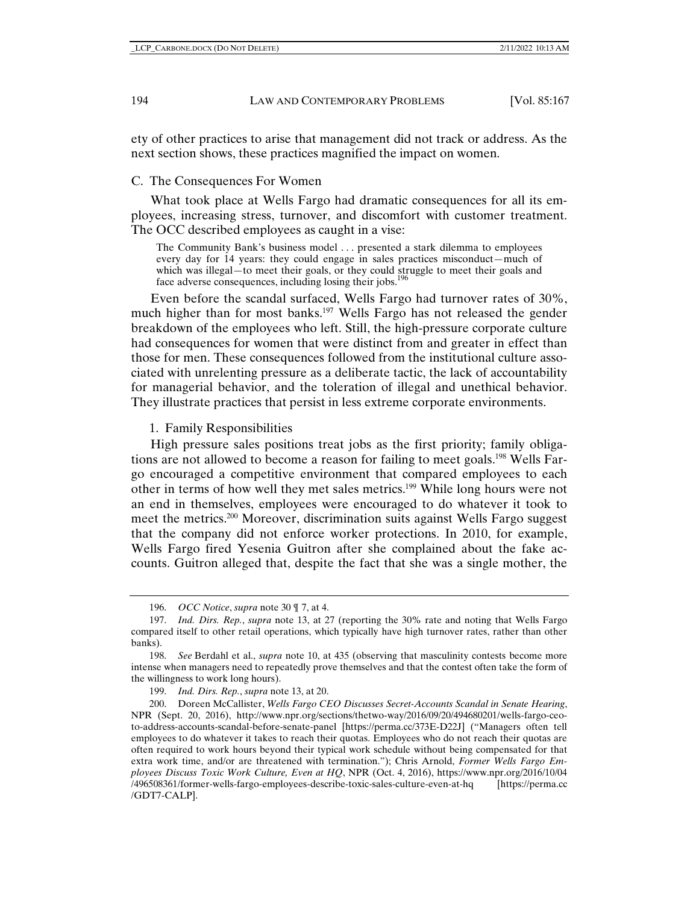ety of other practices to arise that management did not track or address. As the next section shows, these practices magnified the impact on women.

### C. The Consequences For Women

What took place at Wells Fargo had dramatic consequences for all its employees, increasing stress, turnover, and discomfort with customer treatment. The OCC described employees as caught in a vise:

> The Community Bank's business model . . . presented a stark dilemma to employees every day for 14 years: they could engage in sales practices misconduct—much of which was illegal—to meet their goals, or they could struggle to meet their goals and face adverse consequences, including losing their jobs.[196]

Even before the scandal surfaced, Wells Fargo had turnover rates of 30%, much higher than for most banks.[197] Wells Fargo has not released the gender breakdown of the employees who left. Still, the high-pressure corporate culture had consequences for women that were distinct from and greater in effect than those for men. These consequences followed from the institutional culture associated with unrelenting pressure as a deliberate tactic, the lack of accountability for managerial behavior, and the toleration of illegal and unethical behavior. They illustrate practices that persist in less extreme corporate environments.

#### 1. Family Responsibilities

High pressure sales positions treat jobs as the first priority; family obligations are not allowed to become a reason for failing to meet goals.[198] Wells Fargo encouraged a competitive environment that compared employees to each other in terms of how well they met sales metrics.[199] While long hours were not an end in themselves, employees were encouraged to do whatever it took to meet the metrics.[200] Moreover, discrimination suits against Wells Fargo suggest that the company did not enforce worker protections. In 2010, for example, Wells Fargo fired Yesenia Guitron after she complained about the fake accounts. Guitron alleged that, despite the fact that she was a single mother, the

---

196. *OCC Notice*, *supra* note 30 ¶ 7, at 4.

197. *Ind. Dirs. Rep.*, *supra* note 13, at 27 (reporting the 30% rate and noting that Wells Fargo compared itself to other retail operations, which typically have high turnover rates, rather than other banks).

198. *See* Berdahl et al., *supra* note 10, at 435 (observing that masculinity contests become more intense when managers need to repeatedly prove themselves and that the contest often take the form of the willingness to work long hours).

199. *Ind. Dirs. Rep.*, *supra* note 13, at 20.

200. Doreen McCallister, *Wells Fargo CEO Discusses Secret-Accounts Scandal in Senate Hearing*, NPR (Sept. 20, 2016), http://www.npr.org/sections/thetwo-way/2016/09/20/494680201/wells-fargo-ceo-to-address-accounts-scandal-before-senate-panel [https://perma.cc/373E-D22J] ("Managers often tell employees to do whatever it takes to reach their quotas. Employees who do not reach their quotas are often required to work hours beyond their typical work schedule without being compensated for that extra work time, and/or are threatened with termination."); Chris Arnold, *Former Wells Fargo Employees Discuss Toxic Work Culture, Even at HQ*, NPR (Oct. 4, 2016), https://www.npr.org/2016/10/04/496508361/former-wells-fargo-employees-describe-toxic-sales-culture-even-at-hq [https://perma.cc/GDT7-CALP].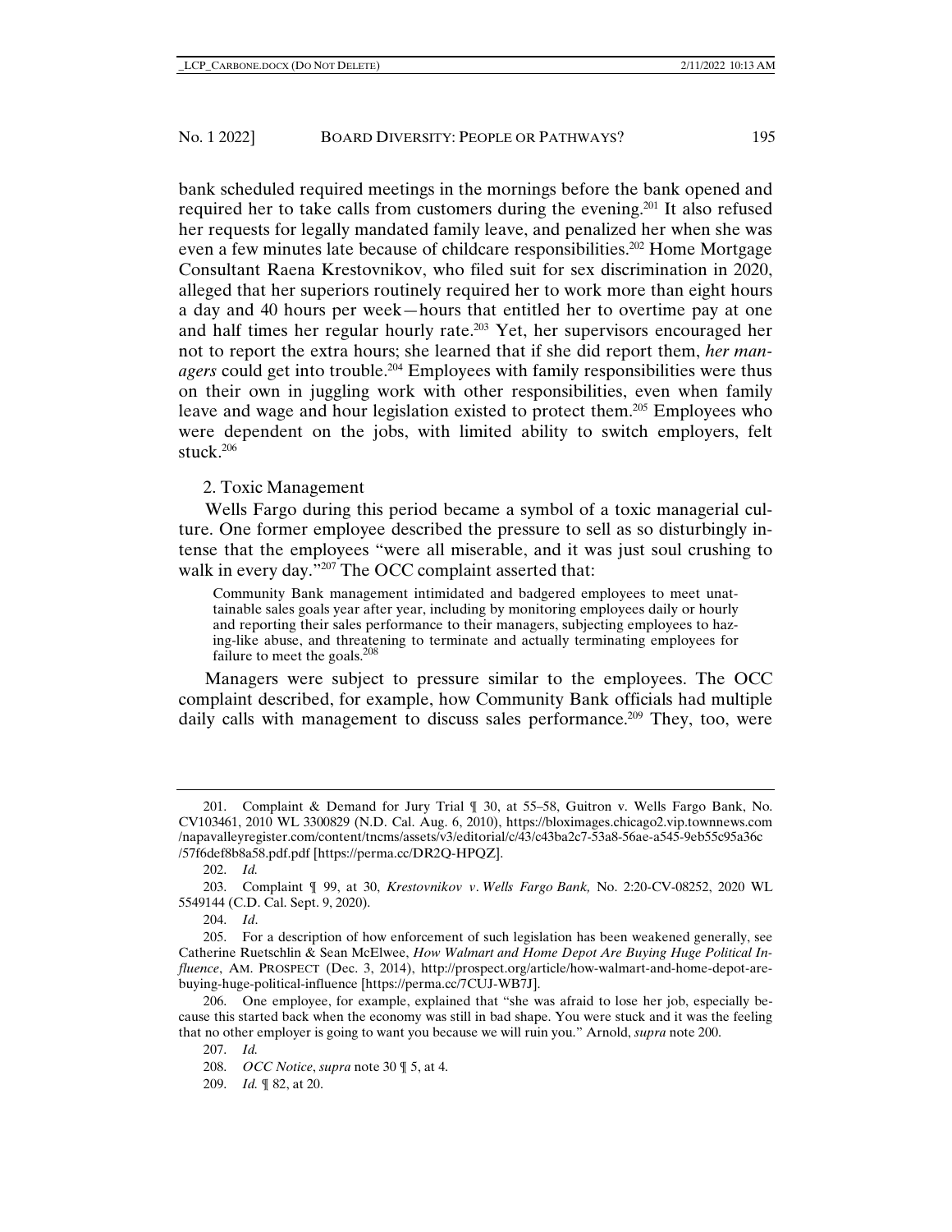bank scheduled required meetings in the mornings before the bank opened and required her to take calls from customers during the evening.[201] It also refused her requests for legally mandated family leave, and penalized her when she was even a few minutes late because of childcare responsibilities.[202] Home Mortgage Consultant Raena Krestovnikov, who filed suit for sex discrimination in 2020, alleged that her superiors routinely required her to work more than eight hours a day and 40 hours per week—hours that entitled her to overtime pay at one and half times her regular hourly rate.[203] Yet, her supervisors encouraged her not to report the extra hours; she learned that if she did report them, *her managers* could get into trouble.[204] Employees with family responsibilities were thus on their own in juggling work with other responsibilities, even when family leave and wage and hour legislation existed to protect them.[205] Employees who were dependent on the jobs, with limited ability to switch employers, felt stuck.[206]

### 2. Toxic Management

Wells Fargo during this period became a symbol of a toxic managerial culture. One former employee described the pressure to sell as so disturbingly intense that the employees "were all miserable, and it was just soul crushing to walk in every day."[207] The OCC complaint asserted that:

> Community Bank management intimidated and badgered employees to meet unattainable sales goals year after year, including by monitoring employees daily or hourly and reporting their sales performance to their managers, subjecting employees to hazing-like abuse, and threatening to terminate and actually terminating employees for failure to meet the goals.[208]

Managers were subject to pressure similar to the employees. The OCC complaint described, for example, how Community Bank officials had multiple daily calls with management to discuss sales performance.[209] They, too, were

---

201. Complaint & Demand for Jury Trial ¶ 30, at 55–58, Guitron v. Wells Fargo Bank, No. CV103461, 2010 WL 3300829 (N.D. Cal. Aug. 6, 2010), https://bloximages.chicago2.vip.townnews.com/napavalleyregister.com/content/tncms/assets/v3/editorial/c/43/c43ba2c7-53a8-56ae-a545-9eb55c95a36c/57f6def8b8a58.pdf.pdf [https://perma.cc/DR2Q-HPQZ].

202. *Id.*

203. Complaint ¶ 99, at 30, *Krestovnikov v. Wells Fargo Bank,* No. 2:20-CV-08252, 2020 WL 5549144 (C.D. Cal. Sept. 9, 2020).

204. *Id*.

205. For a description of how enforcement of such legislation has been weakened generally, see Catherine Ruetschlin & Sean McElwee, *How Walmart and Home Depot Are Buying Huge Political Influence*, AM. PROSPECT (Dec. 3, 2014), http://prospect.org/article/how-walmart-and-home-depot-are-buying-huge-political-influence [https://perma.cc/7CUJ-WB7J].

206. One employee, for example, explained that "she was afraid to lose her job, especially because this started back when the economy was still in bad shape. You were stuck and it was the feeling that no other employer is going to want you because we will ruin you." Arnold, *supra* note 200.

207. *Id.*

208. *OCC Notice*, *supra* note 30 ¶ 5, at 4.

209. *Id.* ¶ 82, at 20.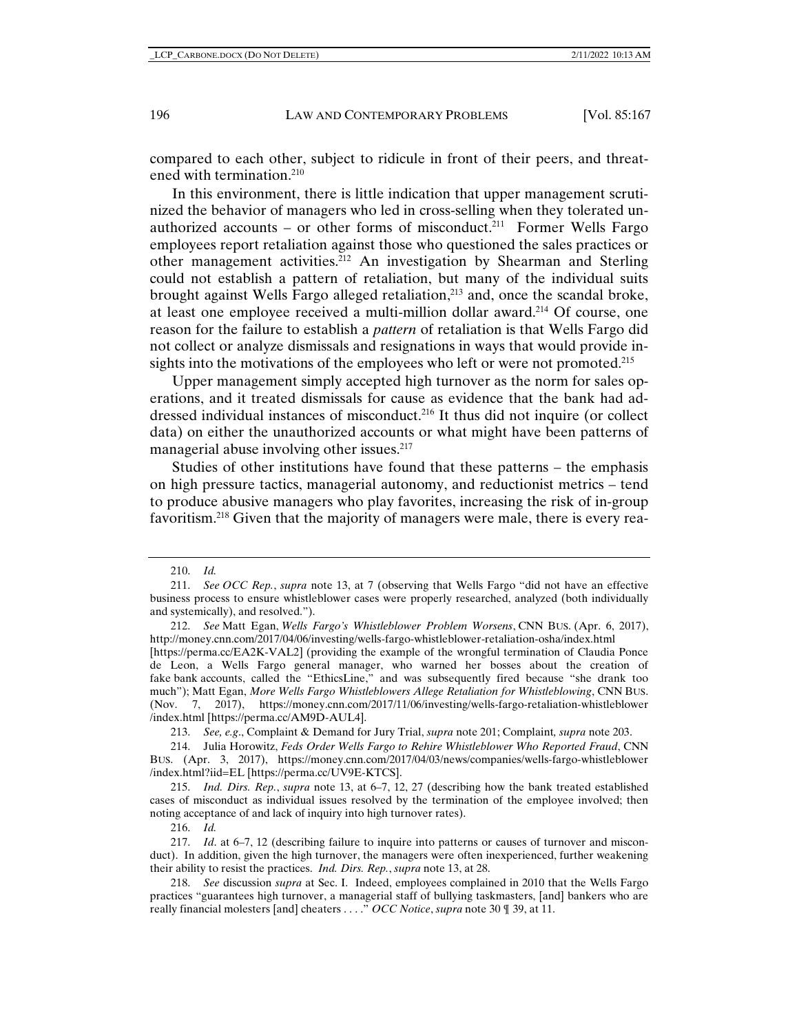compared to each other, subject to ridicule in front of their peers, and threatened with termination.[210]

In this environment, there is little indication that upper management scrutinized the behavior of managers who led in cross-selling when they tolerated unauthorized accounts – or other forms of misconduct.[211] Former Wells Fargo employees report retaliation against those who questioned the sales practices or other management activities.[212] An investigation by Shearman and Sterling could not establish a pattern of retaliation, but many of the individual suits brought against Wells Fargo alleged retaliation,[213] and, once the scandal broke, at least one employee received a multi-million dollar award.[214] Of course, one reason for the failure to establish a *pattern* of retaliation is that Wells Fargo did not collect or analyze dismissals and resignations in ways that would provide insights into the motivations of the employees who left or were not promoted.[215]

Upper management simply accepted high turnover as the norm for sales operations, and it treated dismissals for cause as evidence that the bank had addressed individual instances of misconduct.[216] It thus did not inquire (or collect data) on either the unauthorized accounts or what might have been patterns of managerial abuse involving other issues.[217]

Studies of other institutions have found that these patterns – the emphasis on high pressure tactics, managerial autonomy, and reductionist metrics – tend to produce abusive managers who play favorites, increasing the risk of in-group favoritism.[218] Given that the majority of managers were male, there is every rea-

---

210. *Id.*

211. *See OCC Rep.*, *supra* note 13, at 7 (observing that Wells Fargo "did not have an effective business process to ensure whistleblower cases were properly researched, analyzed (both individually and systemically), and resolved.").

212. *See* Matt Egan, *Wells Fargo's Whistleblower Problem Worsens*, CNN BUS. (Apr. 6, 2017), http://money.cnn.com/2017/04/06/investing/wells-fargo-whistleblower-retaliation-osha/index.html [https://perma.cc/EA2K-VAL2] (providing the example of the wrongful termination of Claudia Ponce de Leon, a Wells Fargo general manager, who warned her bosses about the creation of fake bank accounts, called the "EthicsLine," and was subsequently fired because "she drank too much"); Matt Egan, *More Wells Fargo Whistleblowers Allege Retaliation for Whistleblowing*, CNN BUS. (Nov. 7, 2017), https://money.cnn.com/2017/11/06/investing/wells-fargo-retaliation-whistleblower/index.html [https://perma.cc/AM9D-AUL4].

213. *See, e.g.*, Complaint & Demand for Jury Trial, *supra* note 201; Complaint*, supra* note 203.

214. Julia Horowitz, *Feds Order Wells Fargo to Rehire Whistleblower Who Reported Fraud*, CNN BUS. (Apr. 3, 2017), https://money.cnn.com/2017/04/03/news/companies/wells-fargo-whistleblower/index.html?iid=EL [https://perma.cc/UV9E-KTCS].

215. *Ind. Dirs. Rep.*, *supra* note 13, at 6–7, 12, 27 (describing how the bank treated established cases of misconduct as individual issues resolved by the termination of the employee involved; then noting acceptance of and lack of inquiry into high turnover rates).

216. *Id.*

217. *Id*. at 6–7, 12 (describing failure to inquire into patterns or causes of turnover and misconduct). In addition, given the high turnover, the managers were often inexperienced, further weakening their ability to resist the practices. *Ind. Dirs. Rep.*, *supra* note 13, at 28.

218. *See* discussion *supra* at Sec. I. Indeed, employees complained in 2010 that the Wells Fargo practices "guarantees high turnover, a managerial staff of bullying taskmasters, [and] bankers who are really financial molesters [and] cheaters . . . ." *OCC Notice*, *supra* note 30 ¶ 39, at 11.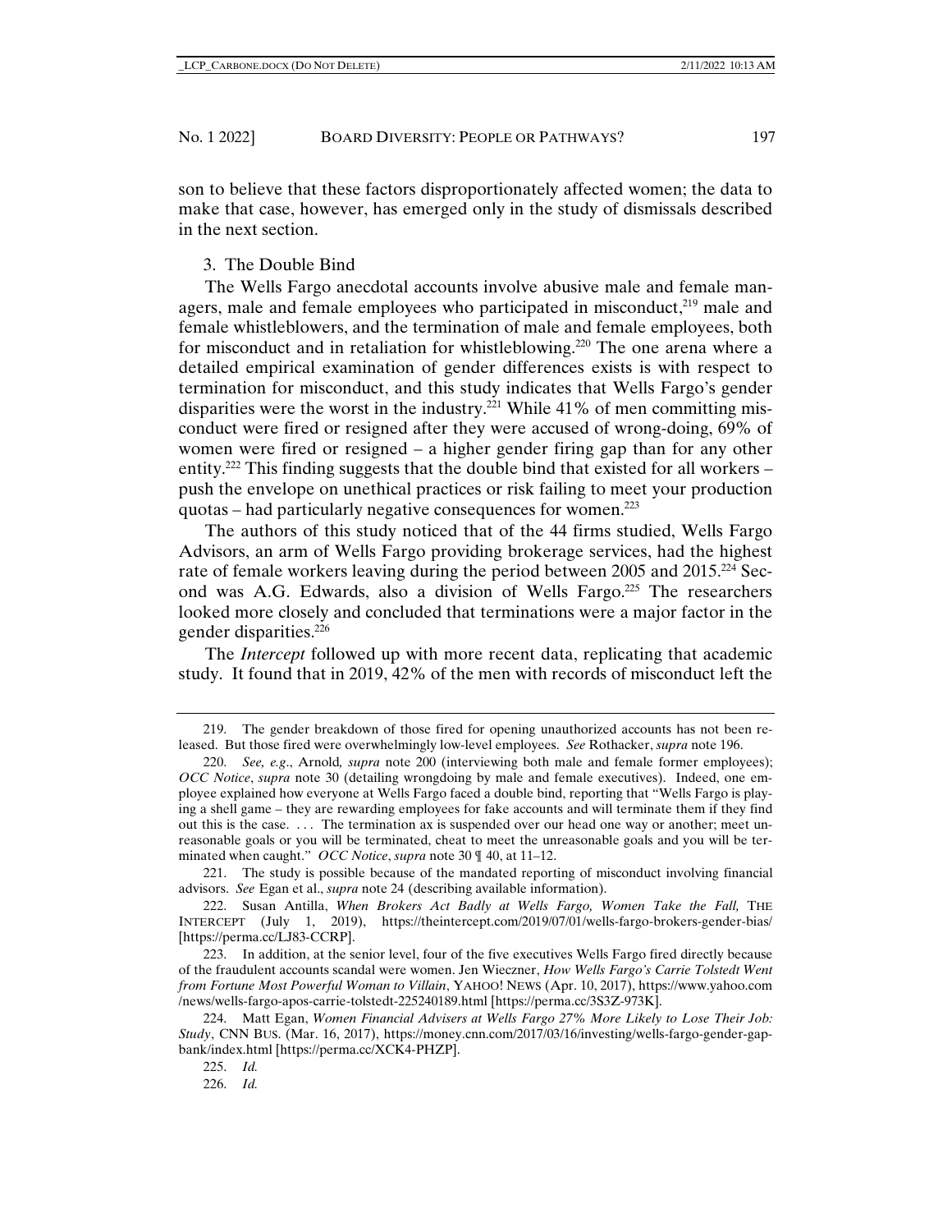son to believe that these factors disproportionately affected women; the data to make that case, however, has emerged only in the study of dismissals described in the next section.

### 3. The Double Bind

The Wells Fargo anecdotal accounts involve abusive male and female managers, male and female employees who participated in misconduct,[219] male and female whistleblowers, and the termination of male and female employees, both for misconduct and in retaliation for whistleblowing.[220] The one arena where a detailed empirical examination of gender differences exists is with respect to termination for misconduct, and this study indicates that Wells Fargo's gender disparities were the worst in the industry.[221] While 41% of men committing misconduct were fired or resigned after they were accused of wrong-doing, 69% of women were fired or resigned – a higher gender firing gap than for any other entity.[222] This finding suggests that the double bind that existed for all workers – push the envelope on unethical practices or risk failing to meet your production quotas – had particularly negative consequences for women.[223]

The authors of this study noticed that of the 44 firms studied, Wells Fargo Advisors, an arm of Wells Fargo providing brokerage services, had the highest rate of female workers leaving during the period between 2005 and 2015.[224] Second was A.G. Edwards, also a division of Wells Fargo.[225] The researchers looked more closely and concluded that terminations were a major factor in the gender disparities.[226]

The *Intercept* followed up with more recent data, replicating that academic study. It found that in 2019, 42% of the men with records of misconduct left the

---

219. The gender breakdown of those fired for opening unauthorized accounts has not been released. But those fired were overwhelmingly low-level employees. *See* Rothacker, *supra* note 196.

220. *See, e.g.*, Arnold*, supra* note 200 (interviewing both male and female former employees); *OCC Notice*, *supra* note 30 (detailing wrongdoing by male and female executives). Indeed, one employee explained how everyone at Wells Fargo faced a double bind, reporting that "Wells Fargo is playing a shell game – they are rewarding employees for fake accounts and will terminate them if they find out this is the case. . . . The termination ax is suspended over our head one way or another; meet unreasonable goals or you will be terminated, cheat to meet the unreasonable goals and you will be terminated when caught." *OCC Notice*, *supra* note 30 ¶ 40, at 11–12.

221. The study is possible because of the mandated reporting of misconduct involving financial advisors. *See* Egan et al., *supra* note 24 (describing available information).

222. Susan Antilla, *When Brokers Act Badly at Wells Fargo, Women Take the Fall,* THE INTERCEPT (July 1, 2019), https://theintercept.com/2019/07/01/wells-fargo-brokers-gender-bias/ [https://perma.cc/LJ83-CCRP].

223. In addition, at the senior level, four of the five executives Wells Fargo fired directly because of the fraudulent accounts scandal were women. Jen Wieczner, *How Wells Fargo's Carrie Tolstedt Went from Fortune Most Powerful Woman to Villain*, YAHOO! NEWS (Apr. 10, 2017), https://www.yahoo.com/news/wells-fargo-apos-carrie-tolstedt-225240189.html [https://perma.cc/3S3Z-973K].

224. Matt Egan, *Women Financial Advisers at Wells Fargo 27% More Likely to Lose Their Job: Study*, CNN BUS. (Mar. 16, 2017), https://money.cnn.com/2017/03/16/investing/wells-fargo-gender-gap-bank/index.html [https://perma.cc/XCK4-PHZP].

225. *Id.*

226. *Id.*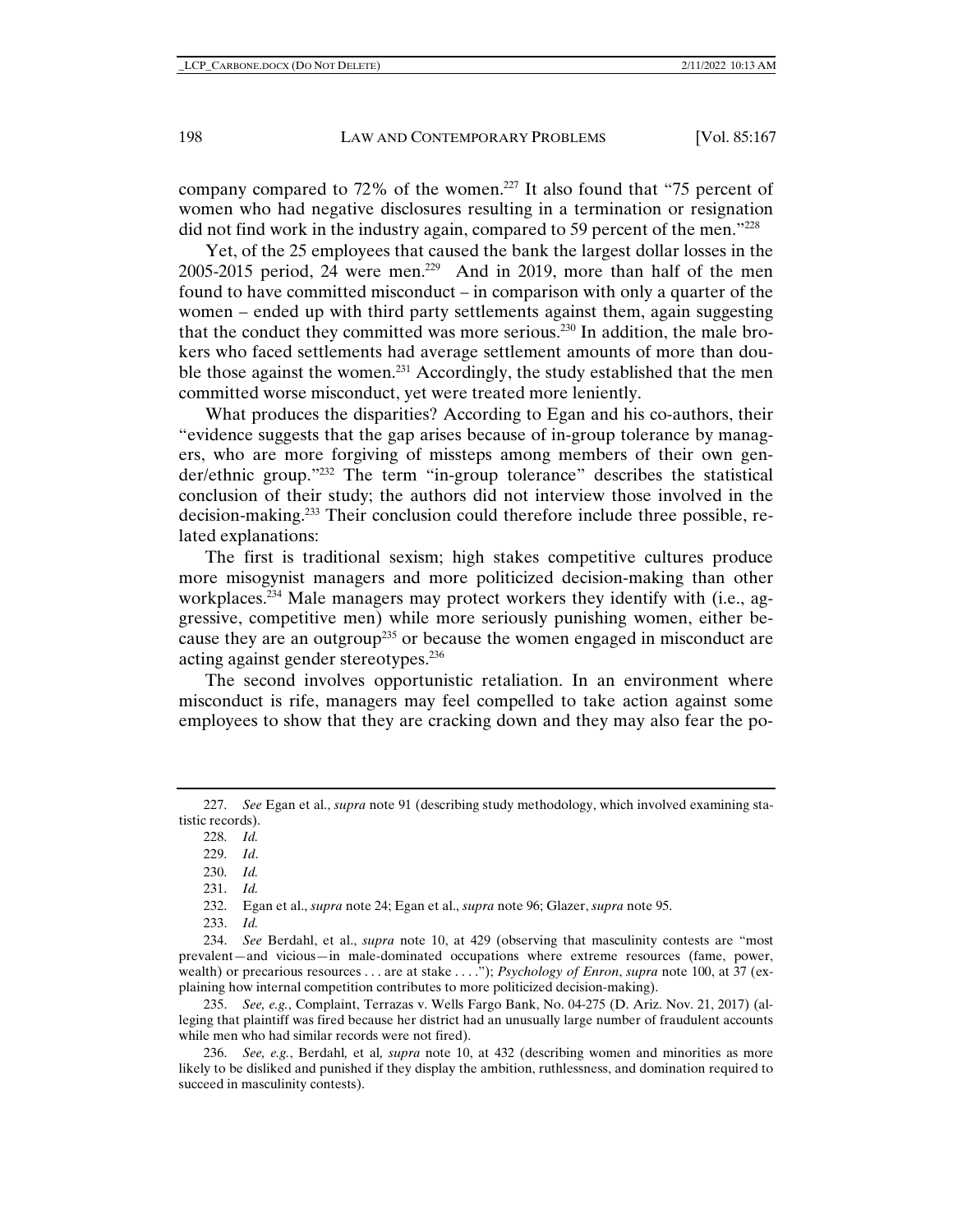company compared to 72% of the women.[227] It also found that "75 percent of women who had negative disclosures resulting in a termination or resignation did not find work in the industry again, compared to 59 percent of the men."[228]

Yet, of the 25 employees that caused the bank the largest dollar losses in the 2005-2015 period, 24 were men.[229] And in 2019, more than half of the men found to have committed misconduct – in comparison with only a quarter of the women – ended up with third party settlements against them, again suggesting that the conduct they committed was more serious.[230] In addition, the male brokers who faced settlements had average settlement amounts of more than double those against the women.[231] Accordingly, the study established that the men committed worse misconduct, yet were treated more leniently.

What produces the disparities? According to Egan and his co-authors, their "evidence suggests that the gap arises because of in-group tolerance by managers, who are more forgiving of missteps among members of their own gender/ethnic group."[232] The term "in-group tolerance" describes the statistical conclusion of their study; the authors did not interview those involved in the decision-making.[233] Their conclusion could therefore include three possible, related explanations:

The first is traditional sexism; high stakes competitive cultures produce more misogynist managers and more politicized decision-making than other workplaces.[234] Male managers may protect workers they identify with (i.e., aggressive, competitive men) while more seriously punishing women, either because they are an outgroup[235] or because the women engaged in misconduct are acting against gender stereotypes.[236]

The second involves opportunistic retaliation. In an environment where misconduct is rife, managers may feel compelled to take action against some employees to show that they are cracking down and they may also fear the po-

---

227. *See* Egan et al., *supra* note 91 (describing study methodology, which involved examining statistic records).

228. *Id.*

229. *Id*.

230. *Id.*

231. *Id.*

232. Egan et al., *supra* note 24; Egan et al., *supra* note 96; Glazer, *supra* note 95.

233. *Id.*

234. *See* Berdahl, et al., *supra* note 10, at 429 (observing that masculinity contests are "most prevalent—and vicious—in male-dominated occupations where extreme resources (fame, power, wealth) or precarious resources . . . are at stake . . . ."); *Psychology of Enron*, *supra* note 100, at 37 (explaining how internal competition contributes to more politicized decision-making).

235. *See, e.g.*, Complaint, Terrazas v. Wells Fargo Bank, No. 04-275 (D. Ariz. Nov. 21, 2017) (alleging that plaintiff was fired because her district had an unusually large number of fraudulent accounts while men who had similar records were not fired).

236. *See, e.g.*, Berdahl*,* et al*, supra* note 10, at 432 (describing women and minorities as more likely to be disliked and punished if they display the ambition, ruthlessness, and domination required to succeed in masculinity contests).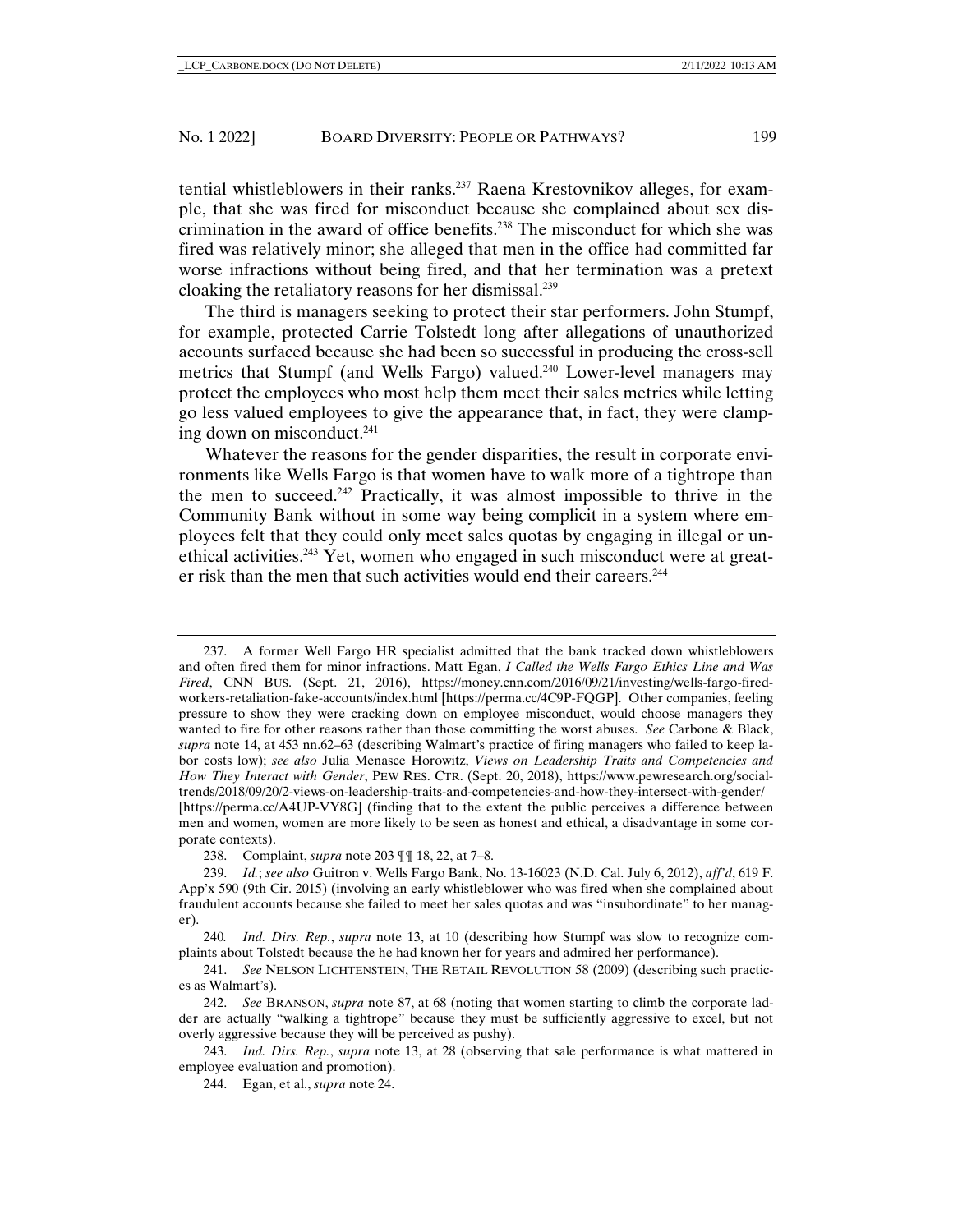tential whistleblowers in their ranks.[237] Raena Krestovnikov alleges, for example, that she was fired for misconduct because she complained about sex discrimination in the award of office benefits.[238] The misconduct for which she was fired was relatively minor; she alleged that men in the office had committed far worse infractions without being fired, and that her termination was a pretext cloaking the retaliatory reasons for her dismissal.[239]

The third is managers seeking to protect their star performers. John Stumpf, for example, protected Carrie Tolstedt long after allegations of unauthorized accounts surfaced because she had been so successful in producing the cross-sell metrics that Stumpf (and Wells Fargo) valued.[240] Lower-level managers may protect the employees who most help them meet their sales metrics while letting go less valued employees to give the appearance that, in fact, they were clamping down on misconduct.[241]

Whatever the reasons for the gender disparities, the result in corporate environments like Wells Fargo is that women have to walk more of a tightrope than the men to succeed.[242] Practically, it was almost impossible to thrive in the Community Bank without in some way being complicit in a system where employees felt that they could only meet sales quotas by engaging in illegal or unethical activities.[243] Yet, women who engaged in such misconduct were at greater risk than the men that such activities would end their careers.[244]

---

237. A former Well Fargo HR specialist admitted that the bank tracked down whistleblowers and often fired them for minor infractions. Matt Egan, *I Called the Wells Fargo Ethics Line and Was Fired*, CNN BUS. (Sept. 21, 2016), https://money.cnn.com/2016/09/21/investing/wells-fargo-fired-workers-retaliation-fake-accounts/index.html [https://perma.cc/4C9P-FQGP]. Other companies, feeling pressure to show they were cracking down on employee misconduct, would choose managers they wanted to fire for other reasons rather than those committing the worst abuses. *See* Carbone & Black, *supra* note 14, at 453 nn.62–63 (describing Walmart's practice of firing managers who failed to keep labor costs low); *see also* Julia Menasce Horowitz, *Views on Leadership Traits and Competencies and How They Interact with Gender*, PEW RES. CTR. (Sept. 20, 2018), https://www.pewresearch.org/social-trends/2018/09/20/2-views-on-leadership-traits-and-competencies-and-how-they-intersect-with-gender/ [https://perma.cc/A4UP-VY8G] (finding that to the extent the public perceives a difference between men and women, women are more likely to be seen as honest and ethical, a disadvantage in some corporate contexts).

238. Complaint, *supra* note 203 ¶¶ 18, 22, at 7–8.

239. *Id.*; *see also* Guitron v. Wells Fargo Bank, No. 13-16023 (N.D. Cal. July 6, 2012), *aff'd*, 619 F. App'x 590 (9th Cir. 2015) (involving an early whistleblower who was fired when she complained about fraudulent accounts because she failed to meet her sales quotas and was "insubordinate" to her manager).

240. *Ind. Dirs. Rep.*, *supra* note 13, at 10 (describing how Stumpf was slow to recognize complaints about Tolstedt because the he had known her for years and admired her performance).

241. *See* NELSON LICHTENSTEIN, THE RETAIL REVOLUTION 58 (2009) (describing such practices as Walmart's).

242. *See* BRANSON, *supra* note 87, at 68 (noting that women starting to climb the corporate ladder are actually "walking a tightrope" because they must be sufficiently aggressive to excel, but not overly aggressive because they will be perceived as pushy).

243. *Ind. Dirs. Rep.*, *supra* note 13, at 28 (observing that sale performance is what mattered in employee evaluation and promotion).

244. Egan, et al., *supra* note 24.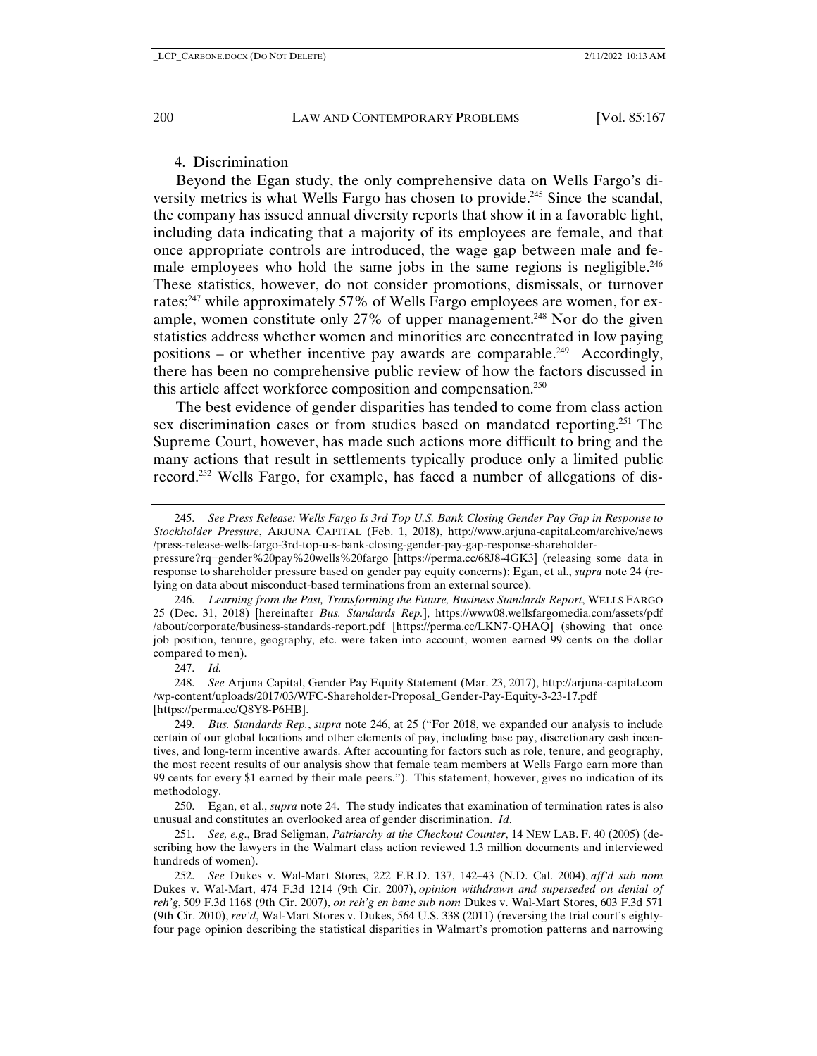4. Discrimination

Beyond the Egan study, the only comprehensive data on Wells Fargo's diversity metrics is what Wells Fargo has chosen to provide.[245] Since the scandal, the company has issued annual diversity reports that show it in a favorable light, including data indicating that a majority of its employees are female, and that once appropriate controls are introduced, the wage gap between male and female employees who hold the same jobs in the same regions is negligible.[246] These statistics, however, do not consider promotions, dismissals, or turnover rates;[247] while approximately 57% of Wells Fargo employees are women, for example, women constitute only 27% of upper management.[248] Nor do the given statistics address whether women and minorities are concentrated in low paying positions – or whether incentive pay awards are comparable.[249] Accordingly, there has been no comprehensive public review of how the factors discussed in this article affect workforce composition and compensation.[250]

The best evidence of gender disparities has tended to come from class action sex discrimination cases or from studies based on mandated reporting.[251] The Supreme Court, however, has made such actions more difficult to bring and the many actions that result in settlements typically produce only a limited public record.[252] Wells Fargo, for example, has faced a number of allegations of dis-

---

245. *See Press Release: Wells Fargo Is 3rd Top U.S. Bank Closing Gender Pay Gap in Response to Stockholder Pressure*, ARJUNA CAPITAL (Feb. 1, 2018), http://www.arjuna-capital.com/archive/news/press-release-wells-fargo-3rd-top-u-s-bank-closing-gender-pay-gap-response-shareholder-pressure?rq=gender%20pay%20wells%20fargo [https://perma.cc/68J8-4GK3] (releasing some data in response to shareholder pressure based on gender pay equity concerns); Egan, et al., *supra* note 24 (relying on data about misconduct-based terminations from an external source).

246. *Learning from the Past, Transforming the Future, Business Standards Report*, WELLS FARGO 25 (Dec. 31, 2018) [hereinafter *Bus. Standards Rep.*], https://www08.wellsfargomedia.com/assets/pdf/about/corporate/business-standards-report.pdf [https://perma.cc/LKN7-QHAQ] (showing that once job position, tenure, geography, etc. were taken into account, women earned 99 cents on the dollar compared to men).

247. *Id.*

248. *See* Arjuna Capital, Gender Pay Equity Statement (Mar. 23, 2017), http://arjuna-capital.com/wp-content/uploads/2017/03/WFC-Shareholder-Proposal_Gender-Pay-Equity-3-23-17.pdf [https://perma.cc/Q8Y8-P6HB].

249. *Bus. Standards Rep.*, *supra* note 246, at 25 ("For 2018, we expanded our analysis to include certain of our global locations and other elements of pay, including base pay, discretionary cash incentives, and long-term incentive awards. After accounting for factors such as role, tenure, and geography, the most recent results of our analysis show that female team members at Wells Fargo earn more than 99 cents for every $1 earned by their male peers."). This statement, however, gives no indication of its methodology.

250. Egan, et al., *supra* note 24. The study indicates that examination of termination rates is also unusual and constitutes an overlooked area of gender discrimination. *Id*.

251. *See, e.g*., Brad Seligman, *Patriarchy at the Checkout Counter*, 14 NEW LAB. F. 40 (2005) (describing how the lawyers in the Walmart class action reviewed 1.3 million documents and interviewed hundreds of women).

252. *See* Dukes v. Wal-Mart Stores, 222 F.R.D. 137, 142–43 (N.D. Cal. 2004), *aff'd sub nom* Dukes v. Wal-Mart, 474 F.3d 1214 (9th Cir. 2007), *opinion withdrawn and superseded on denial of reh'g*, 509 F.3d 1168 (9th Cir. 2007), *on reh'g en banc sub nom* Dukes v. Wal-Mart Stores, 603 F.3d 571 (9th Cir. 2010), *rev'd*, Wal-Mart Stores v. Dukes, 564 U.S. 338 (2011) (reversing the trial court's eighty-four page opinion describing the statistical disparities in Walmart's promotion patterns and narrowing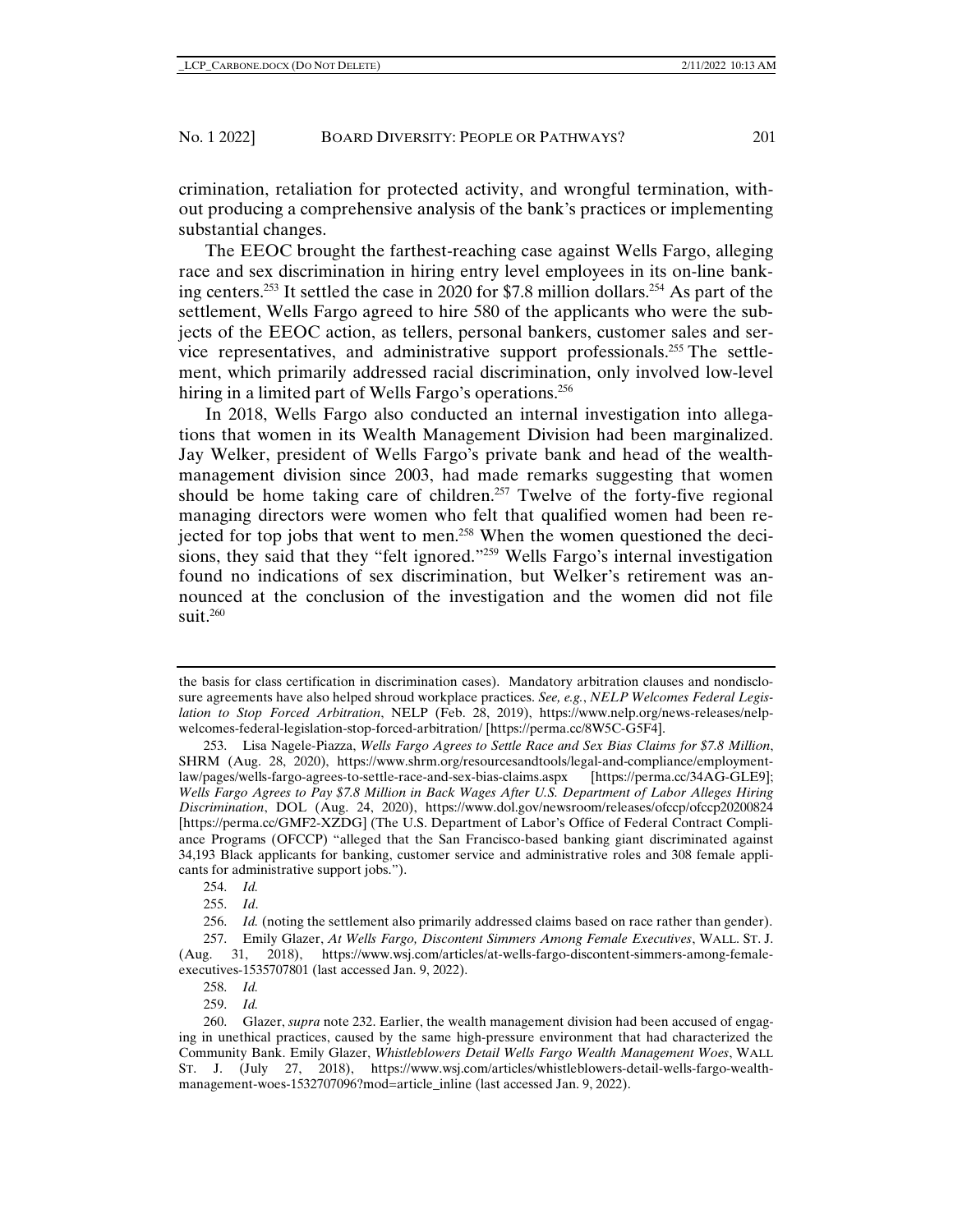crimination, retaliation for protected activity, and wrongful termination, without producing a comprehensive analysis of the bank's practices or implementing substantial changes.

The EEOC brought the farthest-reaching case against Wells Fargo, alleging race and sex discrimination in hiring entry level employees in its on-line banking centers.[253] It settled the case in 2020 for $7.8 million dollars.[254] As part of the settlement, Wells Fargo agreed to hire 580 of the applicants who were the subjects of the EEOC action, as tellers, personal bankers, customer sales and service representatives, and administrative support professionals.[255] The settlement, which primarily addressed racial discrimination, only involved low-level hiring in a limited part of Wells Fargo's operations.[256]

In 2018, Wells Fargo also conducted an internal investigation into allegations that women in its Wealth Management Division had been marginalized. Jay Welker, president of Wells Fargo's private bank and head of the wealth-management division since 2003, had made remarks suggesting that women should be home taking care of children.[257] Twelve of the forty-five regional managing directors were women who felt that qualified women had been rejected for top jobs that went to men.[258] When the women questioned the decisions, they said that they "felt ignored."[259] Wells Fargo's internal investigation found no indications of sex discrimination, but Welker's retirement was announced at the conclusion of the investigation and the women did not file suit.[260]

---

the basis for class certification in discrimination cases). Mandatory arbitration clauses and nondisclosure agreements have also helped shroud workplace practices. *See, e.g.*, *NELP Welcomes Federal Legislation to Stop Forced Arbitration*, NELP (Feb. 28, 2019), https://www.nelp.org/news-releases/nelp-welcomes-federal-legislation-stop-forced-arbitration/ [https://perma.cc/8W5C-G5F4].

253. Lisa Nagele-Piazza, *Wells Fargo Agrees to Settle Race and Sex Bias Claims for $7.8 Million*, SHRM (Aug. 28, 2020), https://www.shrm.org/resourcesandtools/legal-and-compliance/employment-law/pages/wells-fargo-agrees-to-settle-race-and-sex-bias-claims.aspx [https://perma.cc/34AG-GLE9]; *Wells Fargo Agrees to Pay $7.8 Million in Back Wages After U.S. Department of Labor Alleges Hiring Discrimination*, DOL (Aug. 24, 2020), https://www.dol.gov/newsroom/releases/ofccp/ofccp20200824 [https://perma.cc/GMF2-XZDG] (The U.S. Department of Labor's Office of Federal Contract Compliance Programs (OFCCP) "alleged that the San Francisco-based banking giant discriminated against 34,193 Black applicants for banking, customer service and administrative roles and 308 female applicants for administrative support jobs.").

254. *Id.*

255. *Id*.

256. *Id.* (noting the settlement also primarily addressed claims based on race rather than gender).

257. Emily Glazer, *At Wells Fargo, Discontent Simmers Among Female Executives*, WALL. ST. J. (Aug. 31, 2018), https://www.wsj.com/articles/at-wells-fargo-discontent-simmers-among-female-executives-1535707801 (last accessed Jan. 9, 2022).

258. *Id.*

259. *Id.*

260. Glazer, *supra* note 232. Earlier, the wealth management division had been accused of engaging in unethical practices, caused by the same high-pressure environment that had characterized the Community Bank. Emily Glazer, *Whistleblowers Detail Wells Fargo Wealth Management Woes*, WALL ST. J. (July 27, 2018), https://www.wsj.com/articles/whistleblowers-detail-wells-fargo-wealth-management-woes-1532707096?mod=article_inline (last accessed Jan. 9, 2022).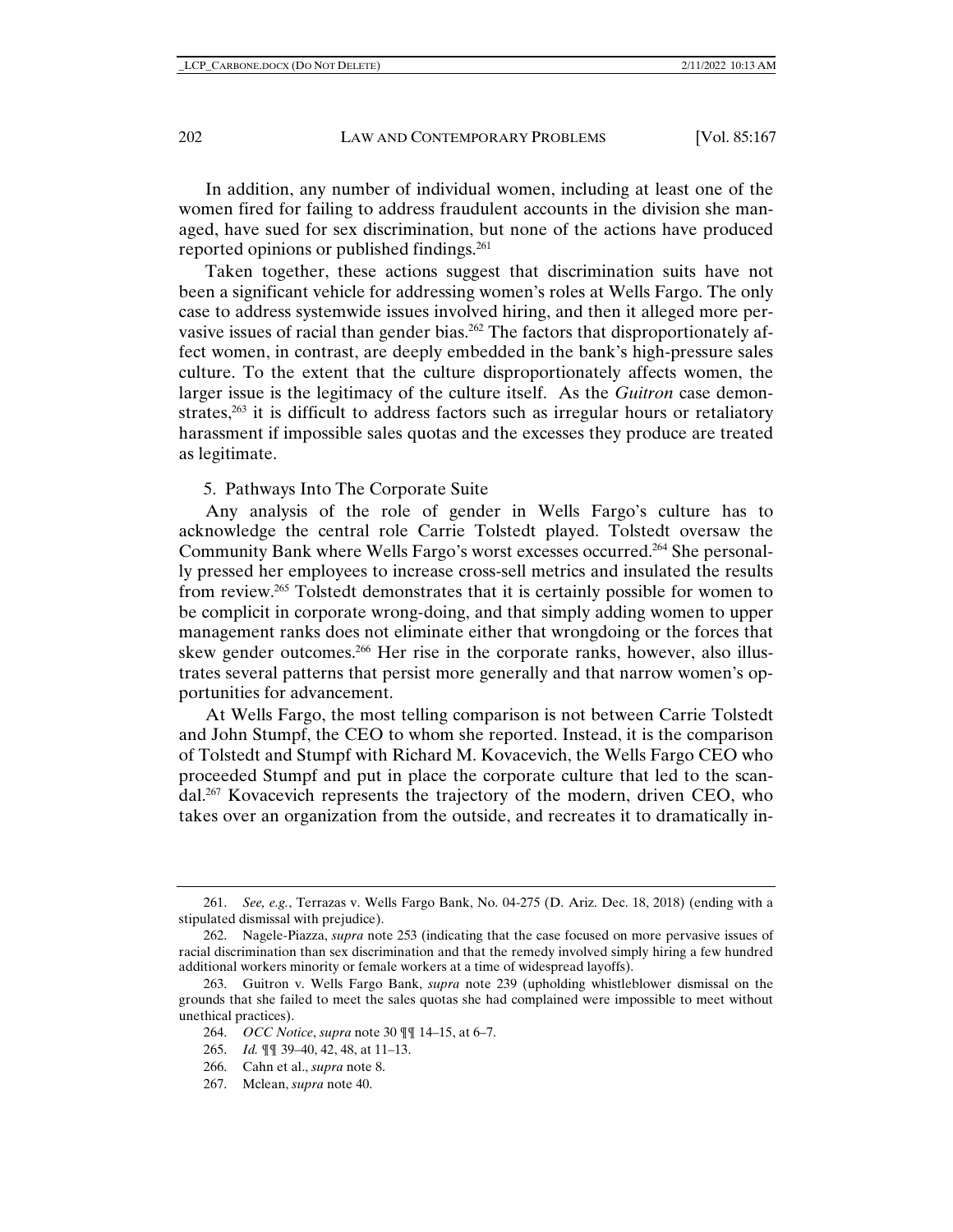In addition, any number of individual women, including at least one of the women fired for failing to address fraudulent accounts in the division she managed, have sued for sex discrimination, but none of the actions have produced reported opinions or published findings.[261]

Taken together, these actions suggest that discrimination suits have not been a significant vehicle for addressing women's roles at Wells Fargo. The only case to address systemwide issues involved hiring, and then it alleged more pervasive issues of racial than gender bias.[262] The factors that disproportionately affect women, in contrast, are deeply embedded in the bank's high-pressure sales culture. To the extent that the culture disproportionately affects women, the larger issue is the legitimacy of the culture itself. As the *Guitron* case demonstrates,[263] it is difficult to address factors such as irregular hours or retaliatory harassment if impossible sales quotas and the excesses they produce are treated as legitimate.

5. Pathways Into The Corporate Suite

Any analysis of the role of gender in Wells Fargo's culture has to acknowledge the central role Carrie Tolstedt played. Tolstedt oversaw the Community Bank where Wells Fargo's worst excesses occurred.[264] She personally pressed her employees to increase cross-sell metrics and insulated the results from review.[265] Tolstedt demonstrates that it is certainly possible for women to be complicit in corporate wrong-doing, and that simply adding women to upper management ranks does not eliminate either that wrongdoing or the forces that skew gender outcomes.[266] Her rise in the corporate ranks, however, also illustrates several patterns that persist more generally and that narrow women's opportunities for advancement.

At Wells Fargo, the most telling comparison is not between Carrie Tolstedt and John Stumpf, the CEO to whom she reported. Instead, it is the comparison of Tolstedt and Stumpf with Richard M. Kovacevich, the Wells Fargo CEO who proceeded Stumpf and put in place the corporate culture that led to the scandal.[267] Kovacevich represents the trajectory of the modern, driven CEO, who takes over an organization from the outside, and recreates it to dramatically in-

---

261. *See, e.g.*, Terrazas v. Wells Fargo Bank, No. 04-275 (D. Ariz. Dec. 18, 2018) (ending with a stipulated dismissal with prejudice).

262. Nagele-Piazza, *supra* note 253 (indicating that the case focused on more pervasive issues of racial discrimination than sex discrimination and that the remedy involved simply hiring a few hundred additional workers minority or female workers at a time of widespread layoffs).

263. Guitron v. Wells Fargo Bank, *supra* note 239 (upholding whistleblower dismissal on the grounds that she failed to meet the sales quotas she had complained were impossible to meet without unethical practices).

264. *OCC Notice*, *supra* note 30 ¶¶ 14–15, at 6–7.

265. *Id.* ¶¶ 39–40, 42, 48, at 11–13.

266. Cahn et al., *supra* note 8.

267. Mclean, *supra* note 40.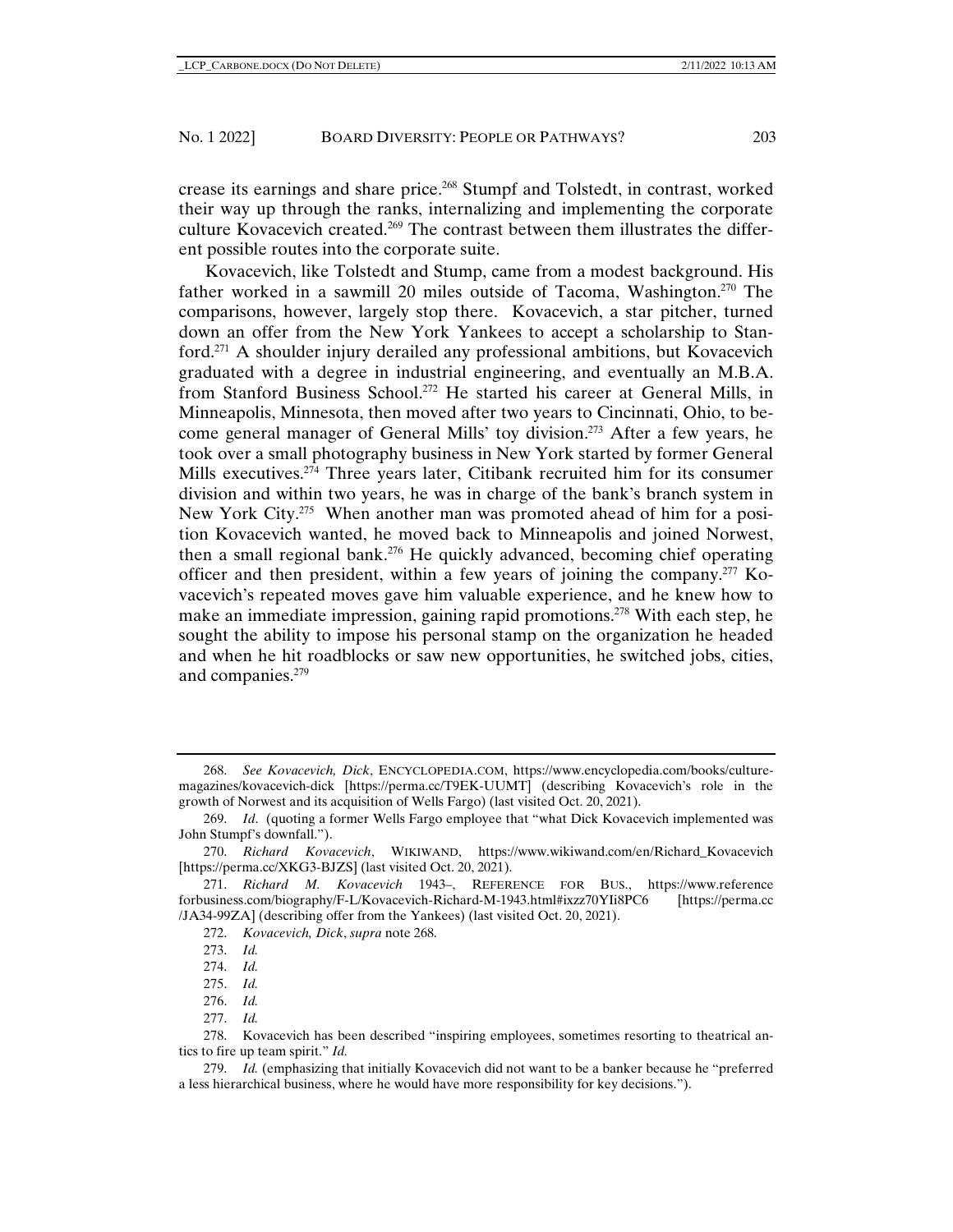crease its earnings and share price.[268] Stumpf and Tolstedt, in contrast, worked their way up through the ranks, internalizing and implementing the corporate culture Kovacevich created.[269] The contrast between them illustrates the different possible routes into the corporate suite.

Kovacevich, like Tolstedt and Stump, came from a modest background. His father worked in a sawmill 20 miles outside of Tacoma, Washington.[270] The comparisons, however, largely stop there. Kovacevich, a star pitcher, turned down an offer from the New York Yankees to accept a scholarship to Stanford.[271] A shoulder injury derailed any professional ambitions, but Kovacevich graduated with a degree in industrial engineering, and eventually an M.B.A. from Stanford Business School.[272] He started his career at General Mills, in Minneapolis, Minnesota, then moved after two years to Cincinnati, Ohio, to become general manager of General Mills' toy division.[273] After a few years, he took over a small photography business in New York started by former General Mills executives.[274] Three years later, Citibank recruited him for its consumer division and within two years, he was in charge of the bank's branch system in New York City.[275] When another man was promoted ahead of him for a position Kovacevich wanted, he moved back to Minneapolis and joined Norwest, then a small regional bank.[276] He quickly advanced, becoming chief operating officer and then president, within a few years of joining the company.[277] Kovacevich's repeated moves gave him valuable experience, and he knew how to make an immediate impression, gaining rapid promotions.[278] With each step, he sought the ability to impose his personal stamp on the organization he headed and when he hit roadblocks or saw new opportunities, he switched jobs, cities, and companies.[279]

---

268. *See Kovacevich, Dick*, ENCYCLOPEDIA.COM, https://www.encyclopedia.com/books/culture-magazines/kovacevich-dick [https://perma.cc/T9EK-UUMT] (describing Kovacevich's role in the growth of Norwest and its acquisition of Wells Fargo) (last visited Oct. 20, 2021).

269. *Id*. (quoting a former Wells Fargo employee that "what Dick Kovacevich implemented was John Stumpf's downfall.").

270. *Richard Kovacevich*, WIKIWAND, https://www.wikiwand.com/en/Richard_Kovacevich [https://perma.cc/XKG3-BJZS] (last visited Oct. 20, 2021).

271. *Richard M. Kovacevich* 1943–, REFERENCE FOR BUS., https://www.referenceforbusiness.com/biography/F-L/Kovacevich-Richard-M-1943.html#ixzz70YIi8PC6 [https://perma.cc/JA34-99ZA] (describing offer from the Yankees) (last visited Oct. 20, 2021).

272. *Kovacevich, Dick*, *supra* note 268.

273. *Id.*

274. *Id.*

275. *Id.*

276. *Id.*

277. *Id.*

278. Kovacevich has been described "inspiring employees, sometimes resorting to theatrical antics to fire up team spirit." *Id.*

279. *Id.* (emphasizing that initially Kovacevich did not want to be a banker because he "preferred a less hierarchical business, where he would have more responsibility for key decisions.").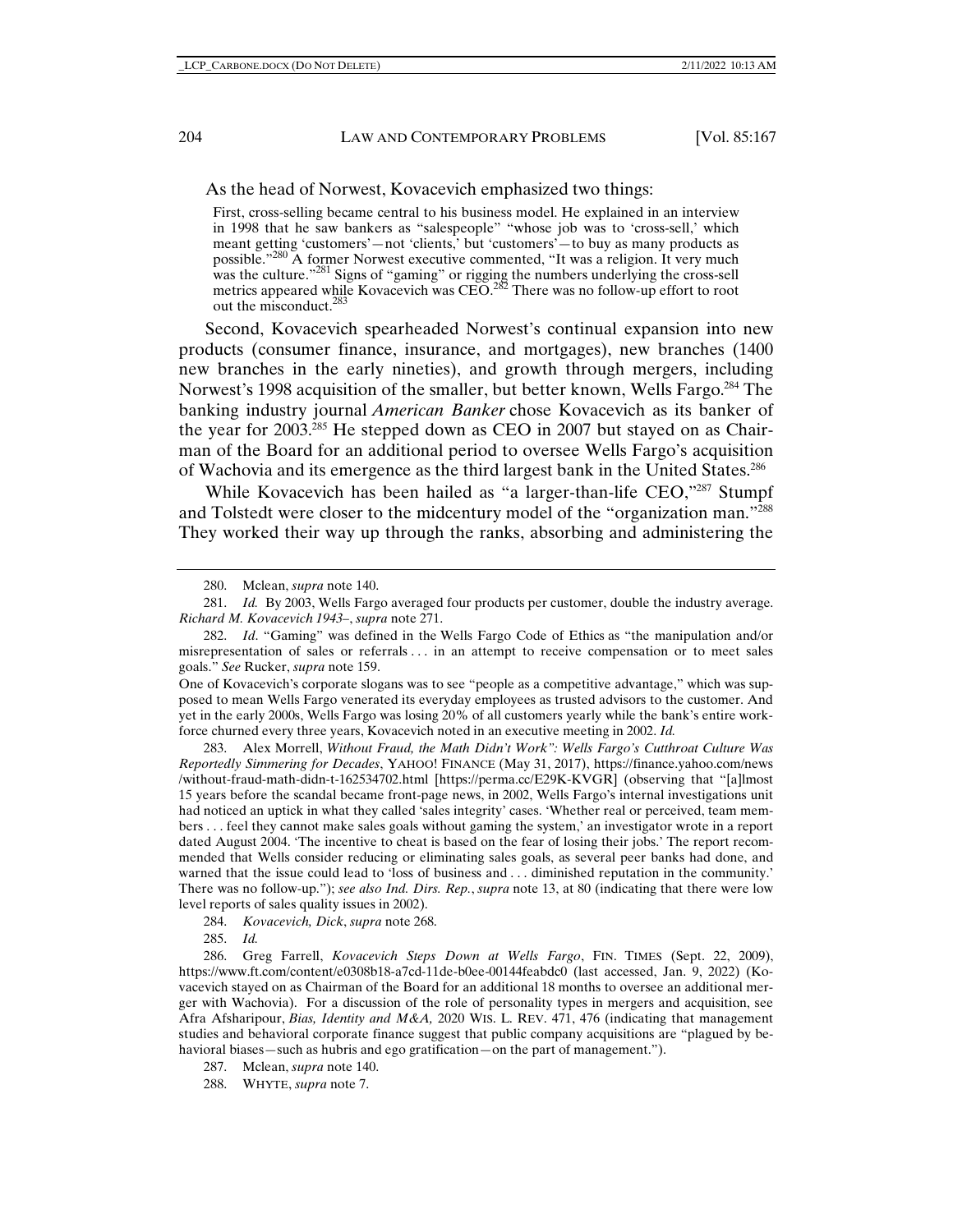As the head of Norwest, Kovacevich emphasized two things:

> First, cross-selling became central to his business model. He explained in an interview in 1998 that he saw bankers as "salespeople" "whose job was to 'cross-sell,' which meant getting 'customers'—not 'clients,' but 'customers'—to buy as many products as possible."[280] A former Norwest executive commented, "It was a religion. It very much was the culture."[281] Signs of "gaming" or rigging the numbers underlying the cross-sell metrics appeared while Kovacevich was CEO.[282] There was no follow-up effort to root out the misconduct.[283]

Second, Kovacevich spearheaded Norwest's continual expansion into new products (consumer finance, insurance, and mortgages), new branches (1400 new branches in the early nineties), and growth through mergers, including Norwest's 1998 acquisition of the smaller, but better known, Wells Fargo.[284] The banking industry journal *American Banker* chose Kovacevich as its banker of the year for 2003.[285] He stepped down as CEO in 2007 but stayed on as Chairman of the Board for an additional period to oversee Wells Fargo's acquisition of Wachovia and its emergence as the third largest bank in the United States.[286]

While Kovacevich has been hailed as "a larger-than-life CEO,"[287] Stumpf and Tolstedt were closer to the midcentury model of the "organization man."[288] They worked their way up through the ranks, absorbing and administering the

---

280. Mclean, *supra* note 140.

281. *Id.* By 2003, Wells Fargo averaged four products per customer, double the industry average. *Richard M. Kovacevich 1943–*, *supra* note 271.

282. *Id*. "Gaming" was defined in the Wells Fargo Code of Ethics as "the manipulation and/or misrepresentation of sales or referrals . . . in an attempt to receive compensation or to meet sales goals." *See* Rucker, *supra* note 159.

One of Kovacevich's corporate slogans was to see "people as a competitive advantage," which was supposed to mean Wells Fargo venerated its everyday employees as trusted advisors to the customer. And yet in the early 2000s, Wells Fargo was losing 20% of all customers yearly while the bank's entire workforce churned every three years, Kovacevich noted in an executive meeting in 2002. *Id.*

283. Alex Morrell, *Without Fraud, the Math Didn't Work": Wells Fargo's Cutthroat Culture Was Reportedly Simmering for Decades*, YAHOO! FINANCE (May 31, 2017), https://finance.yahoo.com/news/without-fraud-math-didn-t-162534702.html [https://perma.cc/E29K-KVGR] (observing that "[a]lmost 15 years before the scandal became front-page news, in 2002, Wells Fargo's internal investigations unit had noticed an uptick in what they called 'sales integrity' cases. 'Whether real or perceived, team members . . . feel they cannot make sales goals without gaming the system,' an investigator wrote in a report dated August 2004. 'The incentive to cheat is based on the fear of losing their jobs.' The report recommended that Wells consider reducing or eliminating sales goals, as several peer banks had done, and warned that the issue could lead to 'loss of business and . . . diminished reputation in the community.' There was no follow-up."); *see also Ind. Dirs. Rep.*, *supra* note 13, at 80 (indicating that there were low level reports of sales quality issues in 2002).

284. *Kovacevich, Dick*, *supra* note 268.

285. *Id.*

286. Greg Farrell, *Kovacevich Steps Down at Wells Fargo*, FIN. TIMES (Sept. 22, 2009), https://www.ft.com/content/e0308b18-a7cd-11de-b0ee-00144feabdc0 (last accessed, Jan. 9, 2022) (Kovacevich stayed on as Chairman of the Board for an additional 18 months to oversee an additional merger with Wachovia). For a discussion of the role of personality types in mergers and acquisition, see Afra Afsharipour, *Bias, Identity and M&A,* 2020 WIS. L. REV. 471, 476 (indicating that management studies and behavioral corporate finance suggest that public company acquisitions are "plagued by behavioral biases—such as hubris and ego gratification—on the part of management.").

287. Mclean, *supra* note 140.

288. WHYTE, *supra* note 7.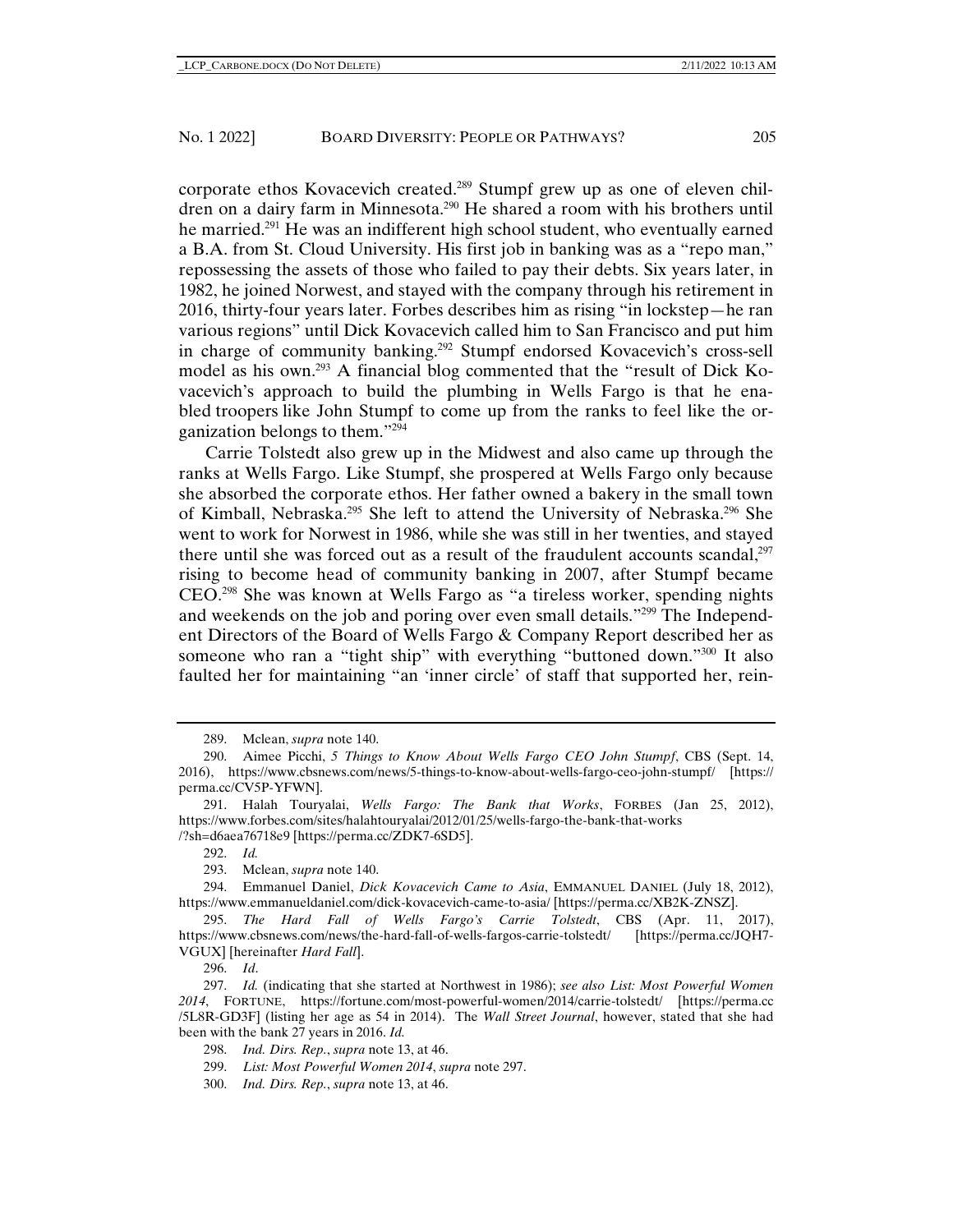corporate ethos Kovacevich created.[289] Stumpf grew up as one of eleven children on a dairy farm in Minnesota.[290] He shared a room with his brothers until he married.[291] He was an indifferent high school student, who eventually earned a B.A. from St. Cloud University. His first job in banking was as a "repo man," repossessing the assets of those who failed to pay their debts. Six years later, in 1982, he joined Norwest, and stayed with the company through his retirement in 2016, thirty-four years later. Forbes describes him as rising "in lockstep—he ran various regions" until Dick Kovacevich called him to San Francisco and put him in charge of community banking.[292] Stumpf endorsed Kovacevich's cross-sell model as his own.[293] A financial blog commented that the "result of Dick Kovacevich's approach to build the plumbing in Wells Fargo is that he enabled troopers like John Stumpf to come up from the ranks to feel like the organization belongs to them."[294]

Carrie Tolstedt also grew up in the Midwest and also came up through the ranks at Wells Fargo. Like Stumpf, she prospered at Wells Fargo only because she absorbed the corporate ethos. Her father owned a bakery in the small town of Kimball, Nebraska.[295] She left to attend the University of Nebraska.[296] She went to work for Norwest in 1986, while she was still in her twenties, and stayed there until she was forced out as a result of the fraudulent accounts scandal,[297] rising to become head of community banking in 2007, after Stumpf became CEO.[298] She was known at Wells Fargo as "a tireless worker, spending nights and weekends on the job and poring over even small details."[299] The Independent Directors of the Board of Wells Fargo & Company Report described her as someone who ran a "tight ship" with everything "buttoned down."[300] It also faulted her for maintaining "an 'inner circle' of staff that supported her, rein-

---

289. Mclean, *supra* note 140.

290. Aimee Picchi, *5 Things to Know About Wells Fargo CEO John Stumpf*, CBS (Sept. 14, 2016), https://www.cbsnews.com/news/5-things-to-know-about-wells-fargo-ceo-john-stumpf/ [https://perma.cc/CV5P-YFWN].

291. Halah Touryalai, *Wells Fargo: The Bank that Works*, FORBES (Jan 25, 2012), https://www.forbes.com/sites/halahtouryalai/2012/01/25/wells-fargo-the-bank-that-works/?sh=d6aea76718e9 [https://perma.cc/ZDK7-6SD5].

292. *Id.*

293. Mclean, *supra* note 140.

294. Emmanuel Daniel, *Dick Kovacevich Came to Asia*, EMMANUEL DANIEL (July 18, 2012), https://www.emmanueldaniel.com/dick-kovacevich-came-to-asia/ [https://perma.cc/XB2K-ZNSZ].

295. *The Hard Fall of Wells Fargo's Carrie Tolstedt*, CBS (Apr. 11, 2017), https://www.cbsnews.com/news/the-hard-fall-of-wells-fargos-carrie-tolstedt/ [https://perma.cc/JQH7-VGUX] [hereinafter *Hard Fall*].

296. *Id*.

297. *Id.* (indicating that she started at Northwest in 1986); *see also List: Most Powerful Women 2014*, FORTUNE, https://fortune.com/most-powerful-women/2014/carrie-tolstedt/ [https://perma.cc/5L8R-GD3F] (listing her age as 54 in 2014). The *Wall Street Journal*, however, stated that she had been with the bank 27 years in 2016. *Id.*

298. *Ind. Dirs. Rep.*, *supra* note 13, at 46.

299. *List: Most Powerful Women 2014*, *supra* note 297.

300. *Ind. Dirs. Rep.*, *supra* note 13, at 46.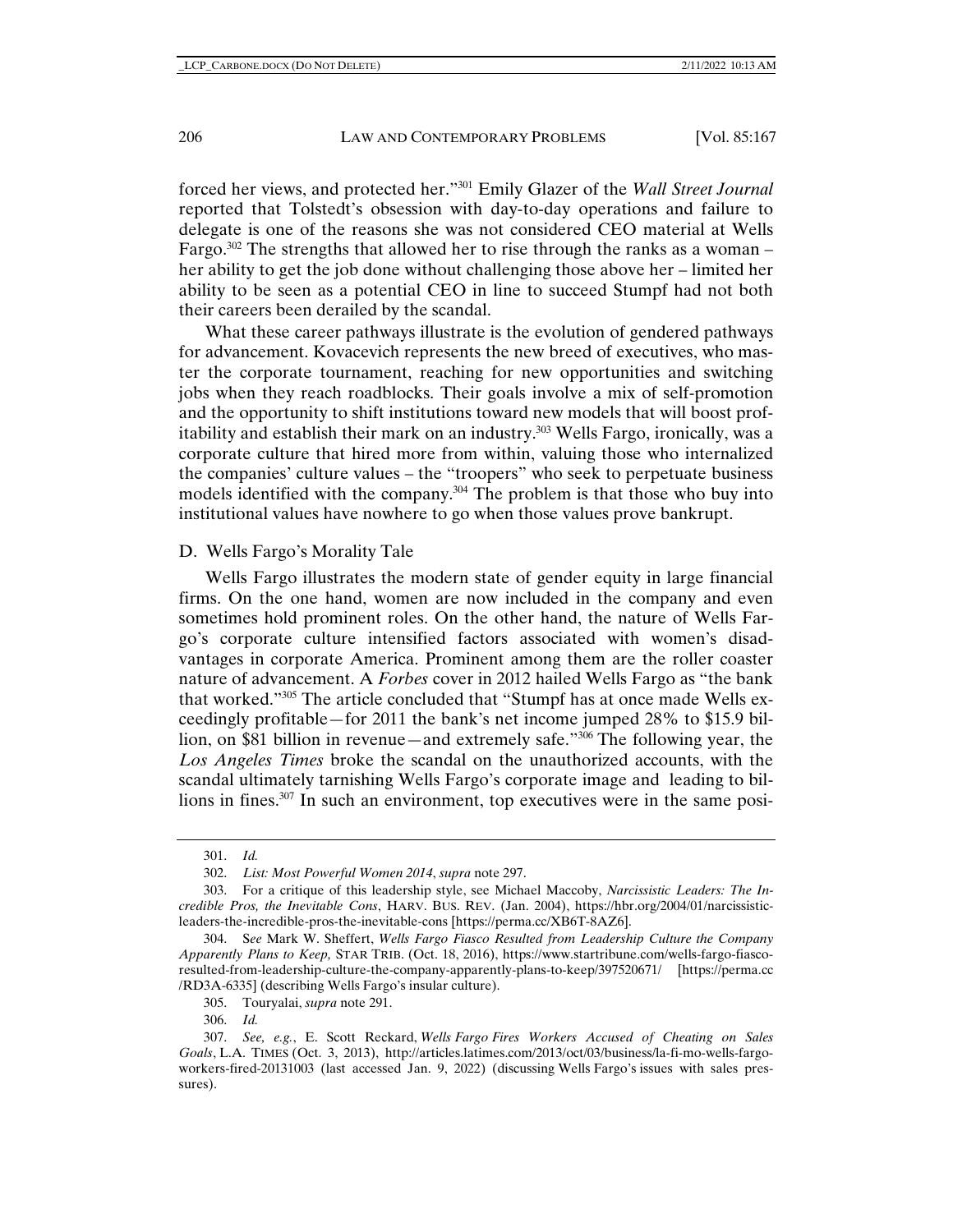forced her views, and protected her."[301] Emily Glazer of the *Wall Street Journal* reported that Tolstedt's obsession with day-to-day operations and failure to delegate is one of the reasons she was not considered CEO material at Wells Fargo.[302] The strengths that allowed her to rise through the ranks as a woman – her ability to get the job done without challenging those above her – limited her ability to be seen as a potential CEO in line to succeed Stumpf had not both their careers been derailed by the scandal.

What these career pathways illustrate is the evolution of gendered pathways for advancement. Kovacevich represents the new breed of executives, who master the corporate tournament, reaching for new opportunities and switching jobs when they reach roadblocks. Their goals involve a mix of self-promotion and the opportunity to shift institutions toward new models that will boost profitability and establish their mark on an industry.[303] Wells Fargo, ironically, was a corporate culture that hired more from within, valuing those who internalized the companies' culture values – the "troopers" who seek to perpetuate business models identified with the company.[304] The problem is that those who buy into institutional values have nowhere to go when those values prove bankrupt.

## D. Wells Fargo's Morality Tale

Wells Fargo illustrates the modern state of gender equity in large financial firms. On the one hand, women are now included in the company and even sometimes hold prominent roles. On the other hand, the nature of Wells Fargo's corporate culture intensified factors associated with women's disadvantages in corporate America. Prominent among them are the roller coaster nature of advancement. A *Forbes* cover in 2012 hailed Wells Fargo as "the bank that worked."[305] The article concluded that "Stumpf has at once made Wells exceedingly profitable—for 2011 the bank's net income jumped 28% to $15.9 billion, on $81 billion in revenue—and extremely safe."[306] The following year, the *Los Angeles Times* broke the scandal on the unauthorized accounts, with the scandal ultimately tarnishing Wells Fargo's corporate image and leading to billions in fines.[307] In such an environment, top executives were in the same posi-

---

301. *Id.*

302. *List: Most Powerful Women 2014*, *supra* note 297.

303. For a critique of this leadership style, see Michael Maccoby, *Narcissistic Leaders: The Incredible Pros, the Inevitable Cons*, HARV. BUS. REV. (Jan. 2004), https://hbr.org/2004/01/narcissistic-leaders-the-incredible-pros-the-inevitable-cons [https://perma.cc/XB6T-8AZ6].

304. S*ee* Mark W. Sheffert, *Wells Fargo Fiasco Resulted from Leadership Culture the Company Apparently Plans to Keep,* STAR TRIB. (Oct. 18, 2016), https://www.startribune.com/wells-fargo-fiasco-resulted-from-leadership-culture-the-company-apparently-plans-to-keep/397520671/ [https://perma.cc/RD3A-6335] (describing Wells Fargo's insular culture).

305. Touryalai, *supra* note 291.

306. *Id.*

307. *See, e.g.*, E. Scott Reckard, *Wells Fargo Fires Workers Accused of Cheating on Sales Goals*, L.A. TIMES (Oct. 3, 2013), http://articles.latimes.com/2013/oct/03/business/la-fi-mo-wells-fargo-workers-fired-20131003 (last accessed Jan. 9, 2022) (discussing Wells Fargo's issues with sales pressures).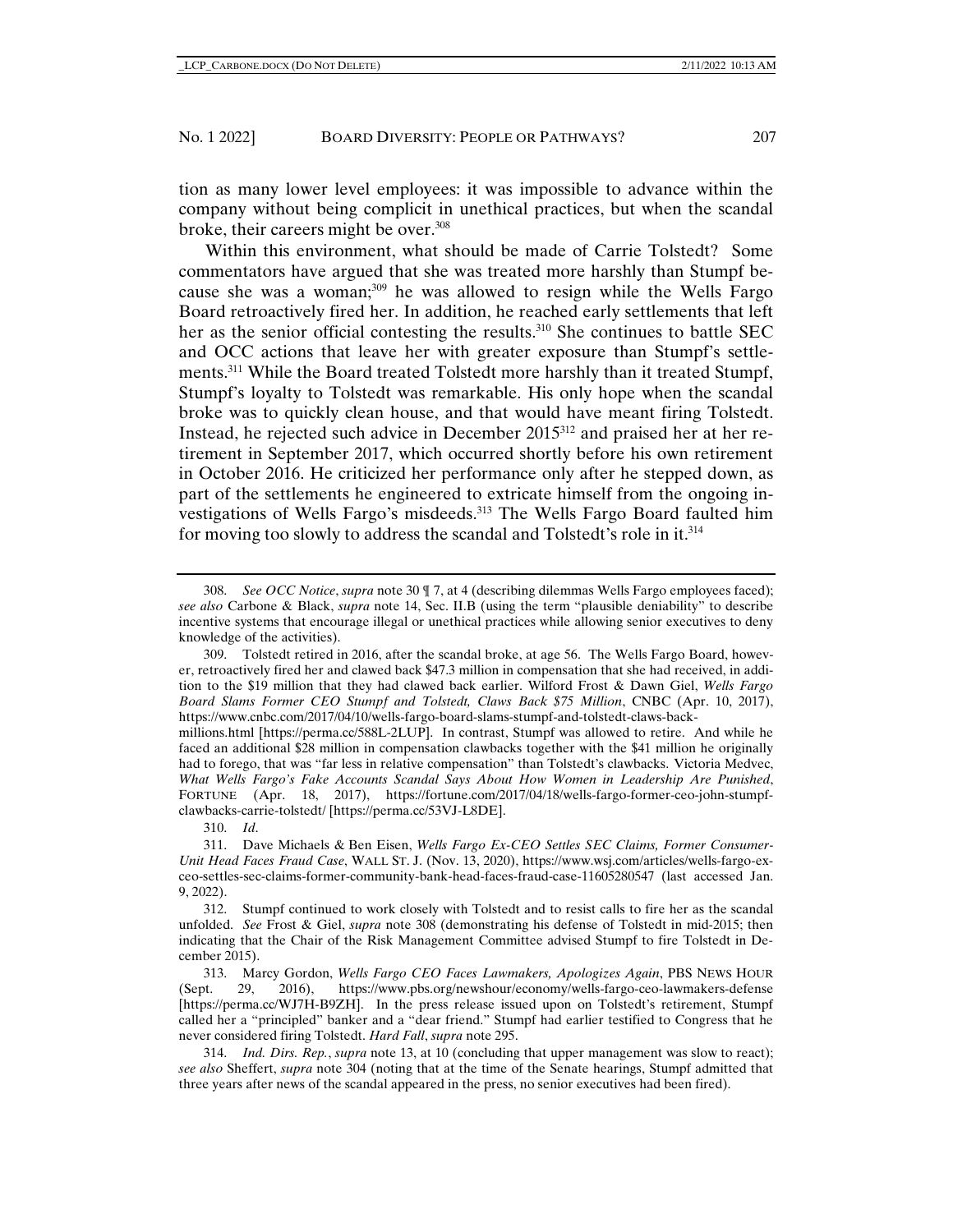tion as many lower level employees: it was impossible to advance within the company without being complicit in unethical practices, but when the scandal broke, their careers might be over.[308]

Within this environment, what should be made of Carrie Tolstedt? Some commentators have argued that she was treated more harshly than Stumpf because she was a woman;[309] he was allowed to resign while the Wells Fargo Board retroactively fired her. In addition, he reached early settlements that left her as the senior official contesting the results.[310] She continues to battle SEC and OCC actions that leave her with greater exposure than Stumpf's settlements.[311] While the Board treated Tolstedt more harshly than it treated Stumpf, Stumpf's loyalty to Tolstedt was remarkable. His only hope when the scandal broke was to quickly clean house, and that would have meant firing Tolstedt. Instead, he rejected such advice in December 2015[312] and praised her at her retirement in September 2017, which occurred shortly before his own retirement in October 2016. He criticized her performance only after he stepped down, as part of the settlements he engineered to extricate himself from the ongoing investigations of Wells Fargo's misdeeds.[313] The Wells Fargo Board faulted him for moving too slowly to address the scandal and Tolstedt's role in it.[314]

---

308. *See OCC Notice*, *supra* note 30 ¶ 7, at 4 (describing dilemmas Wells Fargo employees faced); *see also* Carbone & Black, *supra* note 14, Sec. II.B (using the term "plausible deniability" to describe incentive systems that encourage illegal or unethical practices while allowing senior executives to deny knowledge of the activities).

309. Tolstedt retired in 2016, after the scandal broke, at age 56. The Wells Fargo Board, however, retroactively fired her and clawed back $47.3 million in compensation that she had received, in addition to the $19 million that they had clawed back earlier. Wilford Frost & Dawn Giel, *Wells Fargo Board Slams Former CEO Stumpf and Tolstedt, Claws Back $75 Million*, CNBC (Apr. 10, 2017), https://www.cnbc.com/2017/04/10/wells-fargo-board-slams-stumpf-and-tolstedt-claws-back-millions.html [https://perma.cc/588L-2LUP]. In contrast, Stumpf was allowed to retire. And while he faced an additional $28 million in compensation clawbacks together with the $41 million he originally had to forego, that was "far less in relative compensation" than Tolstedt's clawbacks. Victoria Medvec, *What Wells Fargo's Fake Accounts Scandal Says About How Women in Leadership Are Punished*, FORTUNE (Apr. 18, 2017), https://fortune.com/2017/04/18/wells-fargo-former-ceo-john-stumpf-clawbacks-carrie-tolstedt/ [https://perma.cc/53VJ-L8DE].

310. *Id*.

311. Dave Michaels & Ben Eisen, *Wells Fargo Ex-CEO Settles SEC Claims, Former Consumer-Unit Head Faces Fraud Case*, WALL ST. J. (Nov. 13, 2020), https://www.wsj.com/articles/wells-fargo-ex-ceo-settles-sec-claims-former-community-bank-head-faces-fraud-case-11605280547 (last accessed Jan. 9, 2022).

312. Stumpf continued to work closely with Tolstedt and to resist calls to fire her as the scandal unfolded. *See* Frost & Giel, *supra* note 308 (demonstrating his defense of Tolstedt in mid-2015; then indicating that the Chair of the Risk Management Committee advised Stumpf to fire Tolstedt in December 2015).

313. Marcy Gordon, *Wells Fargo CEO Faces Lawmakers, Apologizes Again*, PBS NEWS HOUR (Sept. 29, 2016), https://www.pbs.org/newshour/economy/wells-fargo-ceo-lawmakers-defense [https://perma.cc/WJ7H-B9ZH]. In the press release issued upon on Tolstedt's retirement, Stumpf called her a "principled" banker and a "dear friend." Stumpf had earlier testified to Congress that he never considered firing Tolstedt. *Hard Fall*, *supra* note 295.

314. *Ind. Dirs. Rep.*, *supra* note 13, at 10 (concluding that upper management was slow to react); *see also* Sheffert, *supra* note 304 (noting that at the time of the Senate hearings, Stumpf admitted that three years after news of the scandal appeared in the press, no senior executives had been fired).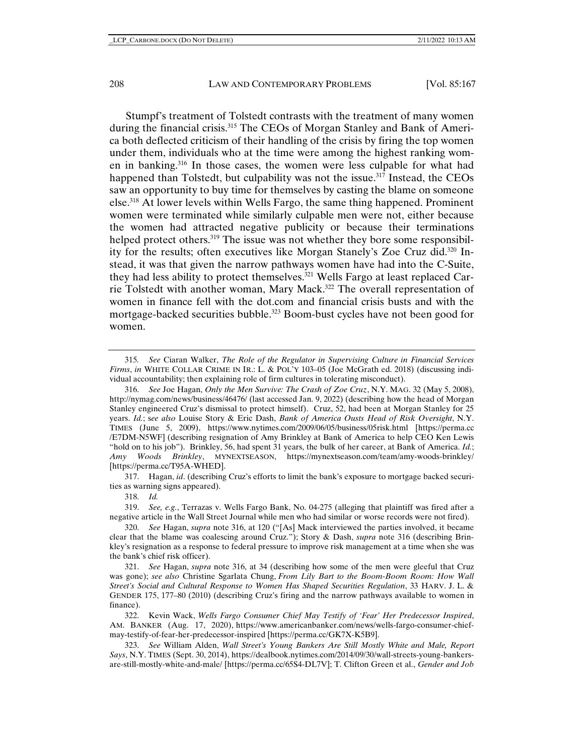Stumpf's treatment of Tolstedt contrasts with the treatment of many women during the financial crisis.[315] The CEOs of Morgan Stanley and Bank of America both deflected criticism of their handling of the crisis by firing the top women under them, individuals who at the time were among the highest ranking women in banking.[316] In those cases, the women were less culpable for what had happened than Tolstedt, but culpability was not the issue.[317] Instead, the CEOs saw an opportunity to buy time for themselves by casting the blame on someone else.[318] At lower levels within Wells Fargo, the same thing happened. Prominent women were terminated while similarly culpable men were not, either because the women had attracted negative publicity or because their terminations helped protect others.[319] The issue was not whether they bore some responsibility for the results; often executives like Morgan Stanely's Zoe Cruz did.[320] Instead, it was that given the narrow pathways women have had into the C-Suite, they had less ability to protect themselves.[321] Wells Fargo at least replaced Carrie Tolstedt with another woman, Mary Mack.[322] The overall representation of women in finance fell with the dot.com and financial crisis busts and with the mortgage-backed securities bubble.[323] Boom-bust cycles have not been good for women.

---

315. *See* Ciaran Walker, *The Role of the Regulator in Supervising Culture in Financial Services Firms*, *in* WHITE COLLAR CRIME IN IR.: L. & POL'Y 103–05 (Joe McGrath ed. 2018) (discussing individual accountability; then explaining role of firm cultures in tolerating misconduct).

316. *See* Joe Hagan, *Only the Men Survive: The Crash of Zoe Cruz*, N.Y. MAG. 32 (May 5, 2008), http://nymag.com/news/business/46476/ (last accessed Jan. 9, 2022) (describing how the head of Morgan Stanley engineered Cruz's dismissal to protect himself). Cruz, 52, had been at Morgan Stanley for 25 years. *Id.*; s*ee also* Louise Story & Eric Dash, *Bank of America Ousts Head of Risk Oversight*, N.Y. TIMES (June 5, 2009), https://www.nytimes.com/2009/06/05/business/05risk.html [https://perma.cc/E7DM-N5WF] (describing resignation of Amy Brinkley at Bank of America to help CEO Ken Lewis "hold on to his job"). Brinkley, 56, had spent 31 years, the bulk of her career, at Bank of America. *Id.*; *Amy Woods Brinkley*, MYNEXTSEASON, https://mynextseason.com/team/amy-woods-brinkley/ [https://perma.cc/T95A-WHED].

317. Hagan, *id*. (describing Cruz's efforts to limit the bank's exposure to mortgage backed securities as warning signs appeared).

318. *Id.*

319. *See, e.g.*, Terrazas v. Wells Fargo Bank, No. 04-275 (alleging that plaintiff was fired after a negative article in the Wall Street Journal while men who had similar or worse records were not fired).

320. *See* Hagan, *supra* note 316, at 120 ("[As] Mack interviewed the parties involved, it became clear that the blame was coalescing around Cruz."); Story & Dash, *supra* note 316 (describing Brinkley's resignation as a response to federal pressure to improve risk management at a time when she was the bank's chief risk officer).

321. *See* Hagan, *supra* note 316, at 34 (describing how some of the men were gleeful that Cruz was gone); *see also* Christine Sgarlata Chung, *From Lily Bart to the Boom-Boom Room: How Wall Street's Social and Cultural Response to Women Has Shaped Securities Regulation*, 33 HARV. J. L. & GENDER 175, 177–80 (2010) (describing Cruz's firing and the narrow pathways available to women in finance).

322. Kevin Wack, *Wells Fargo Consumer Chief May Testify of 'Fear' Her Predecessor Inspired*, AM. BANKER (Aug. 17, 2020), https://www.americanbanker.com/news/wells-fargo-consumer-chief-may-testify-of-fear-her-predecessor-inspired [https://perma.cc/GK7X-K5B9].

323. *See* William Alden, *Wall Street's Young Bankers Are Still Mostly White and Male, Report Says*, N.Y. TIMES (Sept. 30, 2014), https://dealbook.nytimes.com/2014/09/30/wall-streets-young-bankers-are-still-mostly-white-and-male/ [https://perma.cc/65S4-DL7V]; T. Clifton Green et al., *Gender and Job*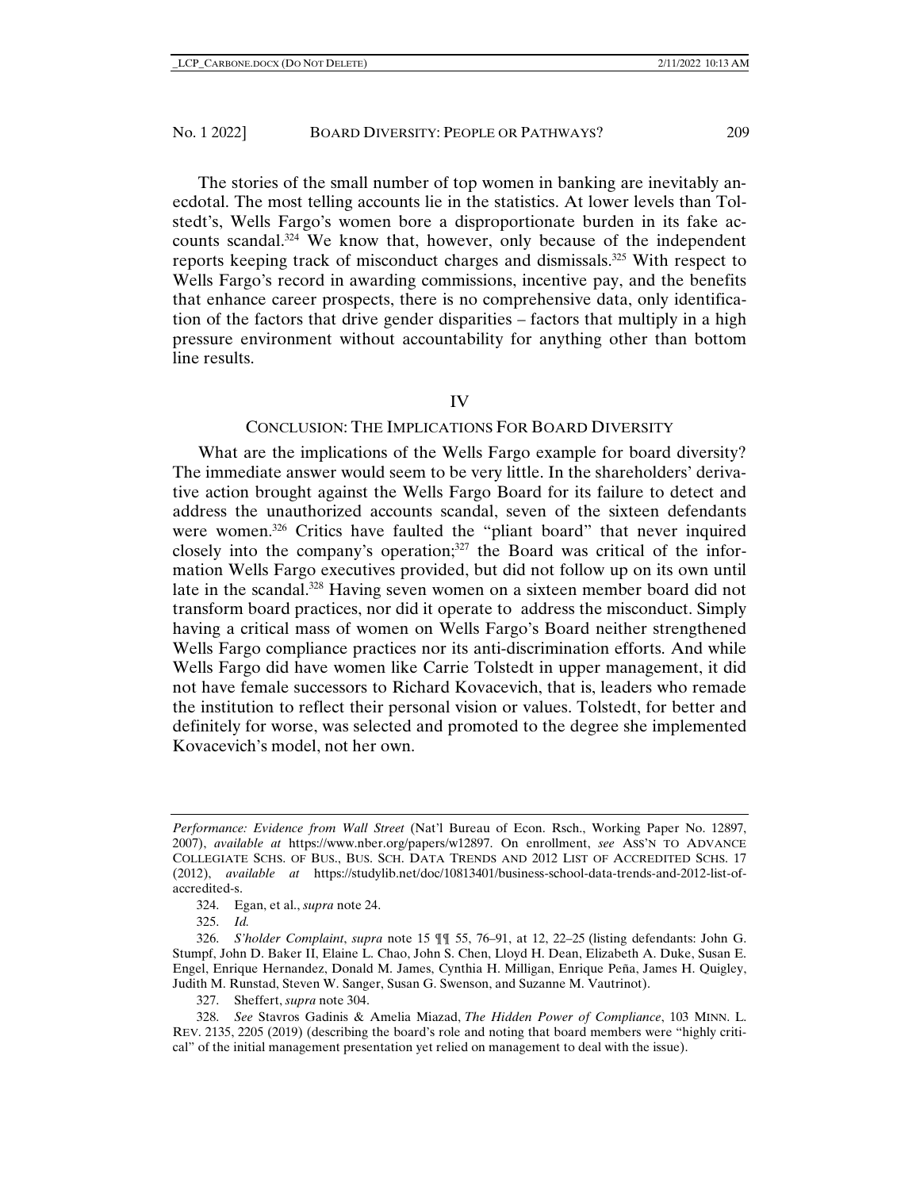The stories of the small number of top women in banking are inevitably anecdotal. The most telling accounts lie in the statistics. At lower levels than Tolstedt's, Wells Fargo's women bore a disproportionate burden in its fake accounts scandal.[324] We know that, however, only because of the independent reports keeping track of misconduct charges and dismissals.[325] With respect to Wells Fargo's record in awarding commissions, incentive pay, and the benefits that enhance career prospects, there is no comprehensive data, only identification of the factors that drive gender disparities – factors that multiply in a high pressure environment without accountability for anything other than bottom line results.

## IV

## CONCLUSION: THE IMPLICATIONS FOR BOARD DIVERSITY

What are the implications of the Wells Fargo example for board diversity? The immediate answer would seem to be very little. In the shareholders' derivative action brought against the Wells Fargo Board for its failure to detect and address the unauthorized accounts scandal, seven of the sixteen defendants were women.[326] Critics have faulted the "pliant board" that never inquired closely into the company's operation;[327] the Board was critical of the information Wells Fargo executives provided, but did not follow up on its own until late in the scandal.[328] Having seven women on a sixteen member board did not transform board practices, nor did it operate to address the misconduct. Simply having a critical mass of women on Wells Fargo's Board neither strengthened Wells Fargo compliance practices nor its anti-discrimination efforts. And while Wells Fargo did have women like Carrie Tolstedt in upper management, it did not have female successors to Richard Kovacevich, that is, leaders who remade the institution to reflect their personal vision or values. Tolstedt, for better and definitely for worse, was selected and promoted to the degree she implemented Kovacevich's model, not her own.

---

*Performance: Evidence from Wall Street* (Nat'l Bureau of Econ. Rsch., Working Paper No. 12897, 2007), *available at* https://www.nber.org/papers/w12897. On enrollment, *see* ASS'N TO ADVANCE COLLEGIATE SCHS. OF BUS., BUS. SCH. DATA TRENDS AND 2012 LIST OF ACCREDITED SCHS. 17 (2012), *available at* https://studylib.net/doc/10813401/business-school-data-trends-and-2012-list-of-accredited-s.

324. Egan, et al., *supra* note 24.

325. *Id.*

326. *S'holder Complaint*, *supra* note 15 ¶¶ 55, 76–91, at 12, 22–25 (listing defendants: John G. Stumpf, John D. Baker II, Elaine L. Chao, John S. Chen, Lloyd H. Dean, Elizabeth A. Duke, Susan E. Engel, Enrique Hernandez, Donald M. James, Cynthia H. Milligan, Enrique Peña, James H. Quigley, Judith M. Runstad, Steven W. Sanger, Susan G. Swenson, and Suzanne M. Vautrinot).

327. Sheffert, *supra* note 304.

328. *See* Stavros Gadinis & Amelia Miazad, *The Hidden Power of Compliance*, 103 MINN. L. REV. 2135, 2205 (2019) (describing the board's role and noting that board members were "highly critical" of the initial management presentation yet relied on management to deal with the issue).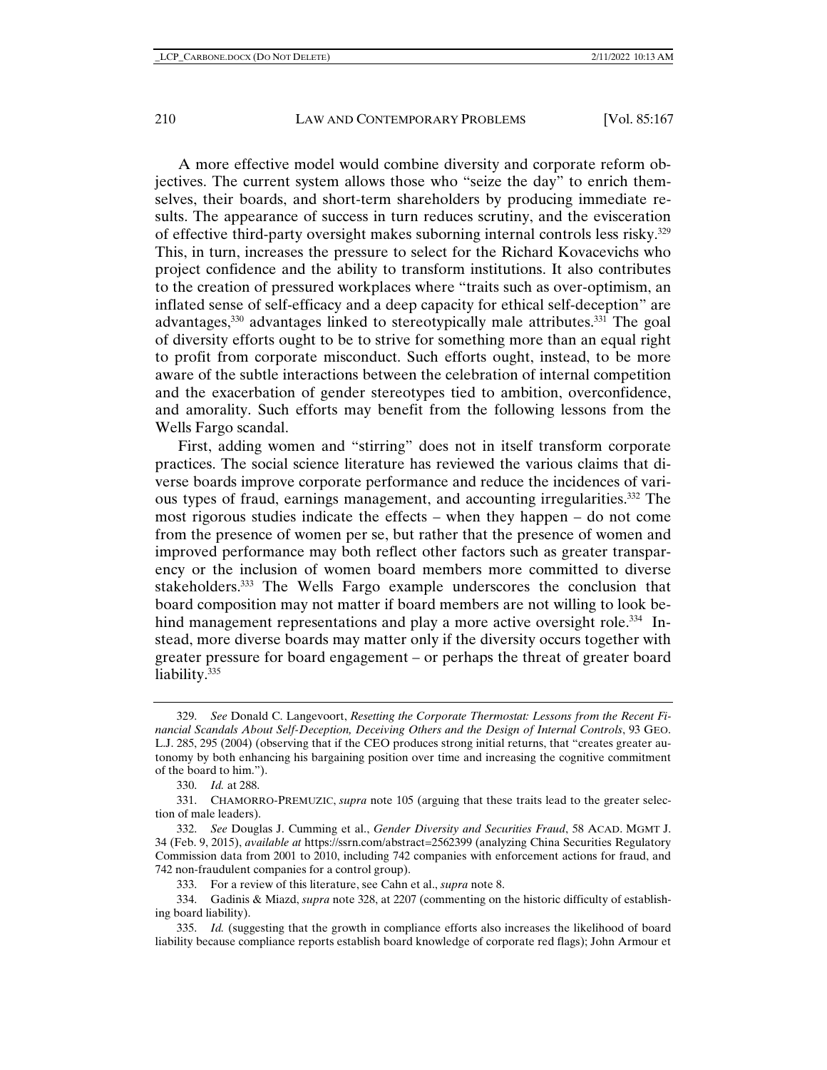A more effective model would combine diversity and corporate reform objectives. The current system allows those who "seize the day" to enrich themselves, their boards, and short-term shareholders by producing immediate results. The appearance of success in turn reduces scrutiny, and the evisceration of effective third-party oversight makes suborning internal controls less risky.[329] This, in turn, increases the pressure to select for the Richard Kovacevichs who project confidence and the ability to transform institutions. It also contributes to the creation of pressured workplaces where "traits such as over-optimism, an inflated sense of self-efficacy and a deep capacity for ethical self-deception" are advantages,[330] advantages linked to stereotypically male attributes.[331] The goal of diversity efforts ought to be to strive for something more than an equal right to profit from corporate misconduct. Such efforts ought, instead, to be more aware of the subtle interactions between the celebration of internal competition and the exacerbation of gender stereotypes tied to ambition, overconfidence, and amorality. Such efforts may benefit from the following lessons from the Wells Fargo scandal.

First, adding women and "stirring" does not in itself transform corporate practices. The social science literature has reviewed the various claims that diverse boards improve corporate performance and reduce the incidences of various types of fraud, earnings management, and accounting irregularities.[332] The most rigorous studies indicate the effects – when they happen – do not come from the presence of women per se, but rather that the presence of women and improved performance may both reflect other factors such as greater transparency or the inclusion of women board members more committed to diverse stakeholders.[333] The Wells Fargo example underscores the conclusion that board composition may not matter if board members are not willing to look behind management representations and play a more active oversight role.[334] Instead, more diverse boards may matter only if the diversity occurs together with greater pressure for board engagement – or perhaps the threat of greater board liability.[335]

---

329. *See* Donald C. Langevoort, *Resetting the Corporate Thermostat: Lessons from the Recent Financial Scandals About Self-Deception, Deceiving Others and the Design of Internal Controls*, 93 GEO. L.J. 285, 295 (2004) (observing that if the CEO produces strong initial returns, that "creates greater autonomy by both enhancing his bargaining position over time and increasing the cognitive commitment of the board to him.").

330. *Id.* at 288.

331. CHAMORRO-PREMUZIC, *supra* note 105 (arguing that these traits lead to the greater selection of male leaders).

332. *See* Douglas J. Cumming et al., *Gender Diversity and Securities Fraud*, 58 ACAD. MGMT J. 34 (Feb. 9, 2015), *available at* https://ssrn.com/abstract=2562399 (analyzing China Securities Regulatory Commission data from 2001 to 2010, including 742 companies with enforcement actions for fraud, and 742 non-fraudulent companies for a control group).

333. For a review of this literature, see Cahn et al., *supra* note 8.

334. Gadinis & Miazd, *supra* note 328, at 2207 (commenting on the historic difficulty of establishing board liability).

335. *Id.* (suggesting that the growth in compliance efforts also increases the likelihood of board liability because compliance reports establish board knowledge of corporate red flags); John Armour et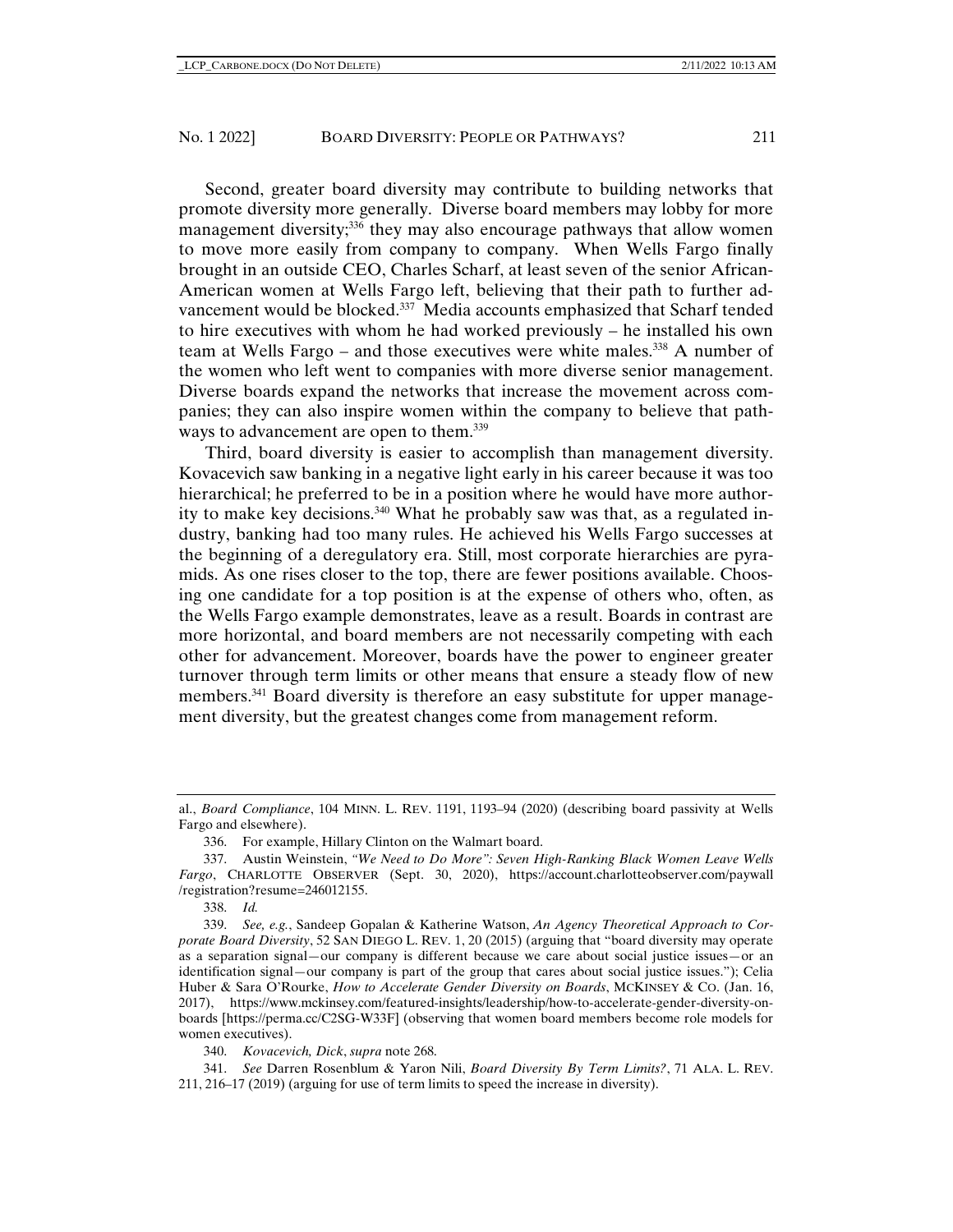Second, greater board diversity may contribute to building networks that promote diversity more generally. Diverse board members may lobby for more management diversity;[336] they may also encourage pathways that allow women to move more easily from company to company. When Wells Fargo finally brought in an outside CEO, Charles Scharf, at least seven of the senior African-American women at Wells Fargo left, believing that their path to further advancement would be blocked.[337] Media accounts emphasized that Scharf tended to hire executives with whom he had worked previously – he installed his own team at Wells Fargo – and those executives were white males.[338] A number of the women who left went to companies with more diverse senior management. Diverse boards expand the networks that increase the movement across companies; they can also inspire women within the company to believe that pathways to advancement are open to them.[339]

Third, board diversity is easier to accomplish than management diversity. Kovacevich saw banking in a negative light early in his career because it was too hierarchical; he preferred to be in a position where he would have more authority to make key decisions.[340] What he probably saw was that, as a regulated industry, banking had too many rules. He achieved his Wells Fargo successes at the beginning of a deregulatory era. Still, most corporate hierarchies are pyramids. As one rises closer to the top, there are fewer positions available. Choosing one candidate for a top position is at the expense of others who, often, as the Wells Fargo example demonstrates, leave as a result. Boards in contrast are more horizontal, and board members are not necessarily competing with each other for advancement. Moreover, boards have the power to engineer greater turnover through term limits or other means that ensure a steady flow of new members.[341] Board diversity is therefore an easy substitute for upper management diversity, but the greatest changes come from management reform.

---

al., *Board Compliance*, 104 MINN. L. REV. 1191, 1193–94 (2020) (describing board passivity at Wells Fargo and elsewhere).

336. For example, Hillary Clinton on the Walmart board.

337. Austin Weinstein, *"We Need to Do More": Seven High-Ranking Black Women Leave Wells Fargo*, CHARLOTTE OBSERVER (Sept. 30, 2020), https://account.charlotteobserver.com/paywall/registration?resume=246012155.

338. *Id.*

339. *See, e.g.*, Sandeep Gopalan & Katherine Watson, *An Agency Theoretical Approach to Corporate Board Diversity*, 52 SAN DIEGO L. REV. 1, 20 (2015) (arguing that "board diversity may operate as a separation signal—our company is different because we care about social justice issues—or an identification signal—our company is part of the group that cares about social justice issues."); Celia Huber & Sara O'Rourke, *How to Accelerate Gender Diversity on Boards*, MCKINSEY & CO. (Jan. 16, 2017), https://www.mckinsey.com/featured-insights/leadership/how-to-accelerate-gender-diversity-on-boards [https://perma.cc/C2SG-W33F] (observing that women board members become role models for women executives).

340. *Kovacevich, Dick*, *supra* note 268.

341. *See* Darren Rosenblum & Yaron Nili, *Board Diversity By Term Limits?*, 71 ALA. L. REV. 211, 216–17 (2019) (arguing for use of term limits to speed the increase in diversity).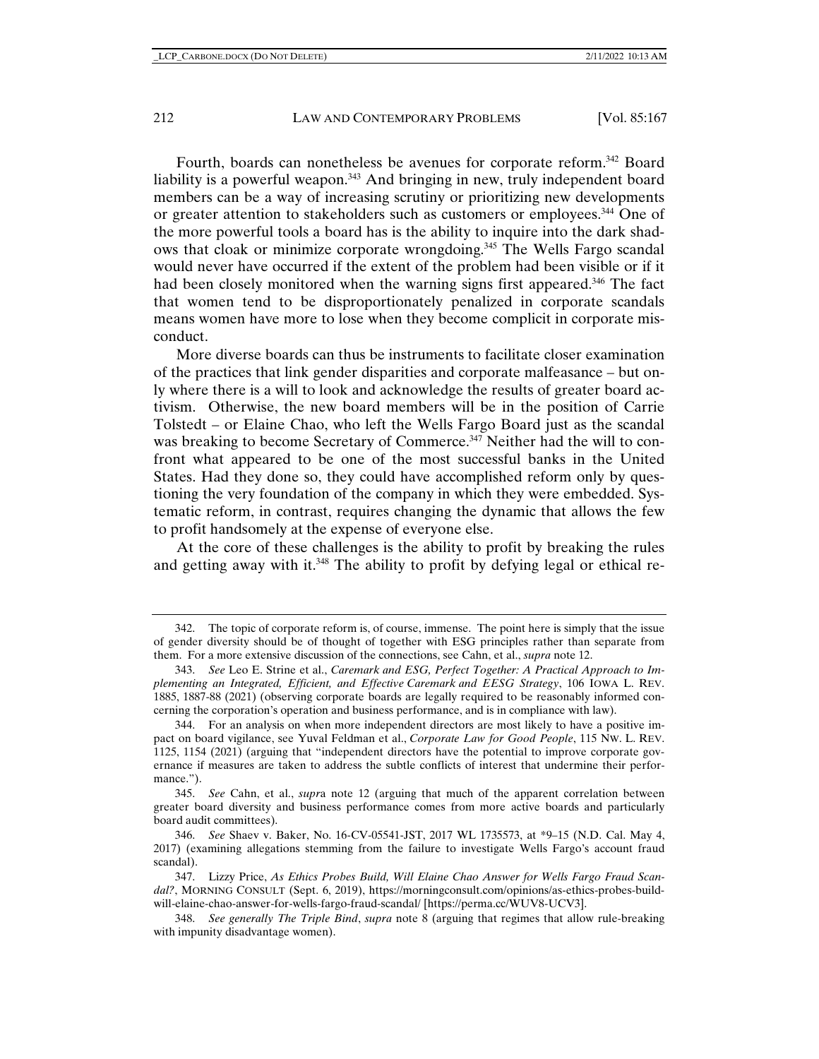Fourth, boards can nonetheless be avenues for corporate reform.[342] Board liability is a powerful weapon.[343] And bringing in new, truly independent board members can be a way of increasing scrutiny or prioritizing new developments or greater attention to stakeholders such as customers or employees.[344] One of the more powerful tools a board has is the ability to inquire into the dark shadows that cloak or minimize corporate wrongdoing.[345] The Wells Fargo scandal would never have occurred if the extent of the problem had been visible or if it had been closely monitored when the warning signs first appeared.[346] The fact that women tend to be disproportionately penalized in corporate scandals means women have more to lose when they become complicit in corporate misconduct.

More diverse boards can thus be instruments to facilitate closer examination of the practices that link gender disparities and corporate malfeasance – but only where there is a will to look and acknowledge the results of greater board activism. Otherwise, the new board members will be in the position of Carrie Tolstedt – or Elaine Chao, who left the Wells Fargo Board just as the scandal was breaking to become Secretary of Commerce.[347] Neither had the will to confront what appeared to be one of the most successful banks in the United States. Had they done so, they could have accomplished reform only by questioning the very foundation of the company in which they were embedded. Systematic reform, in contrast, requires changing the dynamic that allows the few to profit handsomely at the expense of everyone else.

At the core of these challenges is the ability to profit by breaking the rules and getting away with it.[348] The ability to profit by defying legal or ethical re-

---

342. The topic of corporate reform is, of course, immense. The point here is simply that the issue of gender diversity should be of thought of together with ESG principles rather than separate from them. For a more extensive discussion of the connections, see Cahn, et al., *supra* note 12.

343. *See* Leo E. Strine et al., *Caremark and ESG, Perfect Together: A Practical Approach to Implementing an Integrated, Efficient, and Effective Caremark and EESG Strategy*, 106 IOWA L. REV. 1885, 1887-88 (2021) (observing corporate boards are legally required to be reasonably informed concerning the corporation's operation and business performance, and is in compliance with law).

344. For an analysis on when more independent directors are most likely to have a positive impact on board vigilance, see Yuval Feldman et al., *Corporate Law for Good People*, 115 NW. L. REV. 1125, 1154 (2021) (arguing that "independent directors have the potential to improve corporate governance if measures are taken to address the subtle conflicts of interest that undermine their performance.").

345. *See* Cahn, et al., *supr*a note 12 (arguing that much of the apparent correlation between greater board diversity and business performance comes from more active boards and particularly board audit committees).

346. *See* Shaev v. Baker, No. 16-CV-05541-JST, 2017 WL 1735573, at *9–15 (N.D. Cal. May 4, 2017) (examining allegations stemming from the failure to investigate Wells Fargo's account fraud scandal).

347. Lizzy Price, *As Ethics Probes Build, Will Elaine Chao Answer for Wells Fargo Fraud Scandal?*, MORNING CONSULT (Sept. 6, 2019), https://morningconsult.com/opinions/as-ethics-probes-build-will-elaine-chao-answer-for-wells-fargo-fraud-scandal/ [https://perma.cc/WUV8-UCV3].

348. *See generally The Triple Bind*, *supra* note 8 (arguing that regimes that allow rule-breaking with impunity disadvantage women).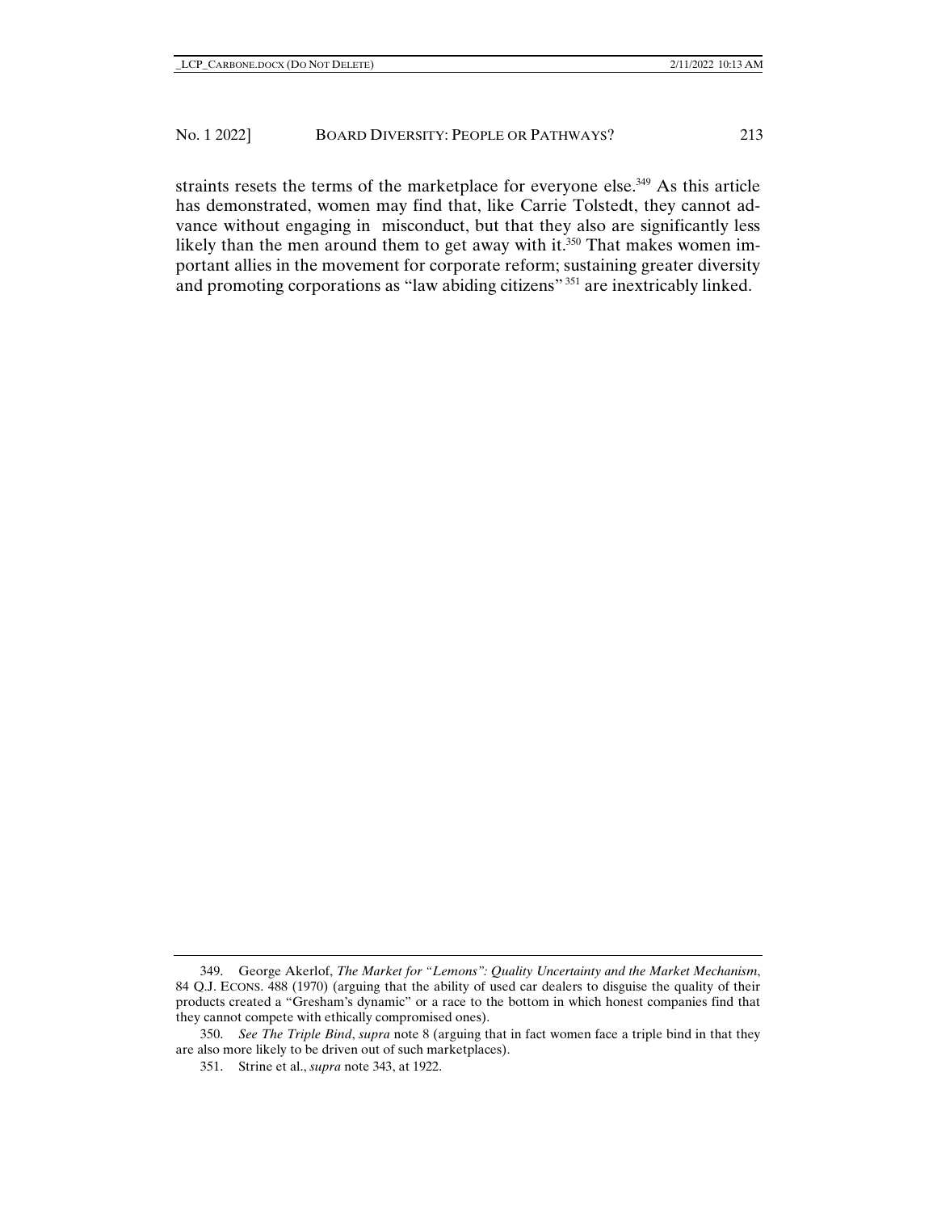straints resets the terms of the marketplace for everyone else.[349] As this article has demonstrated, women may find that, like Carrie Tolstedt, they cannot advance without engaging in misconduct, but that they also are significantly less likely than the men around them to get away with it.[350] That makes women important allies in the movement for corporate reform; sustaining greater diversity and promoting corporations as "law abiding citizens"[351] are inextricably linked.

---

349. George Akerlof, *The Market for "Lemons": Quality Uncertainty and the Market Mechanism*, 84 Q.J. ECONS. 488 (1970) (arguing that the ability of used car dealers to disguise the quality of their products created a "Gresham's dynamic" or a race to the bottom in which honest companies find that they cannot compete with ethically compromised ones).

350. *See The Triple Bind*, *supra* note 8 (arguing that in fact women face a triple bind in that they are also more likely to be driven out of such marketplaces).

351. Strine et al., *supra* note 343, at 1922.